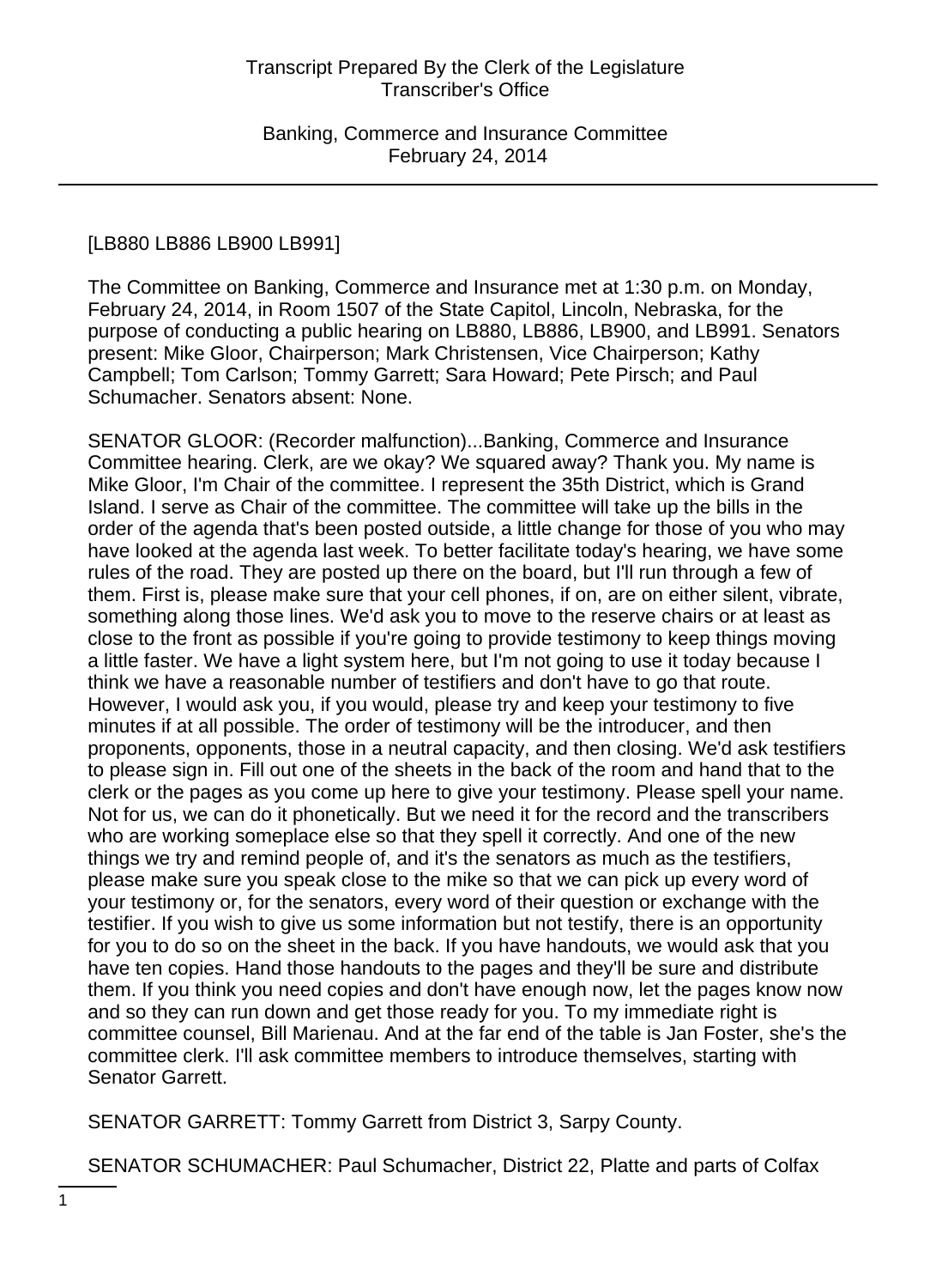[LB880 LB886 LB900 LB991]

The Committee on Banking, Commerce and Insurance met at 1:30 p.m. on Monday, February 24, 2014, in Room 1507 of the State Capitol, Lincoln, Nebraska, for the purpose of conducting a public hearing on LB880, LB886, LB900, and LB991. Senators present: Mike Gloor, Chairperson; Mark Christensen, Vice Chairperson; Kathy Campbell; Tom Carlson; Tommy Garrett; Sara Howard; Pete Pirsch; and Paul Schumacher. Senators absent: None.

SENATOR GLOOR: (Recorder malfunction)...Banking, Commerce and Insurance Committee hearing. Clerk, are we okay? We squared away? Thank you. My name is Mike Gloor, I'm Chair of the committee. I represent the 35th District, which is Grand Island. I serve as Chair of the committee. The committee will take up the bills in the order of the agenda that's been posted outside, a little change for those of you who may have looked at the agenda last week. To better facilitate today's hearing, we have some rules of the road. They are posted up there on the board, but I'll run through a few of them. First is, please make sure that your cell phones, if on, are on either silent, vibrate, something along those lines. We'd ask you to move to the reserve chairs or at least as close to the front as possible if you're going to provide testimony to keep things moving a little faster. We have a light system here, but I'm not going to use it today because I think we have a reasonable number of testifiers and don't have to go that route. However, I would ask you, if you would, please try and keep your testimony to five minutes if at all possible. The order of testimony will be the introducer, and then proponents, opponents, those in a neutral capacity, and then closing. We'd ask testifiers to please sign in. Fill out one of the sheets in the back of the room and hand that to the clerk or the pages as you come up here to give your testimony. Please spell your name. Not for us, we can do it phonetically. But we need it for the record and the transcribers who are working someplace else so that they spell it correctly. And one of the new things we try and remind people of, and it's the senators as much as the testifiers, please make sure you speak close to the mike so that we can pick up every word of your testimony or, for the senators, every word of their question or exchange with the testifier. If you wish to give us some information but not testify, there is an opportunity for you to do so on the sheet in the back. If you have handouts, we would ask that you have ten copies. Hand those handouts to the pages and they'll be sure and distribute them. If you think you need copies and don't have enough now, let the pages know now and so they can run down and get those ready for you. To my immediate right is committee counsel, Bill Marienau. And at the far end of the table is Jan Foster, she's the committee clerk. I'll ask committee members to introduce themselves, starting with Senator Garrett.

SENATOR GARRETT: Tommy Garrett from District 3, Sarpy County.

SENATOR SCHUMACHER: Paul Schumacher, District 22, Platte and parts of Colfax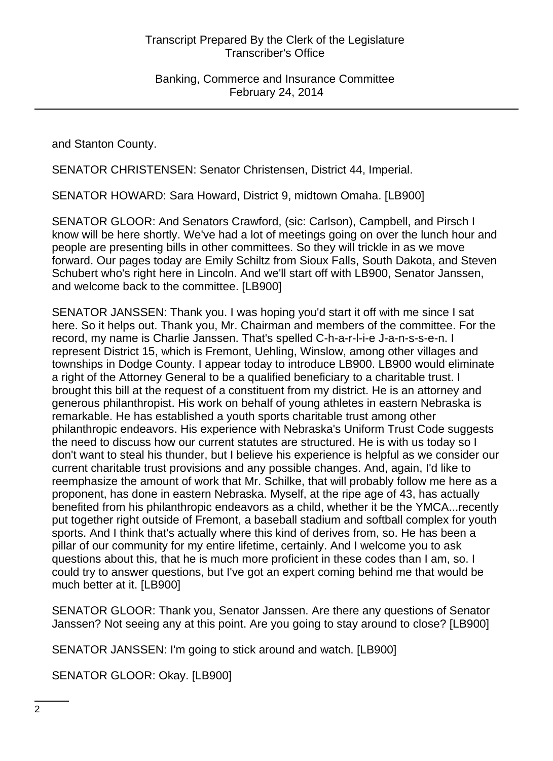and Stanton County.

SENATOR CHRISTENSEN: Senator Christensen, District 44, Imperial.

SENATOR HOWARD: Sara Howard, District 9, midtown Omaha. [LB900]

SENATOR GLOOR: And Senators Crawford, (sic: Carlson), Campbell, and Pirsch I know will be here shortly. We've had a lot of meetings going on over the lunch hour and people are presenting bills in other committees. So they will trickle in as we move forward. Our pages today are Emily Schiltz from Sioux Falls, South Dakota, and Steven Schubert who's right here in Lincoln. And we'll start off with LB900, Senator Janssen, and welcome back to the committee. [LB900]

SENATOR JANSSEN: Thank you. I was hoping you'd start it off with me since I sat here. So it helps out. Thank you, Mr. Chairman and members of the committee. For the record, my name is Charlie Janssen. That's spelled C-h-a-r-l-i-e J-a-n-s-s-e-n. I represent District 15, which is Fremont, Uehling, Winslow, among other villages and townships in Dodge County. I appear today to introduce LB900. LB900 would eliminate a right of the Attorney General to be a qualified beneficiary to a charitable trust. I brought this bill at the request of a constituent from my district. He is an attorney and generous philanthropist. His work on behalf of young athletes in eastern Nebraska is remarkable. He has established a youth sports charitable trust among other philanthropic endeavors. His experience with Nebraska's Uniform Trust Code suggests the need to discuss how our current statutes are structured. He is with us today so I don't want to steal his thunder, but I believe his experience is helpful as we consider our current charitable trust provisions and any possible changes. And, again, I'd like to reemphasize the amount of work that Mr. Schilke, that will probably follow me here as a proponent, has done in eastern Nebraska. Myself, at the ripe age of 43, has actually benefited from his philanthropic endeavors as a child, whether it be the YMCA...recently put together right outside of Fremont, a baseball stadium and softball complex for youth sports. And I think that's actually where this kind of derives from, so. He has been a pillar of our community for my entire lifetime, certainly. And I welcome you to ask questions about this, that he is much more proficient in these codes than I am, so. I could try to answer questions, but I've got an expert coming behind me that would be much better at it. [LB900]

SENATOR GLOOR: Thank you, Senator Janssen. Are there any questions of Senator Janssen? Not seeing any at this point. Are you going to stay around to close? [LB900]

SENATOR JANSSEN: I'm going to stick around and watch. [LB900]

SENATOR GLOOR: Okay. [LB900]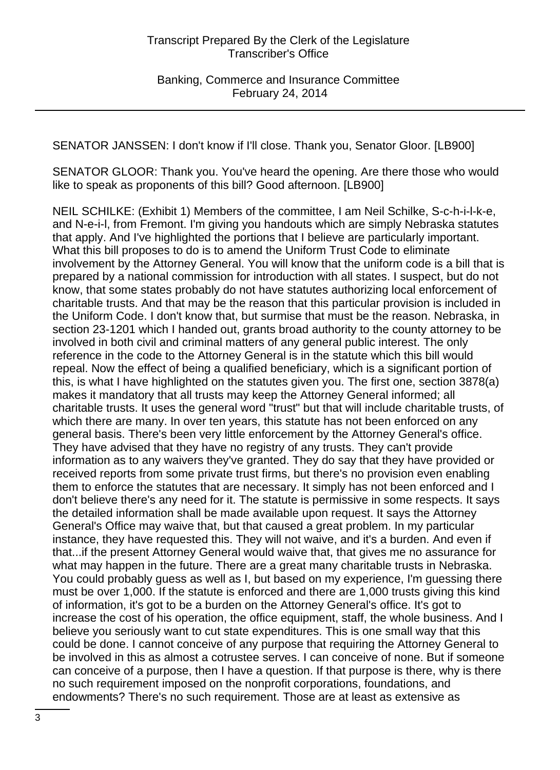SENATOR JANSSEN: I don't know if I'll close. Thank you, Senator Gloor. [LB900]

SENATOR GLOOR: Thank you. You've heard the opening. Are there those who would like to speak as proponents of this bill? Good afternoon. [LB900]

NEIL SCHILKE: (Exhibit 1) Members of the committee, I am Neil Schilke, S-c-h-i-l-k-e, and N-e-i-l, from Fremont. I'm giving you handouts which are simply Nebraska statutes that apply. And I've highlighted the portions that I believe are particularly important. What this bill proposes to do is to amend the Uniform Trust Code to eliminate involvement by the Attorney General. You will know that the uniform code is a bill that is prepared by a national commission for introduction with all states. I suspect, but do not know, that some states probably do not have statutes authorizing local enforcement of charitable trusts. And that may be the reason that this particular provision is included in the Uniform Code. I don't know that, but surmise that must be the reason. Nebraska, in section 23-1201 which I handed out, grants broad authority to the county attorney to be involved in both civil and criminal matters of any general public interest. The only reference in the code to the Attorney General is in the statute which this bill would repeal. Now the effect of being a qualified beneficiary, which is a significant portion of this, is what I have highlighted on the statutes given you. The first one, section 3878(a) makes it mandatory that all trusts may keep the Attorney General informed; all charitable trusts. It uses the general word "trust" but that will include charitable trusts, of which there are many. In over ten years, this statute has not been enforced on any general basis. There's been very little enforcement by the Attorney General's office. They have advised that they have no registry of any trusts. They can't provide information as to any waivers they've granted. They do say that they have provided or received reports from some private trust firms, but there's no provision even enabling them to enforce the statutes that are necessary. It simply has not been enforced and I don't believe there's any need for it. The statute is permissive in some respects. It says the detailed information shall be made available upon request. It says the Attorney General's Office may waive that, but that caused a great problem. In my particular instance, they have requested this. They will not waive, and it's a burden. And even if that...if the present Attorney General would waive that, that gives me no assurance for what may happen in the future. There are a great many charitable trusts in Nebraska. You could probably guess as well as I, but based on my experience, I'm guessing there must be over 1,000. If the statute is enforced and there are 1,000 trusts giving this kind of information, it's got to be a burden on the Attorney General's office. It's got to increase the cost of his operation, the office equipment, staff, the whole business. And I believe you seriously want to cut state expenditures. This is one small way that this could be done. I cannot conceive of any purpose that requiring the Attorney General to be involved in this as almost a cotrustee serves. I can conceive of none. But if someone can conceive of a purpose, then I have a question. If that purpose is there, why is there no such requirement imposed on the nonprofit corporations, foundations, and endowments? There's no such requirement. Those are at least as extensive as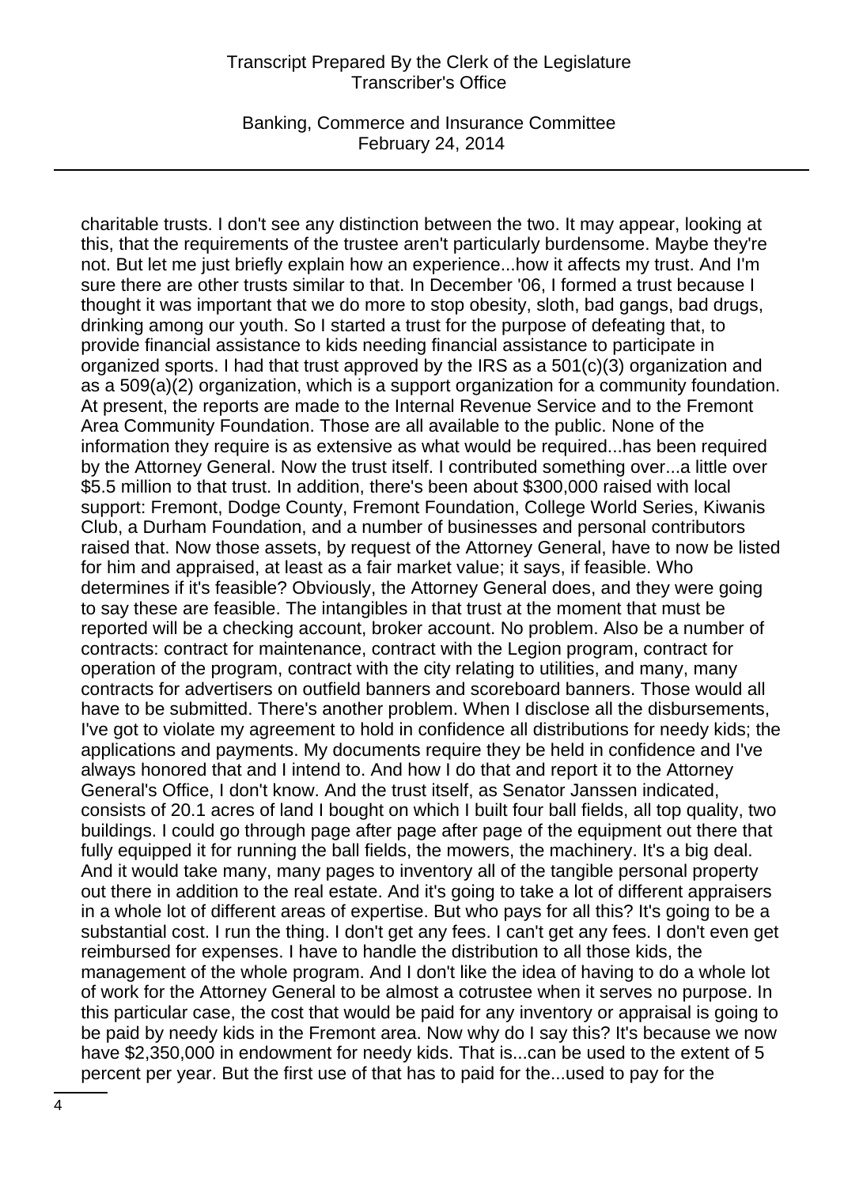charitable trusts. I don't see any distinction between the two. It may appear, looking at this, that the requirements of the trustee aren't particularly burdensome. Maybe they're not. But let me just briefly explain how an experience...how it affects my trust. And I'm sure there are other trusts similar to that. In December '06, I formed a trust because I thought it was important that we do more to stop obesity, sloth, bad gangs, bad drugs, drinking among our youth. So I started a trust for the purpose of defeating that, to provide financial assistance to kids needing financial assistance to participate in organized sports. I had that trust approved by the IRS as a 501(c)(3) organization and as a 509(a)(2) organization, which is a support organization for a community foundation. At present, the reports are made to the Internal Revenue Service and to the Fremont Area Community Foundation. Those are all available to the public. None of the information they require is as extensive as what would be required...has been required by the Attorney General. Now the trust itself. I contributed something over...a little over $5.5 million to that trust. In addition, there's been about $300,000 raised with local support: Fremont, Dodge County, Fremont Foundation, College World Series, Kiwanis Club, a Durham Foundation, and a number of businesses and personal contributors raised that. Now those assets, by request of the Attorney General, have to now be listed for him and appraised, at least as a fair market value; it says, if feasible. Who determines if it's feasible? Obviously, the Attorney General does, and they were going to say these are feasible. The intangibles in that trust at the moment that must be reported will be a checking account, broker account. No problem. Also be a number of contracts: contract for maintenance, contract with the Legion program, contract for operation of the program, contract with the city relating to utilities, and many, many contracts for advertisers on outfield banners and scoreboard banners. Those would all have to be submitted. There's another problem. When I disclose all the disbursements, I've got to violate my agreement to hold in confidence all distributions for needy kids; the applications and payments. My documents require they be held in confidence and I've always honored that and I intend to. And how I do that and report it to the Attorney General's Office, I don't know. And the trust itself, as Senator Janssen indicated, consists of 20.1 acres of land I bought on which I built four ball fields, all top quality, two buildings. I could go through page after page after page of the equipment out there that fully equipped it for running the ball fields, the mowers, the machinery. It's a big deal. And it would take many, many pages to inventory all of the tangible personal property out there in addition to the real estate. And it's going to take a lot of different appraisers in a whole lot of different areas of expertise. But who pays for all this? It's going to be a substantial cost. I run the thing. I don't get any fees. I can't get any fees. I don't even get reimbursed for expenses. I have to handle the distribution to all those kids, the management of the whole program. And I don't like the idea of having to do a whole lot of work for the Attorney General to be almost a cotrustee when it serves no purpose. In this particular case, the cost that would be paid for any inventory or appraisal is going to be paid by needy kids in the Fremont area. Now why do I say this? It's because we now have $2,350,000 in endowment for needy kids. That is...can be used to the extent of 5 percent per year. But the first use of that has to paid for the...used to pay for the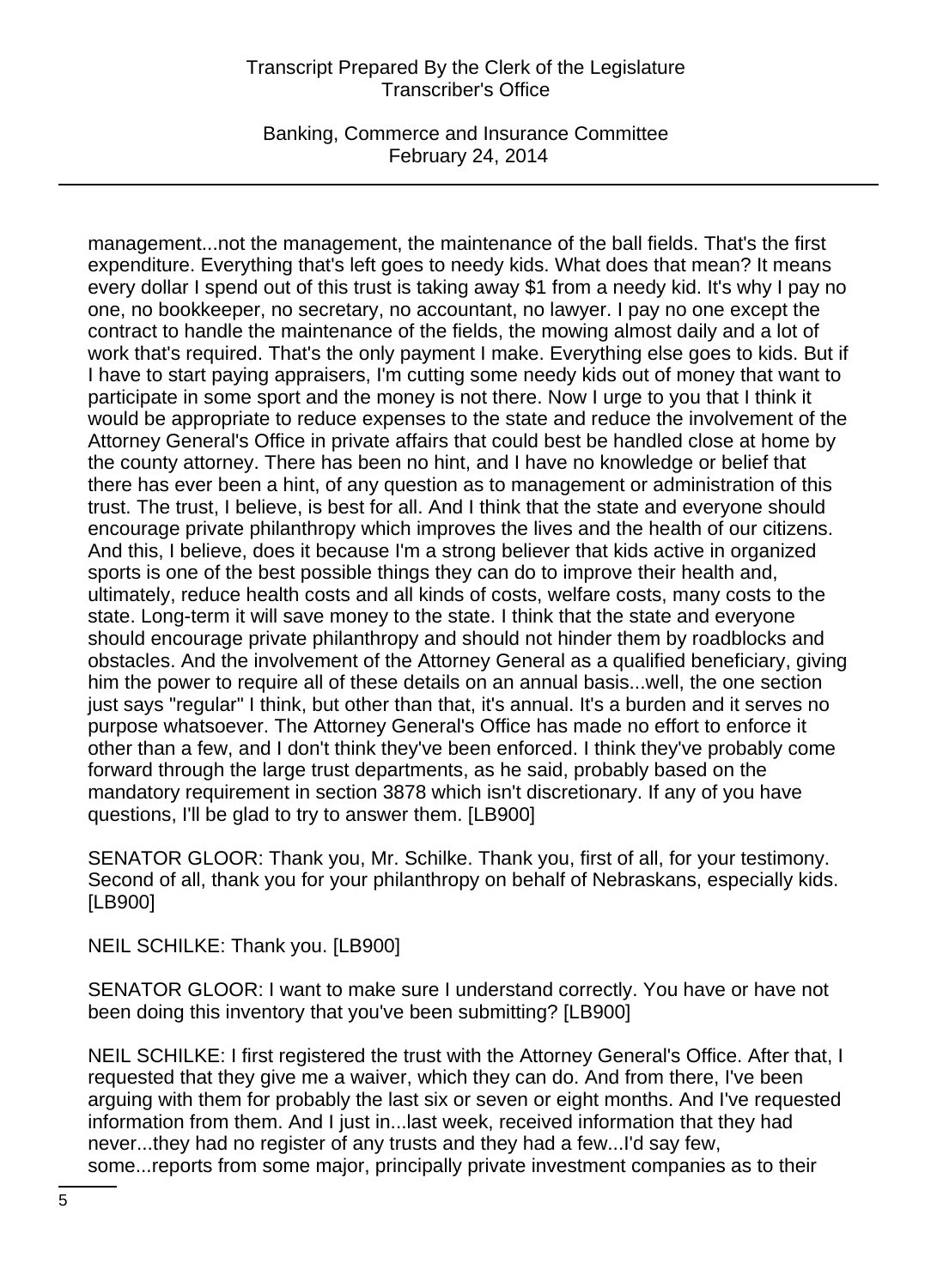management...not the management, the maintenance of the ball fields. That's the first expenditure. Everything that's left goes to needy kids. What does that mean? It means every dollar I spend out of this trust is taking away $1 from a needy kid. It's why I pay no one, no bookkeeper, no secretary, no accountant, no lawyer. I pay no one except the contract to handle the maintenance of the fields, the mowing almost daily and a lot of work that's required. That's the only payment I make. Everything else goes to kids. But if I have to start paying appraisers, I'm cutting some needy kids out of money that want to participate in some sport and the money is not there. Now I urge to you that I think it would be appropriate to reduce expenses to the state and reduce the involvement of the Attorney General's Office in private affairs that could best be handled close at home by the county attorney. There has been no hint, and I have no knowledge or belief that there has ever been a hint, of any question as to management or administration of this trust. The trust, I believe, is best for all. And I think that the state and everyone should encourage private philanthropy which improves the lives and the health of our citizens. And this, I believe, does it because I'm a strong believer that kids active in organized sports is one of the best possible things they can do to improve their health and, ultimately, reduce health costs and all kinds of costs, welfare costs, many costs to the state. Long-term it will save money to the state. I think that the state and everyone should encourage private philanthropy and should not hinder them by roadblocks and obstacles. And the involvement of the Attorney General as a qualified beneficiary, giving him the power to require all of these details on an annual basis...well, the one section just says "regular" I think, but other than that, it's annual. It's a burden and it serves no purpose whatsoever. The Attorney General's Office has made no effort to enforce it other than a few, and I don't think they've been enforced. I think they've probably come forward through the large trust departments, as he said, probably based on the mandatory requirement in section 3878 which isn't discretionary. If any of you have questions, I'll be glad to try to answer them. [LB900]

SENATOR GLOOR: Thank you, Mr. Schilke. Thank you, first of all, for your testimony. Second of all, thank you for your philanthropy on behalf of Nebraskans, especially kids. [LB900]

NEIL SCHILKE: Thank you. [LB900]

SENATOR GLOOR: I want to make sure I understand correctly. You have or have not been doing this inventory that you've been submitting? [LB900]

NEIL SCHILKE: I first registered the trust with the Attorney General's Office. After that, I requested that they give me a waiver, which they can do. And from there, I've been arguing with them for probably the last six or seven or eight months. And I've requested information from them. And I just in...last week, received information that they had never...they had no register of any trusts and they had a few...I'd say few, some...reports from some major, principally private investment companies as to their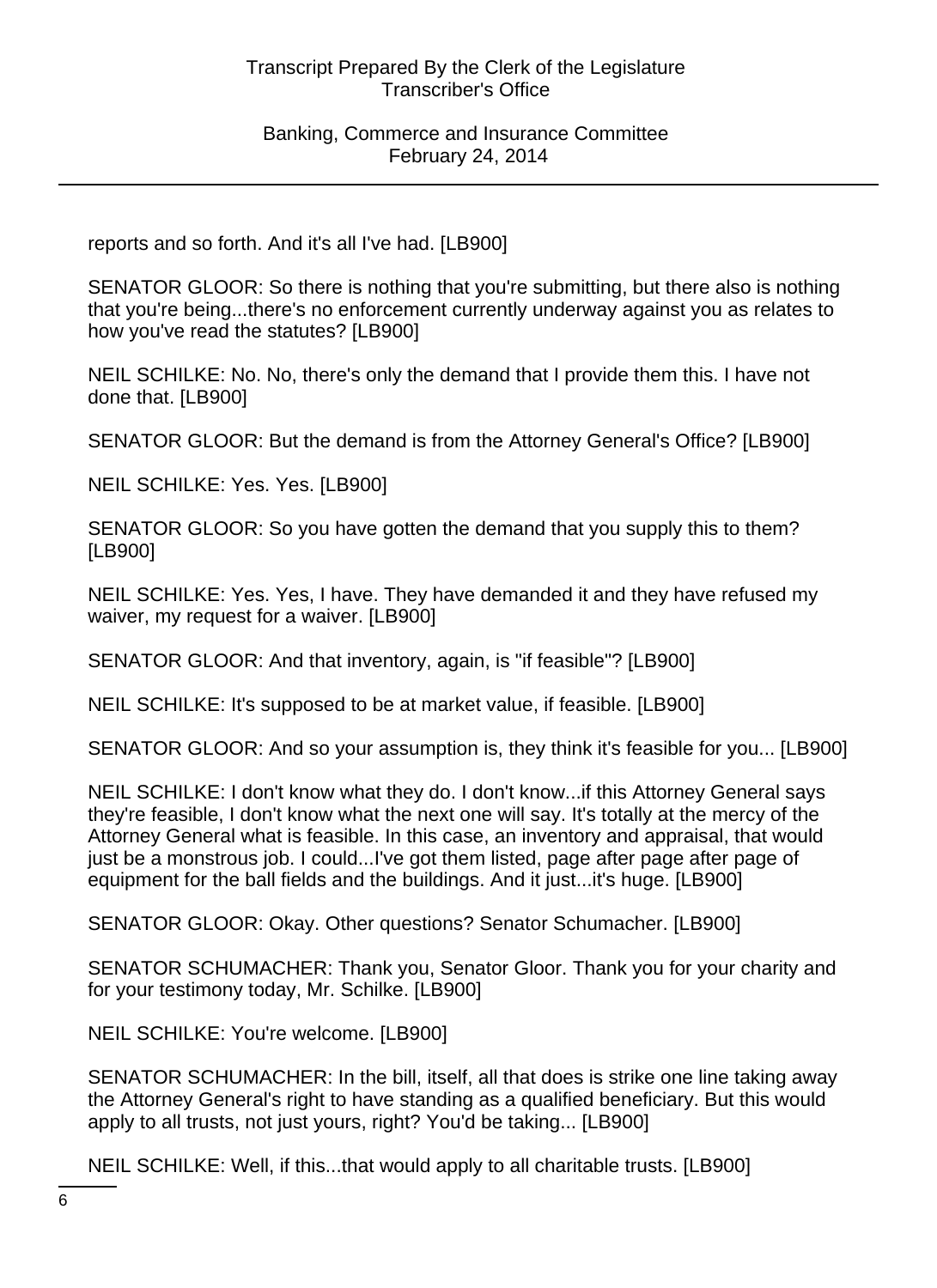reports and so forth. And it's all I've had. [LB900]

SENATOR GLOOR: So there is nothing that you're submitting, but there also is nothing that you're being...there's no enforcement currently underway against you as relates to how you've read the statutes? [LB900]

NEIL SCHILKE: No. No, there's only the demand that I provide them this. I have not done that. [LB900]

SENATOR GLOOR: But the demand is from the Attorney General's Office? [LB900]

NEIL SCHILKE: Yes. Yes. [LB900]

SENATOR GLOOR: So you have gotten the demand that you supply this to them? [LB900]

NEIL SCHILKE: Yes. Yes, I have. They have demanded it and they have refused my waiver, my request for a waiver. [LB900]

SENATOR GLOOR: And that inventory, again, is "if feasible"? [LB900]

NEIL SCHILKE: It's supposed to be at market value, if feasible. [LB900]

SENATOR GLOOR: And so your assumption is, they think it's feasible for you... [LB900]

NEIL SCHILKE: I don't know what they do. I don't know...if this Attorney General says they're feasible, I don't know what the next one will say. It's totally at the mercy of the Attorney General what is feasible. In this case, an inventory and appraisal, that would just be a monstrous job. I could...I've got them listed, page after page after page of equipment for the ball fields and the buildings. And it just...it's huge. [LB900]

SENATOR GLOOR: Okay. Other questions? Senator Schumacher. [LB900]

SENATOR SCHUMACHER: Thank you, Senator Gloor. Thank you for your charity and for your testimony today, Mr. Schilke. [LB900]

NEIL SCHILKE: You're welcome. [LB900]

SENATOR SCHUMACHER: In the bill, itself, all that does is strike one line taking away the Attorney General's right to have standing as a qualified beneficiary. But this would apply to all trusts, not just yours, right? You'd be taking... [LB900]

NEIL SCHILKE: Well, if this...that would apply to all charitable trusts. [LB900]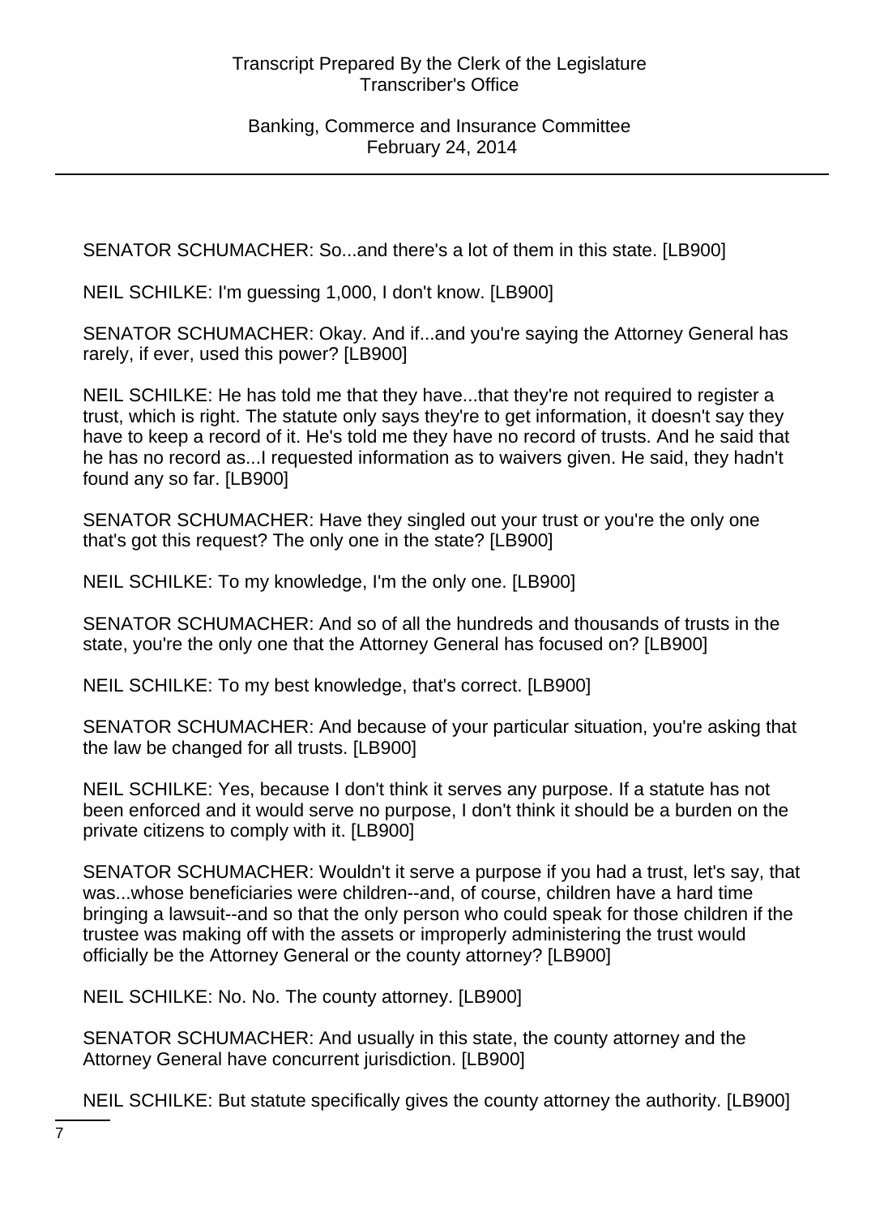SENATOR SCHUMACHER: So...and there's a lot of them in this state. [LB900]

NEIL SCHILKE: I'm guessing 1,000, I don't know. [LB900]

SENATOR SCHUMACHER: Okay. And if...and you're saying the Attorney General has rarely, if ever, used this power? [LB900]

NEIL SCHILKE: He has told me that they have...that they're not required to register a trust, which is right. The statute only says they're to get information, it doesn't say they have to keep a record of it. He's told me they have no record of trusts. And he said that he has no record as...I requested information as to waivers given. He said, they hadn't found any so far. [LB900]

SENATOR SCHUMACHER: Have they singled out your trust or you're the only one that's got this request? The only one in the state? [LB900]

NEIL SCHILKE: To my knowledge, I'm the only one. [LB900]

SENATOR SCHUMACHER: And so of all the hundreds and thousands of trusts in the state, you're the only one that the Attorney General has focused on? [LB900]

NEIL SCHILKE: To my best knowledge, that's correct. [LB900]

SENATOR SCHUMACHER: And because of your particular situation, you're asking that the law be changed for all trusts. [LB900]

NEIL SCHILKE: Yes, because I don't think it serves any purpose. If a statute has not been enforced and it would serve no purpose, I don't think it should be a burden on the private citizens to comply with it. [LB900]

SENATOR SCHUMACHER: Wouldn't it serve a purpose if you had a trust, let's say, that was...whose beneficiaries were children--and, of course, children have a hard time bringing a lawsuit--and so that the only person who could speak for those children if the trustee was making off with the assets or improperly administering the trust would officially be the Attorney General or the county attorney? [LB900]

NEIL SCHILKE: No. No. The county attorney. [LB900]

SENATOR SCHUMACHER: And usually in this state, the county attorney and the Attorney General have concurrent jurisdiction. [LB900]

NEIL SCHILKE: But statute specifically gives the county attorney the authority. [LB900]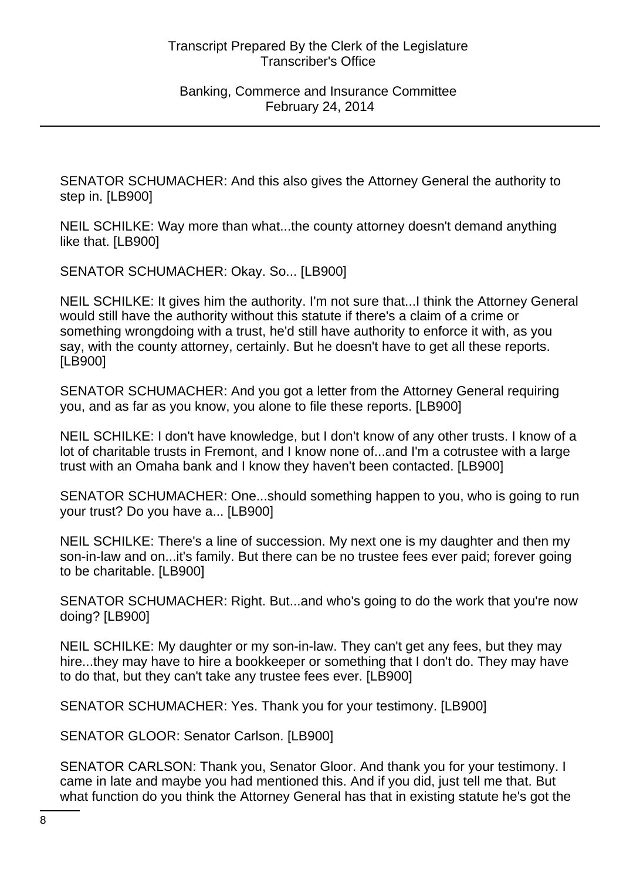SENATOR SCHUMACHER: And this also gives the Attorney General the authority to step in. [LB900]

NEIL SCHILKE: Way more than what...the county attorney doesn't demand anything like that. [LB900]

SENATOR SCHUMACHER: Okay. So... [LB900]

NEIL SCHILKE: It gives him the authority. I'm not sure that...I think the Attorney General would still have the authority without this statute if there's a claim of a crime or something wrongdoing with a trust, he'd still have authority to enforce it with, as you say, with the county attorney, certainly. But he doesn't have to get all these reports. [LB900]

SENATOR SCHUMACHER: And you got a letter from the Attorney General requiring you, and as far as you know, you alone to file these reports. [LB900]

NEIL SCHILKE: I don't have knowledge, but I don't know of any other trusts. I know of a lot of charitable trusts in Fremont, and I know none of...and I'm a cotrustee with a large trust with an Omaha bank and I know they haven't been contacted. [LB900]

SENATOR SCHUMACHER: One...should something happen to you, who is going to run your trust? Do you have a... [LB900]

NEIL SCHILKE: There's a line of succession. My next one is my daughter and then my son-in-law and on...it's family. But there can be no trustee fees ever paid; forever going to be charitable. [LB900]

SENATOR SCHUMACHER: Right. But...and who's going to do the work that you're now doing? [LB900]

NEIL SCHILKE: My daughter or my son-in-law. They can't get any fees, but they may hire...they may have to hire a bookkeeper or something that I don't do. They may have to do that, but they can't take any trustee fees ever. [LB900]

SENATOR SCHUMACHER: Yes. Thank you for your testimony. [LB900]

SENATOR GLOOR: Senator Carlson. [LB900]

SENATOR CARLSON: Thank you, Senator Gloor. And thank you for your testimony. I came in late and maybe you had mentioned this. And if you did, just tell me that. But what function do you think the Attorney General has that in existing statute he's got the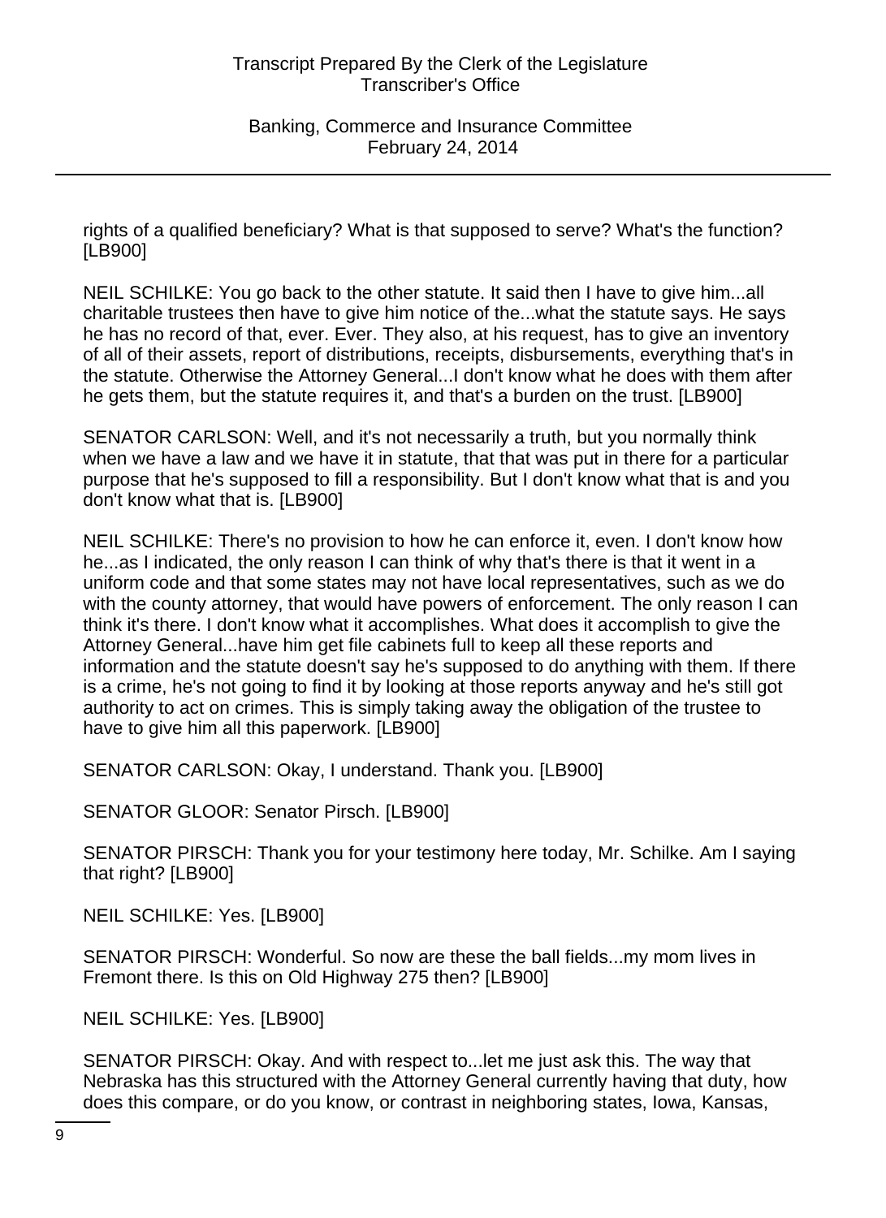rights of a qualified beneficiary? What is that supposed to serve? What's the function? [LB900]

NEIL SCHILKE: You go back to the other statute. It said then I have to give him...all charitable trustees then have to give him notice of the...what the statute says. He says he has no record of that, ever. Ever. They also, at his request, has to give an inventory of all of their assets, report of distributions, receipts, disbursements, everything that's in the statute. Otherwise the Attorney General...I don't know what he does with them after he gets them, but the statute requires it, and that's a burden on the trust. [LB900]

SENATOR CARLSON: Well, and it's not necessarily a truth, but you normally think when we have a law and we have it in statute, that that was put in there for a particular purpose that he's supposed to fill a responsibility. But I don't know what that is and you don't know what that is. [LB900]

NEIL SCHILKE: There's no provision to how he can enforce it, even. I don't know how he...as I indicated, the only reason I can think of why that's there is that it went in a uniform code and that some states may not have local representatives, such as we do with the county attorney, that would have powers of enforcement. The only reason I can think it's there. I don't know what it accomplishes. What does it accomplish to give the Attorney General...have him get file cabinets full to keep all these reports and information and the statute doesn't say he's supposed to do anything with them. If there is a crime, he's not going to find it by looking at those reports anyway and he's still got authority to act on crimes. This is simply taking away the obligation of the trustee to have to give him all this paperwork. [LB900]

SENATOR CARLSON: Okay, I understand. Thank you. [LB900]

SENATOR GLOOR: Senator Pirsch. [LB900]

SENATOR PIRSCH: Thank you for your testimony here today, Mr. Schilke. Am I saying that right? [LB900]

NEIL SCHILKE: Yes. [LB900]

SENATOR PIRSCH: Wonderful. So now are these the ball fields...my mom lives in Fremont there. Is this on Old Highway 275 then? [LB900]

NEIL SCHILKE: Yes. [LB900]

SENATOR PIRSCH: Okay. And with respect to...let me just ask this. The way that Nebraska has this structured with the Attorney General currently having that duty, how does this compare, or do you know, or contrast in neighboring states, Iowa, Kansas,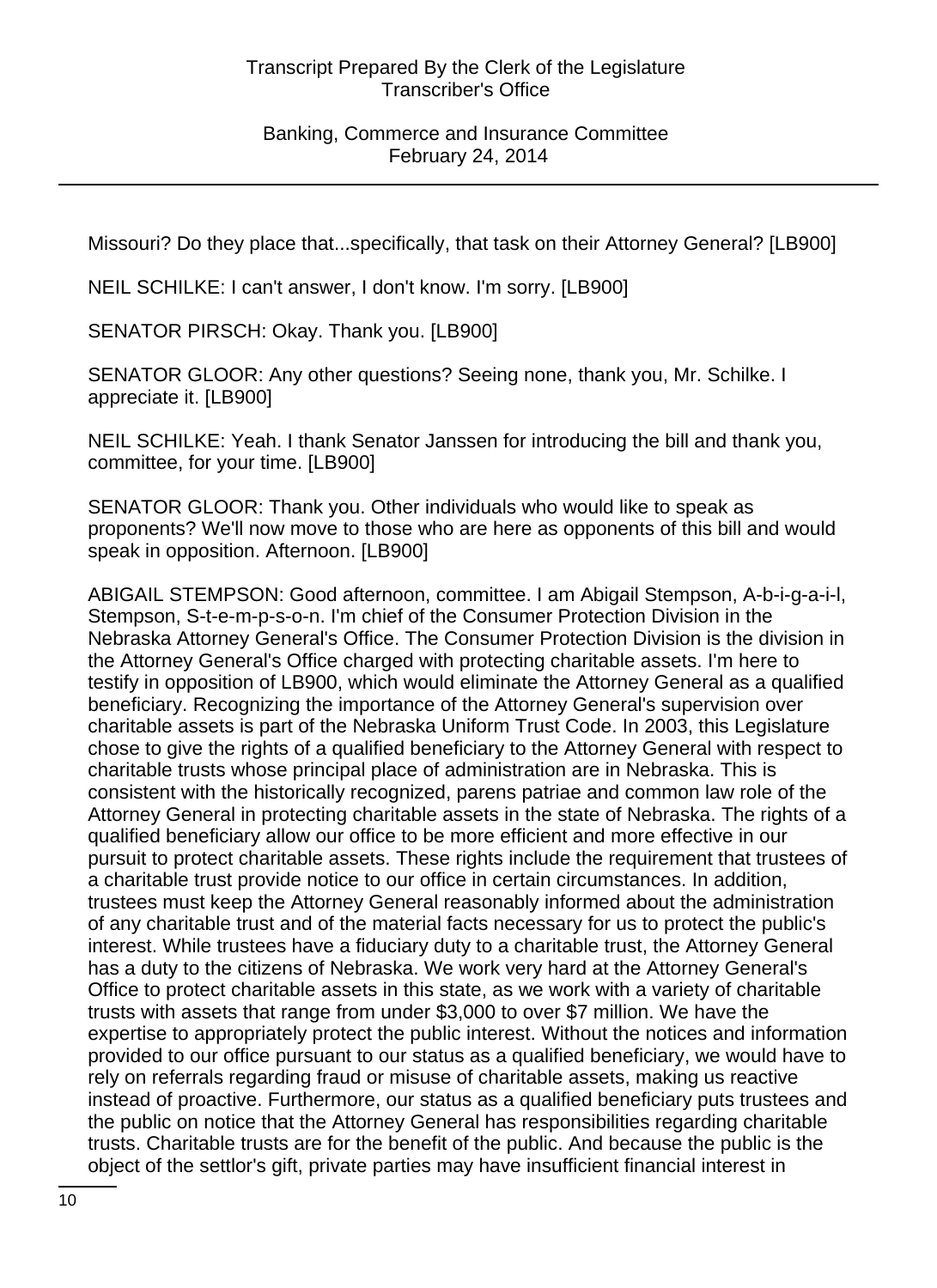Missouri? Do they place that...specifically, that task on their Attorney General? [LB900]

NEIL SCHILKE: I can't answer, I don't know. I'm sorry. [LB900]

SENATOR PIRSCH: Okay. Thank you. [LB900]

SENATOR GLOOR: Any other questions? Seeing none, thank you, Mr. Schilke. I appreciate it. [LB900]

NEIL SCHILKE: Yeah. I thank Senator Janssen for introducing the bill and thank you, committee, for your time. [LB900]

SENATOR GLOOR: Thank you. Other individuals who would like to speak as proponents? We'll now move to those who are here as opponents of this bill and would speak in opposition. Afternoon. [LB900]

ABIGAIL STEMPSON: Good afternoon, committee. I am Abigail Stempson, A-b-i-g-a-i-l, Stempson, S-t-e-m-p-s-o-n. I'm chief of the Consumer Protection Division in the Nebraska Attorney General's Office. The Consumer Protection Division is the division in the Attorney General's Office charged with protecting charitable assets. I'm here to testify in opposition of LB900, which would eliminate the Attorney General as a qualified beneficiary. Recognizing the importance of the Attorney General's supervision over charitable assets is part of the Nebraska Uniform Trust Code. In 2003, this Legislature chose to give the rights of a qualified beneficiary to the Attorney General with respect to charitable trusts whose principal place of administration are in Nebraska. This is consistent with the historically recognized, parens patriae and common law role of the Attorney General in protecting charitable assets in the state of Nebraska. The rights of a qualified beneficiary allow our office to be more efficient and more effective in our pursuit to protect charitable assets. These rights include the requirement that trustees of a charitable trust provide notice to our office in certain circumstances. In addition, trustees must keep the Attorney General reasonably informed about the administration of any charitable trust and of the material facts necessary for us to protect the public's interest. While trustees have a fiduciary duty to a charitable trust, the Attorney General has a duty to the citizens of Nebraska. We work very hard at the Attorney General's Office to protect charitable assets in this state, as we work with a variety of charitable trusts with assets that range from under $3,000 to over $7 million. We have the expertise to appropriately protect the public interest. Without the notices and information provided to our office pursuant to our status as a qualified beneficiary, we would have to rely on referrals regarding fraud or misuse of charitable assets, making us reactive instead of proactive. Furthermore, our status as a qualified beneficiary puts trustees and the public on notice that the Attorney General has responsibilities regarding charitable trusts. Charitable trusts are for the benefit of the public. And because the public is the object of the settlor's gift, private parties may have insufficient financial interest in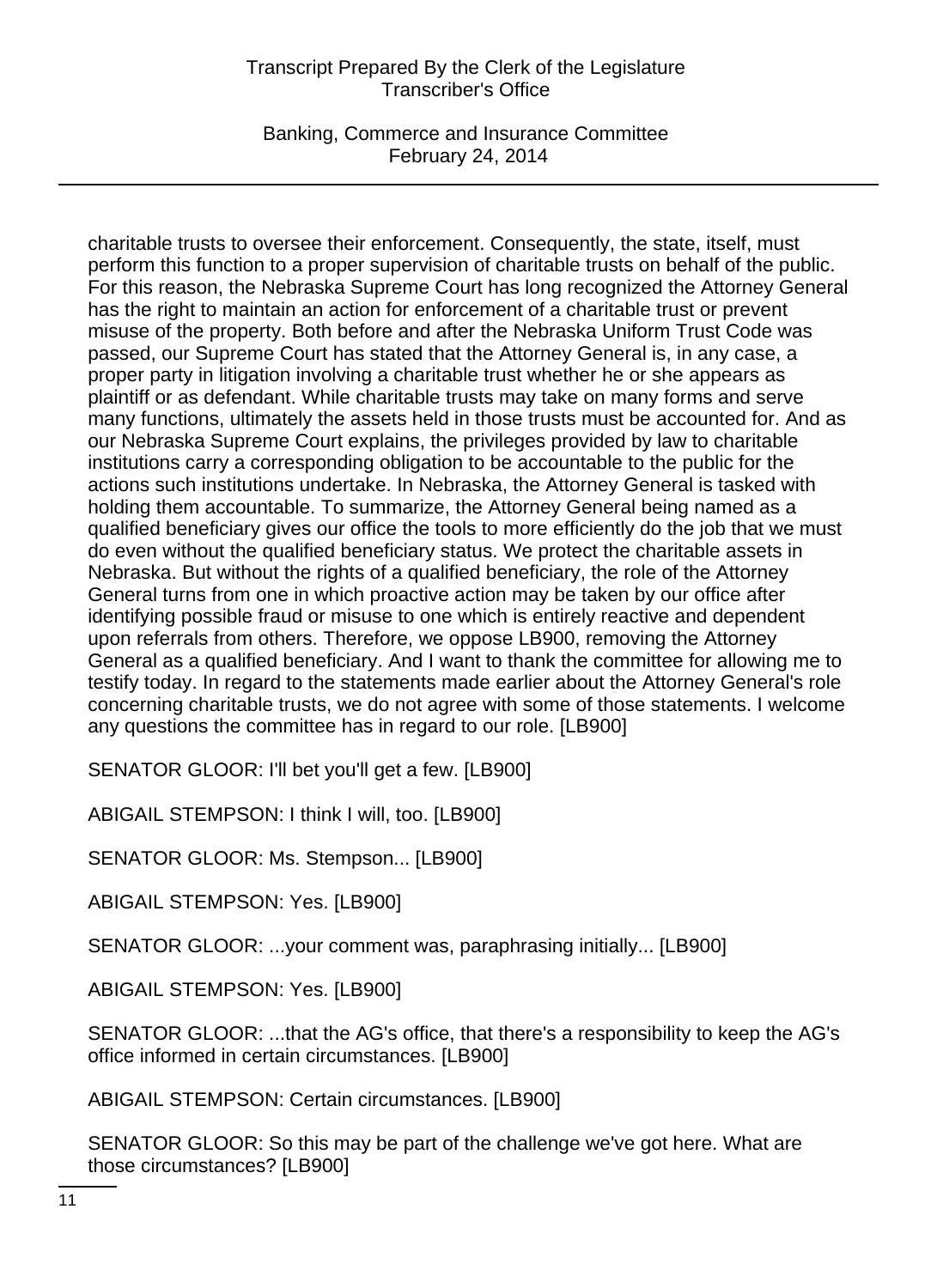charitable trusts to oversee their enforcement. Consequently, the state, itself, must perform this function to a proper supervision of charitable trusts on behalf of the public. For this reason, the Nebraska Supreme Court has long recognized the Attorney General has the right to maintain an action for enforcement of a charitable trust or prevent misuse of the property. Both before and after the Nebraska Uniform Trust Code was passed, our Supreme Court has stated that the Attorney General is, in any case, a proper party in litigation involving a charitable trust whether he or she appears as plaintiff or as defendant. While charitable trusts may take on many forms and serve many functions, ultimately the assets held in those trusts must be accounted for. And as our Nebraska Supreme Court explains, the privileges provided by law to charitable institutions carry a corresponding obligation to be accountable to the public for the actions such institutions undertake. In Nebraska, the Attorney General is tasked with holding them accountable. To summarize, the Attorney General being named as a qualified beneficiary gives our office the tools to more efficiently do the job that we must do even without the qualified beneficiary status. We protect the charitable assets in Nebraska. But without the rights of a qualified beneficiary, the role of the Attorney General turns from one in which proactive action may be taken by our office after identifying possible fraud or misuse to one which is entirely reactive and dependent upon referrals from others. Therefore, we oppose LB900, removing the Attorney General as a qualified beneficiary. And I want to thank the committee for allowing me to testify today. In regard to the statements made earlier about the Attorney General's role concerning charitable trusts, we do not agree with some of those statements. I welcome any questions the committee has in regard to our role. [LB900]

SENATOR GLOOR: I'll bet you'll get a few. [LB900]

ABIGAIL STEMPSON: I think I will, too. [LB900]

SENATOR GLOOR: Ms. Stempson... [LB900]

ABIGAIL STEMPSON: Yes. [LB900]

SENATOR GLOOR: ...your comment was, paraphrasing initially... [LB900]

ABIGAIL STEMPSON: Yes. [LB900]

SENATOR GLOOR: ...that the AG's office, that there's a responsibility to keep the AG's office informed in certain circumstances. [LB900]

ABIGAIL STEMPSON: Certain circumstances. [LB900]

SENATOR GLOOR: So this may be part of the challenge we've got here. What are those circumstances? [LB900]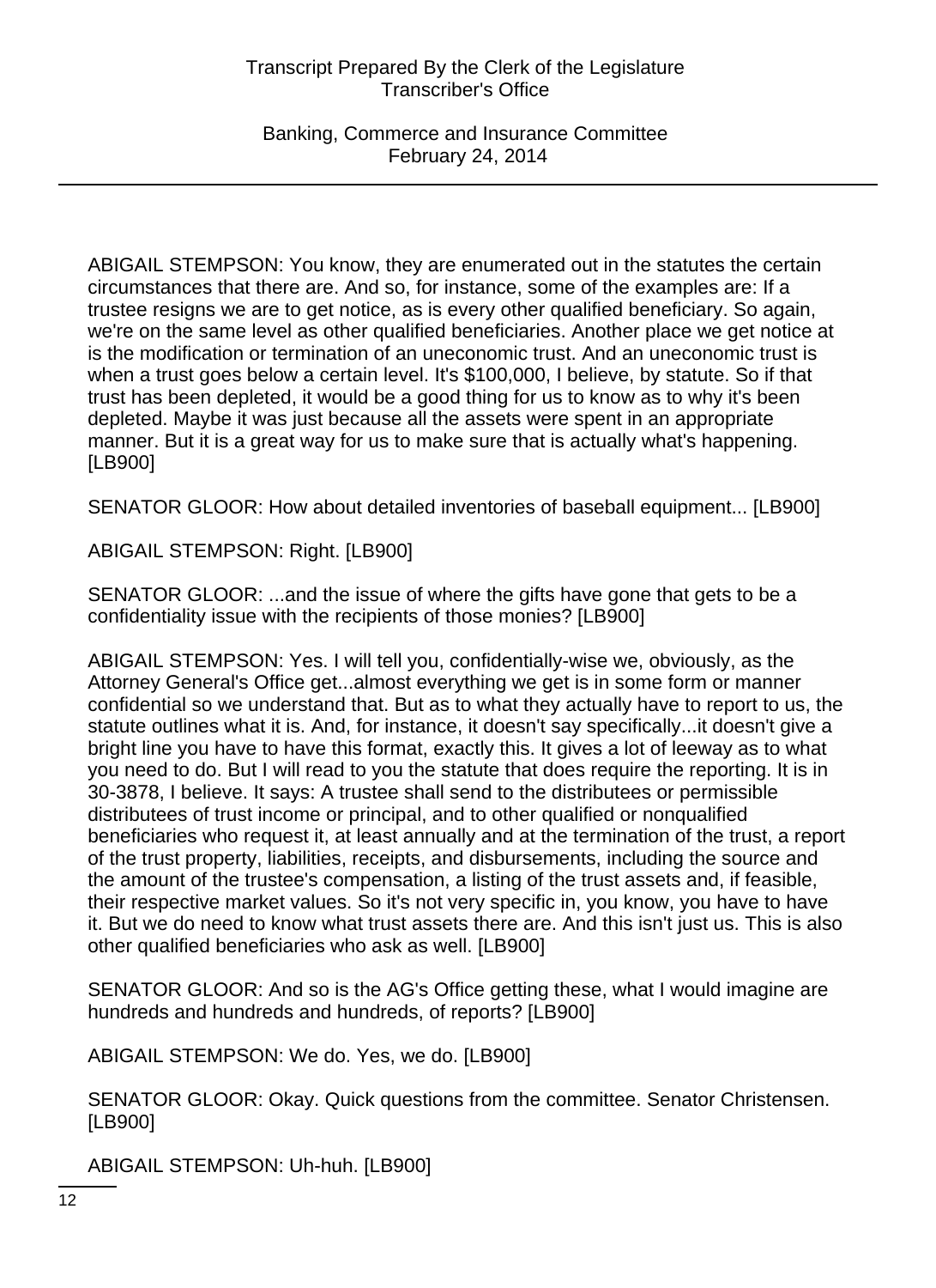ABIGAIL STEMPSON: You know, they are enumerated out in the statutes the certain circumstances that there are. And so, for instance, some of the examples are: If a trustee resigns we are to get notice, as is every other qualified beneficiary. So again, we're on the same level as other qualified beneficiaries. Another place we get notice at is the modification or termination of an uneconomic trust. And an uneconomic trust is when a trust goes below a certain level. It's $100,000, I believe, by statute. So if that trust has been depleted, it would be a good thing for us to know as to why it's been depleted. Maybe it was just because all the assets were spent in an appropriate manner. But it is a great way for us to make sure that is actually what's happening. [LB900]

SENATOR GLOOR: How about detailed inventories of baseball equipment... [LB900]

ABIGAIL STEMPSON: Right. [LB900]

SENATOR GLOOR: ...and the issue of where the gifts have gone that gets to be a confidentiality issue with the recipients of those monies? [LB900]

ABIGAIL STEMPSON: Yes. I will tell you, confidentially-wise we, obviously, as the Attorney General's Office get...almost everything we get is in some form or manner confidential so we understand that. But as to what they actually have to report to us, the statute outlines what it is. And, for instance, it doesn't say specifically...it doesn't give a bright line you have to have this format, exactly this. It gives a lot of leeway as to what you need to do. But I will read to you the statute that does require the reporting. It is in 30-3878, I believe. It says: A trustee shall send to the distributees or permissible distributees of trust income or principal, and to other qualified or nonqualified beneficiaries who request it, at least annually and at the termination of the trust, a report of the trust property, liabilities, receipts, and disbursements, including the source and the amount of the trustee's compensation, a listing of the trust assets and, if feasible, their respective market values. So it's not very specific in, you know, you have to have it. But we do need to know what trust assets there are. And this isn't just us. This is also other qualified beneficiaries who ask as well. [LB900]

SENATOR GLOOR: And so is the AG's Office getting these, what I would imagine are hundreds and hundreds and hundreds, of reports? [LB900]

ABIGAIL STEMPSON: We do. Yes, we do. [LB900]

SENATOR GLOOR: Okay. Quick questions from the committee. Senator Christensen. [LB900]

ABIGAIL STEMPSON: Uh-huh. [LB900]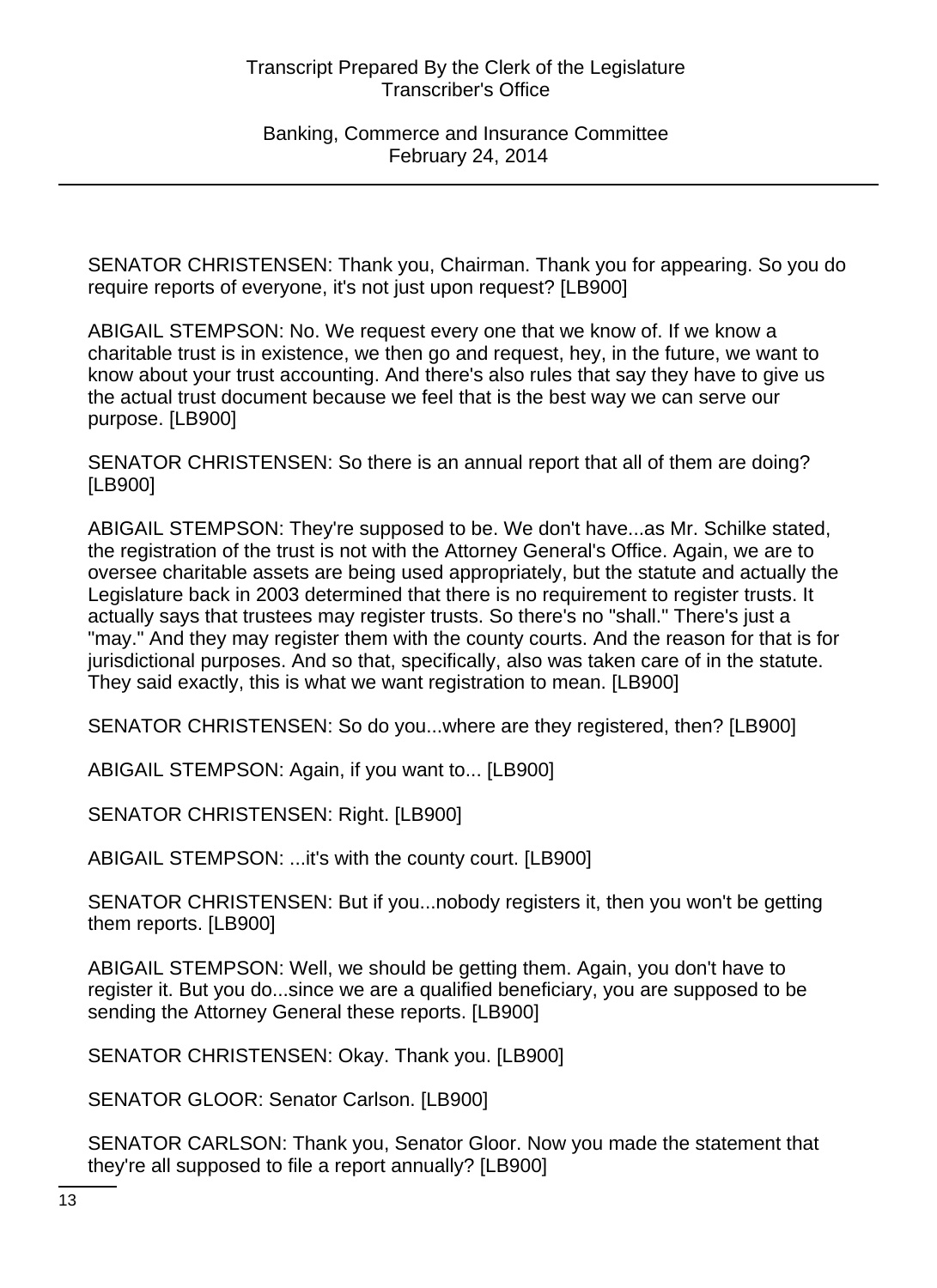SENATOR CHRISTENSEN: Thank you, Chairman. Thank you for appearing. So you do require reports of everyone, it's not just upon request? [LB900]

ABIGAIL STEMPSON: No. We request every one that we know of. If we know a charitable trust is in existence, we then go and request, hey, in the future, we want to know about your trust accounting. And there's also rules that say they have to give us the actual trust document because we feel that is the best way we can serve our purpose. [LB900]

SENATOR CHRISTENSEN: So there is an annual report that all of them are doing? [LB900]

ABIGAIL STEMPSON: They're supposed to be. We don't have...as Mr. Schilke stated, the registration of the trust is not with the Attorney General's Office. Again, we are to oversee charitable assets are being used appropriately, but the statute and actually the Legislature back in 2003 determined that there is no requirement to register trusts. It actually says that trustees may register trusts. So there's no "shall." There's just a "may." And they may register them with the county courts. And the reason for that is for jurisdictional purposes. And so that, specifically, also was taken care of in the statute. They said exactly, this is what we want registration to mean. [LB900]

SENATOR CHRISTENSEN: So do you...where are they registered, then? [LB900]

ABIGAIL STEMPSON: Again, if you want to... [LB900]

SENATOR CHRISTENSEN: Right. [LB900]

ABIGAIL STEMPSON: ...it's with the county court. [LB900]

SENATOR CHRISTENSEN: But if you...nobody registers it, then you won't be getting them reports. [LB900]

ABIGAIL STEMPSON: Well, we should be getting them. Again, you don't have to register it. But you do...since we are a qualified beneficiary, you are supposed to be sending the Attorney General these reports. [LB900]

SENATOR CHRISTENSEN: Okay. Thank you. [LB900]

SENATOR GLOOR: Senator Carlson. [LB900]

SENATOR CARLSON: Thank you, Senator Gloor. Now you made the statement that they're all supposed to file a report annually? [LB900]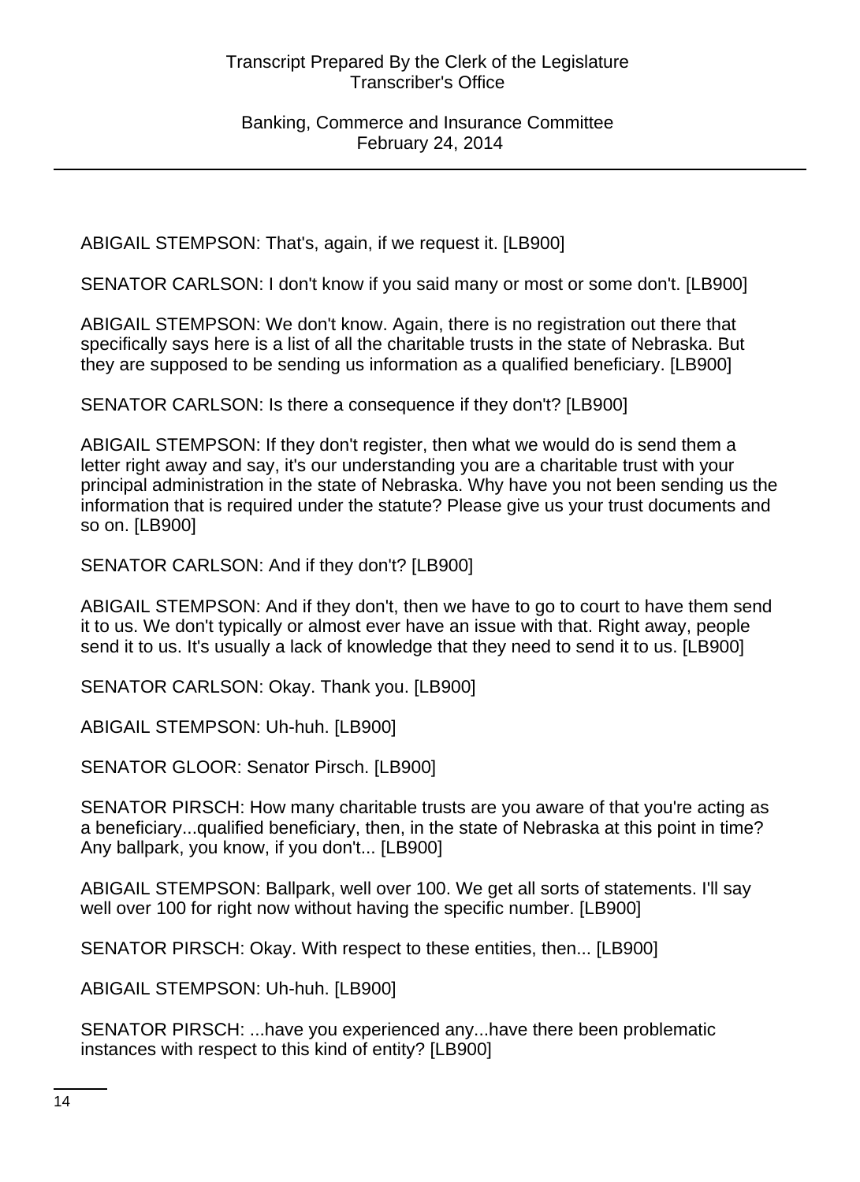ABIGAIL STEMPSON: That's, again, if we request it. [LB900]

SENATOR CARLSON: I don't know if you said many or most or some don't. [LB900]

ABIGAIL STEMPSON: We don't know. Again, there is no registration out there that specifically says here is a list of all the charitable trusts in the state of Nebraska. But they are supposed to be sending us information as a qualified beneficiary. [LB900]

SENATOR CARLSON: Is there a consequence if they don't? [LB900]

ABIGAIL STEMPSON: If they don't register, then what we would do is send them a letter right away and say, it's our understanding you are a charitable trust with your principal administration in the state of Nebraska. Why have you not been sending us the information that is required under the statute? Please give us your trust documents and so on. [LB900]

SENATOR CARLSON: And if they don't? [LB900]

ABIGAIL STEMPSON: And if they don't, then we have to go to court to have them send it to us. We don't typically or almost ever have an issue with that. Right away, people send it to us. It's usually a lack of knowledge that they need to send it to us. [LB900]

SENATOR CARLSON: Okay. Thank you. [LB900]

ABIGAIL STEMPSON: Uh-huh. [LB900]

SENATOR GLOOR: Senator Pirsch. [LB900]

SENATOR PIRSCH: How many charitable trusts are you aware of that you're acting as a beneficiary...qualified beneficiary, then, in the state of Nebraska at this point in time? Any ballpark, you know, if you don't... [LB900]

ABIGAIL STEMPSON: Ballpark, well over 100. We get all sorts of statements. I'll say well over 100 for right now without having the specific number. [LB900]

SENATOR PIRSCH: Okay. With respect to these entities, then... [LB900]

ABIGAIL STEMPSON: Uh-huh. [LB900]

SENATOR PIRSCH: ...have you experienced any...have there been problematic instances with respect to this kind of entity? [LB900]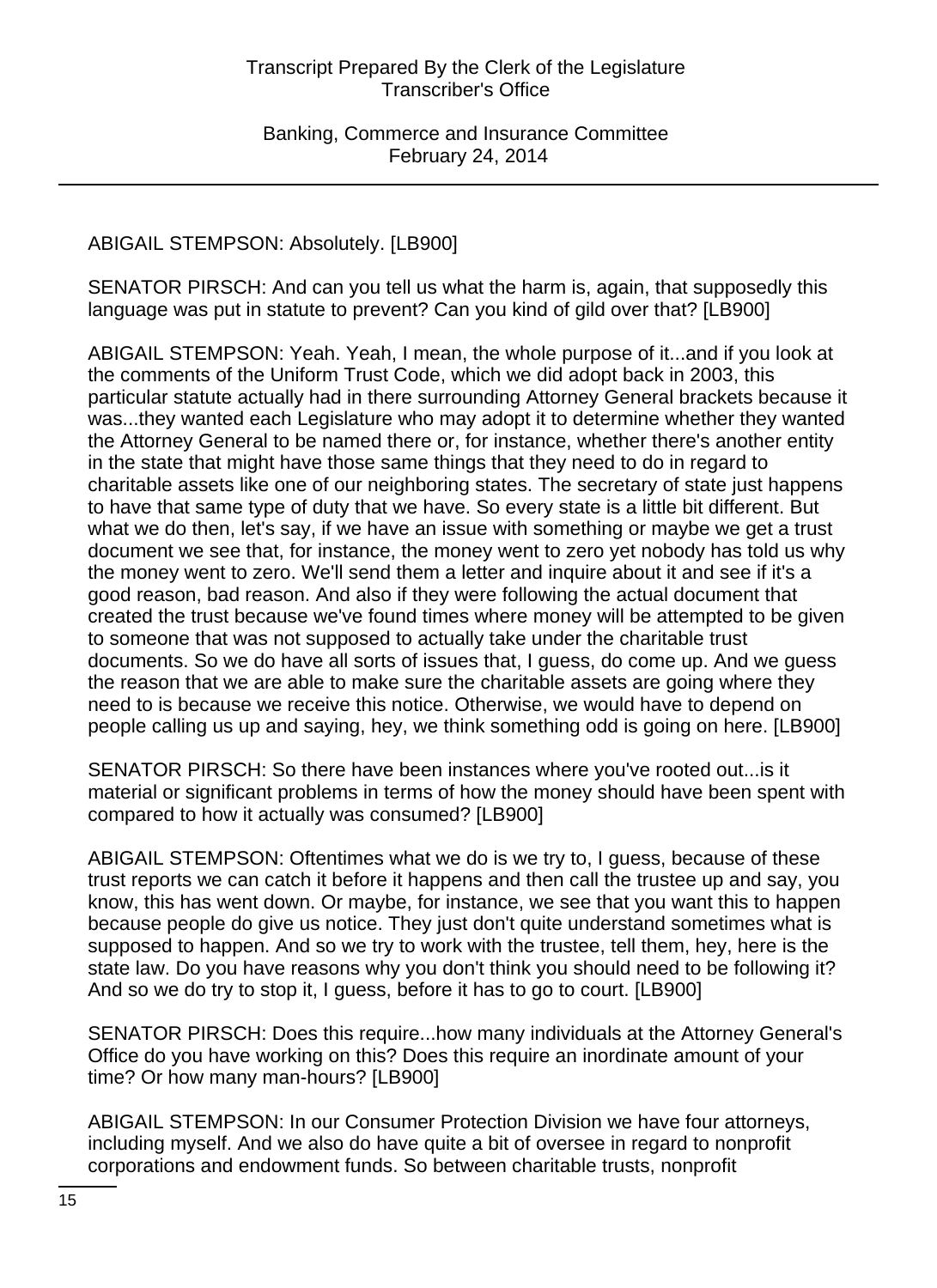ABIGAIL STEMPSON: Absolutely. [LB900]

SENATOR PIRSCH: And can you tell us what the harm is, again, that supposedly this language was put in statute to prevent? Can you kind of gild over that? [LB900]

ABIGAIL STEMPSON: Yeah. Yeah, I mean, the whole purpose of it...and if you look at the comments of the Uniform Trust Code, which we did adopt back in 2003, this particular statute actually had in there surrounding Attorney General brackets because it was...they wanted each Legislature who may adopt it to determine whether they wanted the Attorney General to be named there or, for instance, whether there's another entity in the state that might have those same things that they need to do in regard to charitable assets like one of our neighboring states. The secretary of state just happens to have that same type of duty that we have. So every state is a little bit different. But what we do then, let's say, if we have an issue with something or maybe we get a trust document we see that, for instance, the money went to zero yet nobody has told us why the money went to zero. We'll send them a letter and inquire about it and see if it's a good reason, bad reason. And also if they were following the actual document that created the trust because we've found times where money will be attempted to be given to someone that was not supposed to actually take under the charitable trust documents. So we do have all sorts of issues that, I guess, do come up. And we guess the reason that we are able to make sure the charitable assets are going where they need to is because we receive this notice. Otherwise, we would have to depend on people calling us up and saying, hey, we think something odd is going on here. [LB900]

SENATOR PIRSCH: So there have been instances where you've rooted out...is it material or significant problems in terms of how the money should have been spent with compared to how it actually was consumed? [LB900]

ABIGAIL STEMPSON: Oftentimes what we do is we try to, I guess, because of these trust reports we can catch it before it happens and then call the trustee up and say, you know, this has went down. Or maybe, for instance, we see that you want this to happen because people do give us notice. They just don't quite understand sometimes what is supposed to happen. And so we try to work with the trustee, tell them, hey, here is the state law. Do you have reasons why you don't think you should need to be following it? And so we do try to stop it, I guess, before it has to go to court. [LB900]

SENATOR PIRSCH: Does this require...how many individuals at the Attorney General's Office do you have working on this? Does this require an inordinate amount of your time? Or how many man-hours? [LB900]

ABIGAIL STEMPSON: In our Consumer Protection Division we have four attorneys, including myself. And we also do have quite a bit of oversee in regard to nonprofit corporations and endowment funds. So between charitable trusts, nonprofit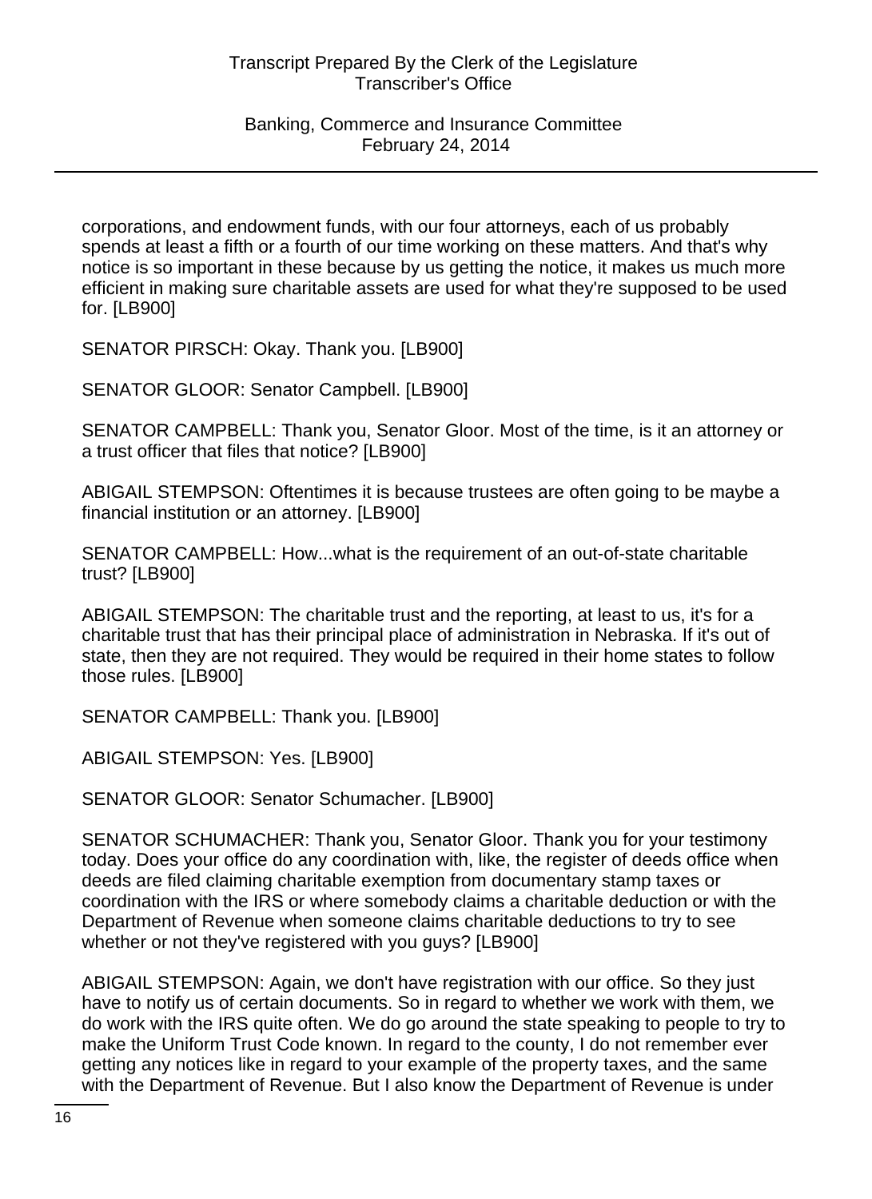corporations, and endowment funds, with our four attorneys, each of us probably spends at least a fifth or a fourth of our time working on these matters. And that's why notice is so important in these because by us getting the notice, it makes us much more efficient in making sure charitable assets are used for what they're supposed to be used for. [LB900]

SENATOR PIRSCH: Okay. Thank you. [LB900]

SENATOR GLOOR: Senator Campbell. [LB900]

SENATOR CAMPBELL: Thank you, Senator Gloor. Most of the time, is it an attorney or a trust officer that files that notice? [LB900]

ABIGAIL STEMPSON: Oftentimes it is because trustees are often going to be maybe a financial institution or an attorney. [LB900]

SENATOR CAMPBELL: How...what is the requirement of an out-of-state charitable trust? [LB900]

ABIGAIL STEMPSON: The charitable trust and the reporting, at least to us, it's for a charitable trust that has their principal place of administration in Nebraska. If it's out of state, then they are not required. They would be required in their home states to follow those rules. [LB900]

SENATOR CAMPBELL: Thank you. [LB900]

ABIGAIL STEMPSON: Yes. [LB900]

SENATOR GLOOR: Senator Schumacher. [LB900]

SENATOR SCHUMACHER: Thank you, Senator Gloor. Thank you for your testimony today. Does your office do any coordination with, like, the register of deeds office when deeds are filed claiming charitable exemption from documentary stamp taxes or coordination with the IRS or where somebody claims a charitable deduction or with the Department of Revenue when someone claims charitable deductions to try to see whether or not they've registered with you guys? [LB900]

ABIGAIL STEMPSON: Again, we don't have registration with our office. So they just have to notify us of certain documents. So in regard to whether we work with them, we do work with the IRS quite often. We do go around the state speaking to people to try to make the Uniform Trust Code known. In regard to the county, I do not remember ever getting any notices like in regard to your example of the property taxes, and the same with the Department of Revenue. But I also know the Department of Revenue is under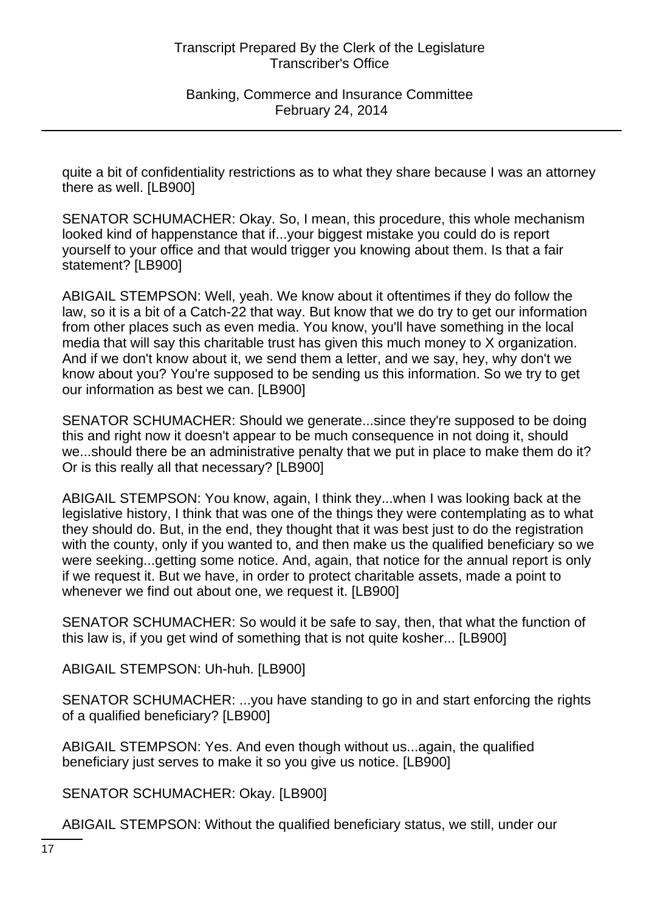quite a bit of confidentiality restrictions as to what they share because I was an attorney there as well. [LB900]

SENATOR SCHUMACHER: Okay. So, I mean, this procedure, this whole mechanism looked kind of happenstance that if...your biggest mistake you could do is report yourself to your office and that would trigger you knowing about them. Is that a fair statement? [LB900]

ABIGAIL STEMPSON: Well, yeah. We know about it oftentimes if they do follow the law, so it is a bit of a Catch-22 that way. But know that we do try to get our information from other places such as even media. You know, you'll have something in the local media that will say this charitable trust has given this much money to X organization. And if we don't know about it, we send them a letter, and we say, hey, why don't we know about you? You're supposed to be sending us this information. So we try to get our information as best we can. [LB900]

SENATOR SCHUMACHER: Should we generate...since they're supposed to be doing this and right now it doesn't appear to be much consequence in not doing it, should we...should there be an administrative penalty that we put in place to make them do it? Or is this really all that necessary? [LB900]

ABIGAIL STEMPSON: You know, again, I think they...when I was looking back at the legislative history, I think that was one of the things they were contemplating as to what they should do. But, in the end, they thought that it was best just to do the registration with the county, only if you wanted to, and then make us the qualified beneficiary so we were seeking...getting some notice. And, again, that notice for the annual report is only if we request it. But we have, in order to protect charitable assets, made a point to whenever we find out about one, we request it. [LB900]

SENATOR SCHUMACHER: So would it be safe to say, then, that what the function of this law is, if you get wind of something that is not quite kosher... [LB900]

ABIGAIL STEMPSON: Uh-huh. [LB900]

SENATOR SCHUMACHER: ...you have standing to go in and start enforcing the rights of a qualified beneficiary? [LB900]

ABIGAIL STEMPSON: Yes. And even though without us...again, the qualified beneficiary just serves to make it so you give us notice. [LB900]

SENATOR SCHUMACHER: Okay. [LB900]

ABIGAIL STEMPSON: Without the qualified beneficiary status, we still, under our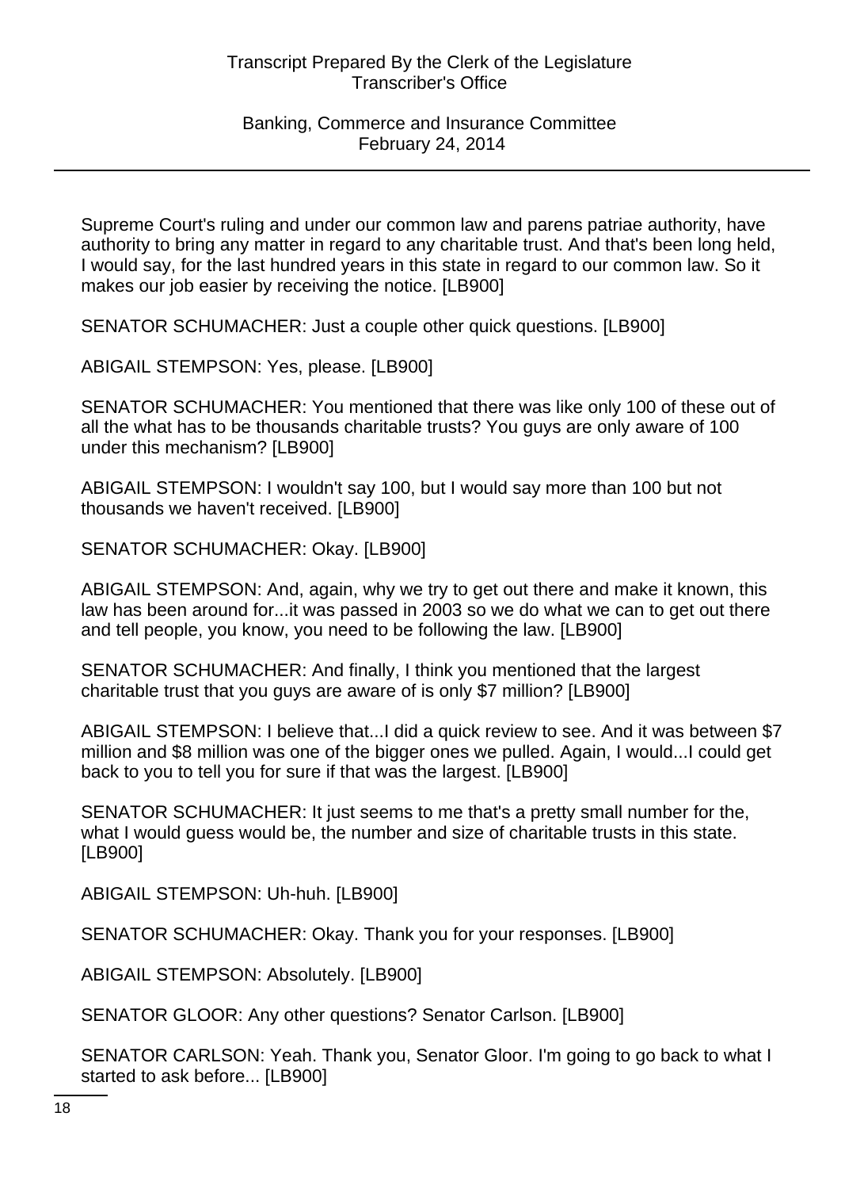Supreme Court's ruling and under our common law and parens patriae authority, have authority to bring any matter in regard to any charitable trust. And that's been long held, I would say, for the last hundred years in this state in regard to our common law. So it makes our job easier by receiving the notice. [LB900]

SENATOR SCHUMACHER: Just a couple other quick questions. [LB900]

ABIGAIL STEMPSON: Yes, please. [LB900]

SENATOR SCHUMACHER: You mentioned that there was like only 100 of these out of all the what has to be thousands charitable trusts? You guys are only aware of 100 under this mechanism? [LB900]

ABIGAIL STEMPSON: I wouldn't say 100, but I would say more than 100 but not thousands we haven't received. [LB900]

SENATOR SCHUMACHER: Okay. [LB900]

ABIGAIL STEMPSON: And, again, why we try to get out there and make it known, this law has been around for...it was passed in 2003 so we do what we can to get out there and tell people, you know, you need to be following the law. [LB900]

SENATOR SCHUMACHER: And finally, I think you mentioned that the largest charitable trust that you guys are aware of is only $7 million? [LB900]

ABIGAIL STEMPSON: I believe that...I did a quick review to see. And it was between $7 million and $8 million was one of the bigger ones we pulled. Again, I would...I could get back to you to tell you for sure if that was the largest. [LB900]

SENATOR SCHUMACHER: It just seems to me that's a pretty small number for the, what I would guess would be, the number and size of charitable trusts in this state. [LB900]

ABIGAIL STEMPSON: Uh-huh. [LB900]

SENATOR SCHUMACHER: Okay. Thank you for your responses. [LB900]

ABIGAIL STEMPSON: Absolutely. [LB900]

SENATOR GLOOR: Any other questions? Senator Carlson. [LB900]

SENATOR CARLSON: Yeah. Thank you, Senator Gloor. I'm going to go back to what I started to ask before... [LB900]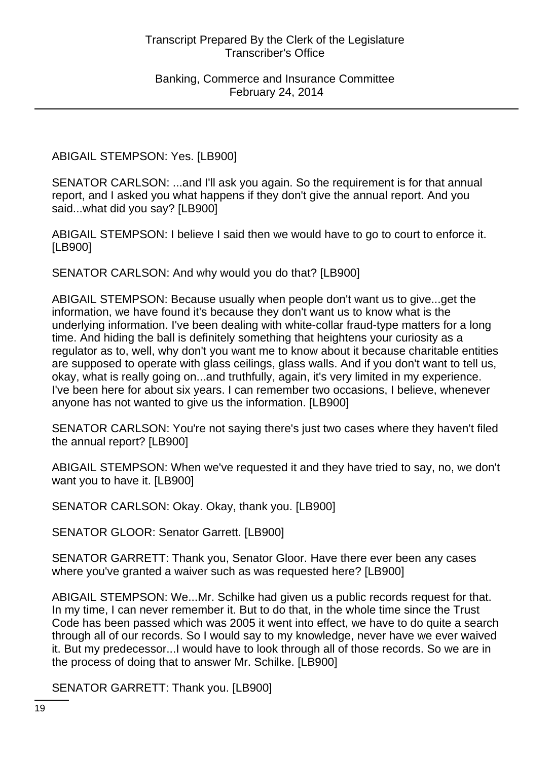ABIGAIL STEMPSON: Yes. [LB900]

SENATOR CARLSON: ...and I'll ask you again. So the requirement is for that annual report, and I asked you what happens if they don't give the annual report. And you said...what did you say? [LB900]

ABIGAIL STEMPSON: I believe I said then we would have to go to court to enforce it. [LB900]

SENATOR CARLSON: And why would you do that? [LB900]

ABIGAIL STEMPSON: Because usually when people don't want us to give...get the information, we have found it's because they don't want us to know what is the underlying information. I've been dealing with white-collar fraud-type matters for a long time. And hiding the ball is definitely something that heightens your curiosity as a regulator as to, well, why don't you want me to know about it because charitable entities are supposed to operate with glass ceilings, glass walls. And if you don't want to tell us, okay, what is really going on...and truthfully, again, it's very limited in my experience. I've been here for about six years. I can remember two occasions, I believe, whenever anyone has not wanted to give us the information. [LB900]

SENATOR CARLSON: You're not saying there's just two cases where they haven't filed the annual report? [LB900]

ABIGAIL STEMPSON: When we've requested it and they have tried to say, no, we don't want you to have it. [LB900]

SENATOR CARLSON: Okay. Okay, thank you. [LB900]

SENATOR GLOOR: Senator Garrett. [LB900]

SENATOR GARRETT: Thank you, Senator Gloor. Have there ever been any cases where you've granted a waiver such as was requested here? [LB900]

ABIGAIL STEMPSON: We...Mr. Schilke had given us a public records request for that. In my time, I can never remember it. But to do that, in the whole time since the Trust Code has been passed which was 2005 it went into effect, we have to do quite a search through all of our records. So I would say to my knowledge, never have we ever waived it. But my predecessor...I would have to look through all of those records. So we are in the process of doing that to answer Mr. Schilke. [LB900]

SENATOR GARRETT: Thank you. [LB900]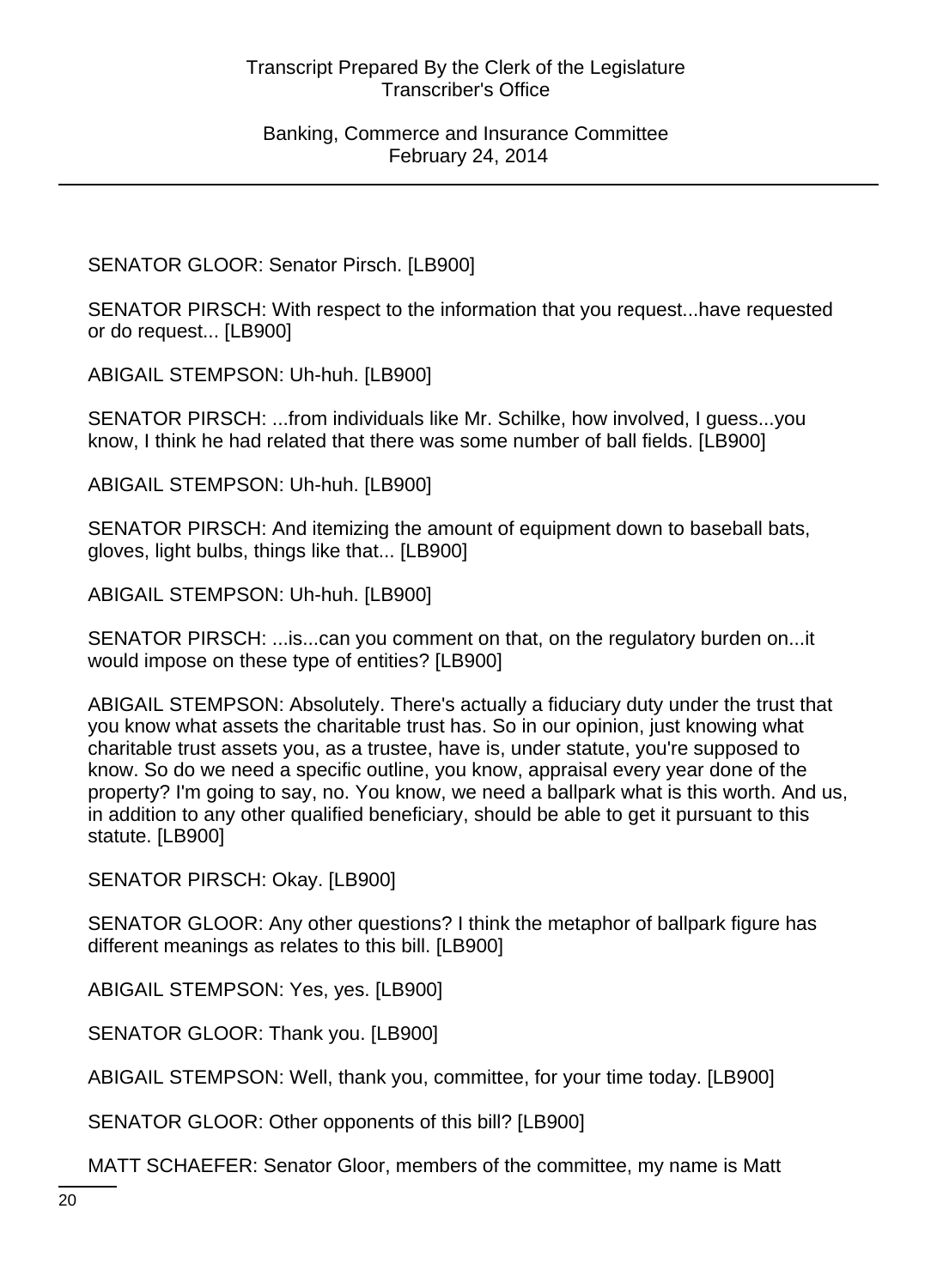SENATOR GLOOR: Senator Pirsch. [LB900]

SENATOR PIRSCH: With respect to the information that you request...have requested or do request... [LB900]

ABIGAIL STEMPSON: Uh-huh. [LB900]

SENATOR PIRSCH: ...from individuals like Mr. Schilke, how involved, I guess...you know, I think he had related that there was some number of ball fields. [LB900]

ABIGAIL STEMPSON: Uh-huh. [LB900]

SENATOR PIRSCH: And itemizing the amount of equipment down to baseball bats, gloves, light bulbs, things like that... [LB900]

ABIGAIL STEMPSON: Uh-huh. [LB900]

SENATOR PIRSCH: ...is...can you comment on that, on the regulatory burden on...it would impose on these type of entities? [LB900]

ABIGAIL STEMPSON: Absolutely. There's actually a fiduciary duty under the trust that you know what assets the charitable trust has. So in our opinion, just knowing what charitable trust assets you, as a trustee, have is, under statute, you're supposed to know. So do we need a specific outline, you know, appraisal every year done of the property? I'm going to say, no. You know, we need a ballpark what is this worth. And us, in addition to any other qualified beneficiary, should be able to get it pursuant to this statute. [LB900]

SENATOR PIRSCH: Okay. [LB900]

SENATOR GLOOR: Any other questions? I think the metaphor of ballpark figure has different meanings as relates to this bill. [LB900]

ABIGAIL STEMPSON: Yes, yes. [LB900]

SENATOR GLOOR: Thank you. [LB900]

ABIGAIL STEMPSON: Well, thank you, committee, for your time today. [LB900]

SENATOR GLOOR: Other opponents of this bill? [LB900]

MATT SCHAEFER: Senator Gloor, members of the committee, my name is Matt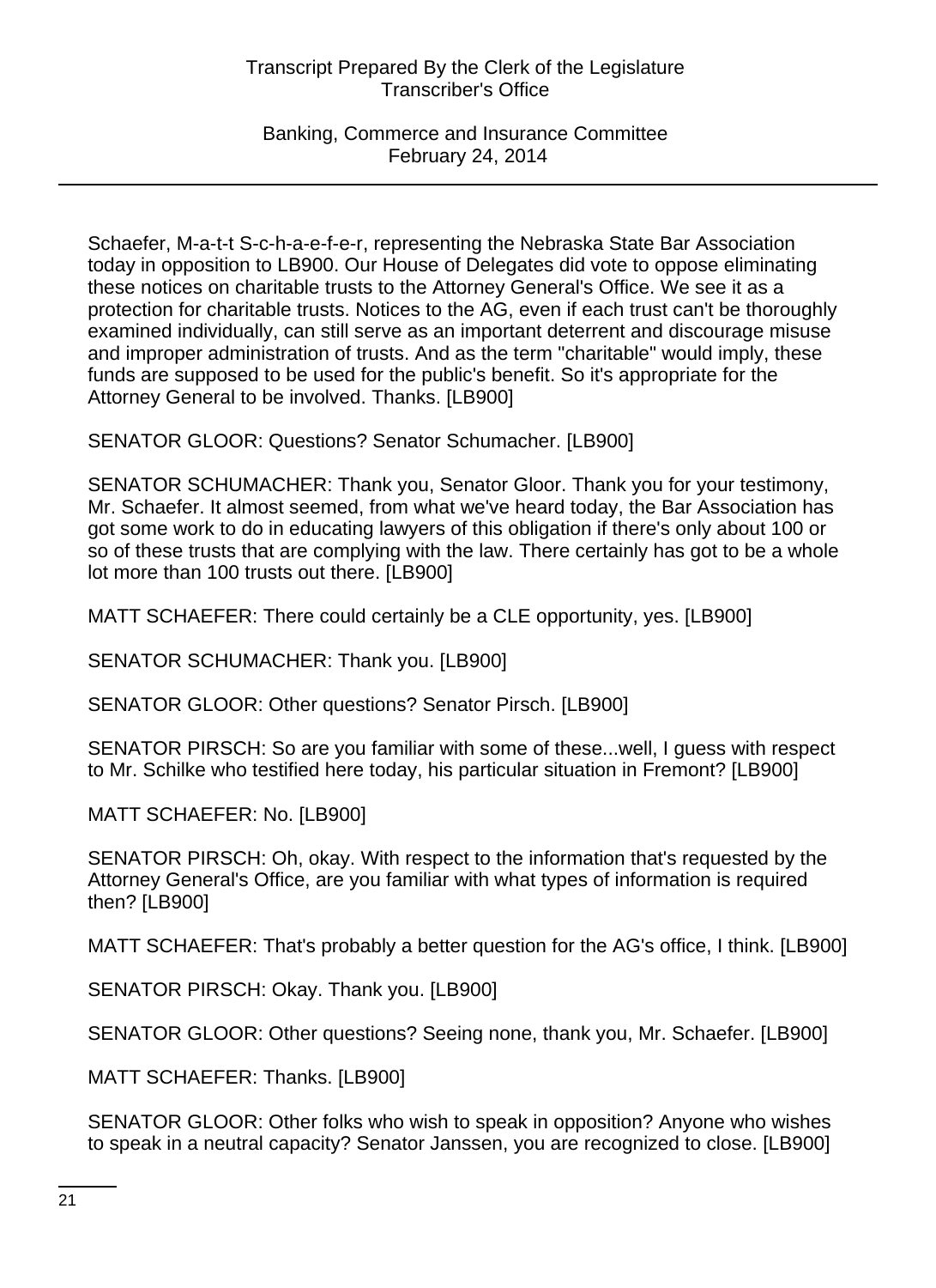Schaefer, M-a-t-t S-c-h-a-e-f-e-r, representing the Nebraska State Bar Association today in opposition to LB900. Our House of Delegates did vote to oppose eliminating these notices on charitable trusts to the Attorney General's Office. We see it as a protection for charitable trusts. Notices to the AG, even if each trust can't be thoroughly examined individually, can still serve as an important deterrent and discourage misuse and improper administration of trusts. And as the term "charitable" would imply, these funds are supposed to be used for the public's benefit. So it's appropriate for the Attorney General to be involved. Thanks. [LB900]

SENATOR GLOOR: Questions? Senator Schumacher. [LB900]

SENATOR SCHUMACHER: Thank you, Senator Gloor. Thank you for your testimony, Mr. Schaefer. It almost seemed, from what we've heard today, the Bar Association has got some work to do in educating lawyers of this obligation if there's only about 100 or so of these trusts that are complying with the law. There certainly has got to be a whole lot more than 100 trusts out there. [LB900]

MATT SCHAEFER: There could certainly be a CLE opportunity, yes. [LB900]

SENATOR SCHUMACHER: Thank you. [LB900]

SENATOR GLOOR: Other questions? Senator Pirsch. [LB900]

SENATOR PIRSCH: So are you familiar with some of these...well, I guess with respect to Mr. Schilke who testified here today, his particular situation in Fremont? [LB900]

MATT SCHAEFER: No. [LB900]

SENATOR PIRSCH: Oh, okay. With respect to the information that's requested by the Attorney General's Office, are you familiar with what types of information is required then? [LB900]

MATT SCHAEFER: That's probably a better question for the AG's office, I think. [LB900]

SENATOR PIRSCH: Okay. Thank you. [LB900]

SENATOR GLOOR: Other questions? Seeing none, thank you, Mr. Schaefer. [LB900]

MATT SCHAEFER: Thanks. [LB900]

SENATOR GLOOR: Other folks who wish to speak in opposition? Anyone who wishes to speak in a neutral capacity? Senator Janssen, you are recognized to close. [LB900]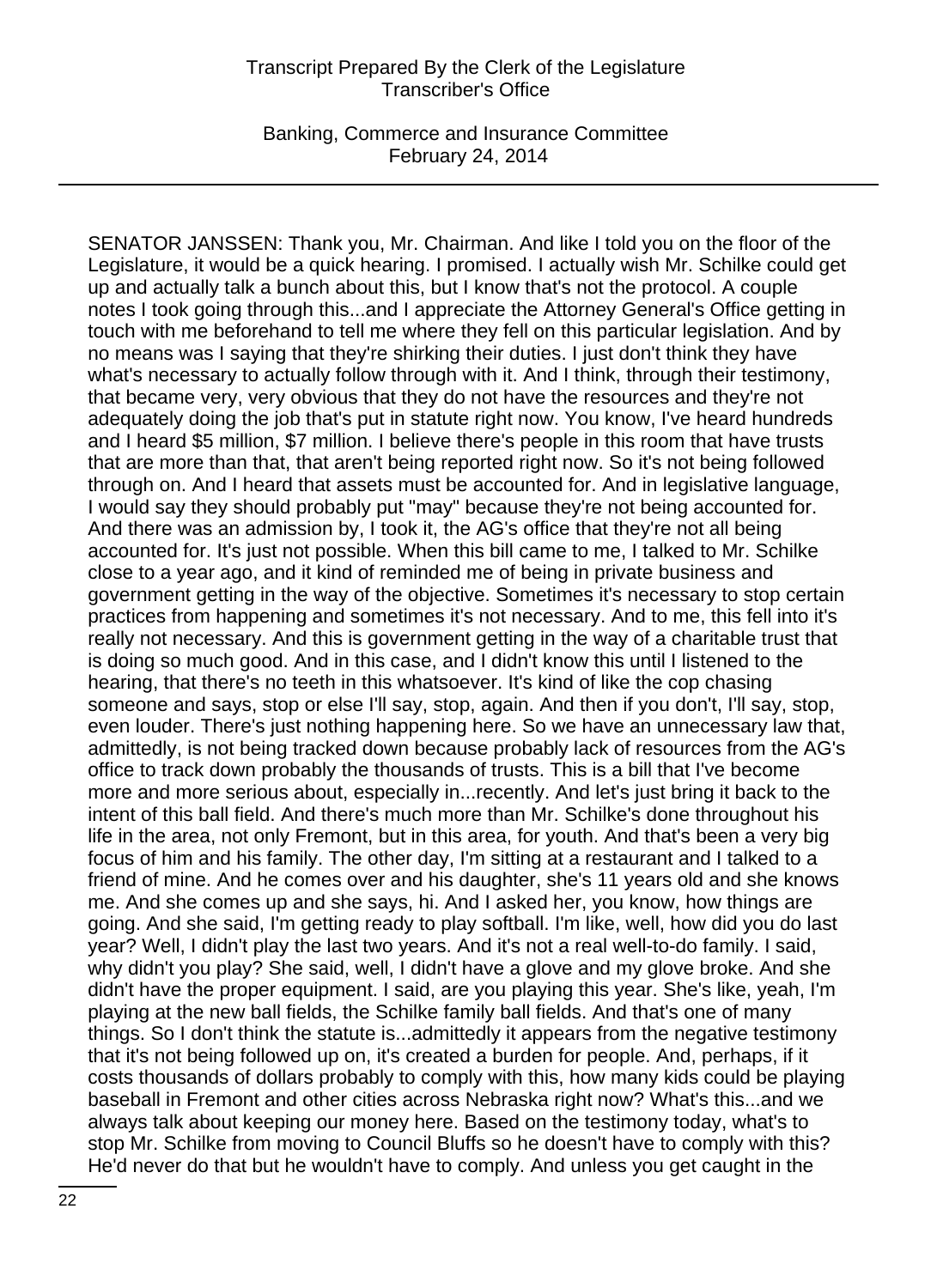SENATOR JANSSEN: Thank you, Mr. Chairman. And like I told you on the floor of the Legislature, it would be a quick hearing. I promised. I actually wish Mr. Schilke could get up and actually talk a bunch about this, but I know that's not the protocol. A couple notes I took going through this...and I appreciate the Attorney General's Office getting in touch with me beforehand to tell me where they fell on this particular legislation. And by no means was I saying that they're shirking their duties. I just don't think they have what's necessary to actually follow through with it. And I think, through their testimony, that became very, very obvious that they do not have the resources and they're not adequately doing the job that's put in statute right now. You know, I've heard hundreds and I heard $5 million, $7 million. I believe there's people in this room that have trusts that are more than that, that aren't being reported right now. So it's not being followed through on. And I heard that assets must be accounted for. And in legislative language, I would say they should probably put "may" because they're not being accounted for. And there was an admission by, I took it, the AG's office that they're not all being accounted for. It's just not possible. When this bill came to me, I talked to Mr. Schilke close to a year ago, and it kind of reminded me of being in private business and government getting in the way of the objective. Sometimes it's necessary to stop certain practices from happening and sometimes it's not necessary. And to me, this fell into it's really not necessary. And this is government getting in the way of a charitable trust that is doing so much good. And in this case, and I didn't know this until I listened to the hearing, that there's no teeth in this whatsoever. It's kind of like the cop chasing someone and says, stop or else I'll say, stop, again. And then if you don't, I'll say, stop, even louder. There's just nothing happening here. So we have an unnecessary law that, admittedly, is not being tracked down because probably lack of resources from the AG's office to track down probably the thousands of trusts. This is a bill that I've become more and more serious about, especially in...recently. And let's just bring it back to the intent of this ball field. And there's much more than Mr. Schilke's done throughout his life in the area, not only Fremont, but in this area, for youth. And that's been a very big focus of him and his family. The other day, I'm sitting at a restaurant and I talked to a friend of mine. And he comes over and his daughter, she's 11 years old and she knows me. And she comes up and she says, hi. And I asked her, you know, how things are going. And she said, I'm getting ready to play softball. I'm like, well, how did you do last year? Well, I didn't play the last two years. And it's not a real well-to-do family. I said, why didn't you play? She said, well, I didn't have a glove and my glove broke. And she didn't have the proper equipment. I said, are you playing this year. She's like, yeah, I'm playing at the new ball fields, the Schilke family ball fields. And that's one of many things. So I don't think the statute is...admittedly it appears from the negative testimony that it's not being followed up on, it's created a burden for people. And, perhaps, if it costs thousands of dollars probably to comply with this, how many kids could be playing baseball in Fremont and other cities across Nebraska right now? What's this...and we always talk about keeping our money here. Based on the testimony today, what's to stop Mr. Schilke from moving to Council Bluffs so he doesn't have to comply with this? He'd never do that but he wouldn't have to comply. And unless you get caught in the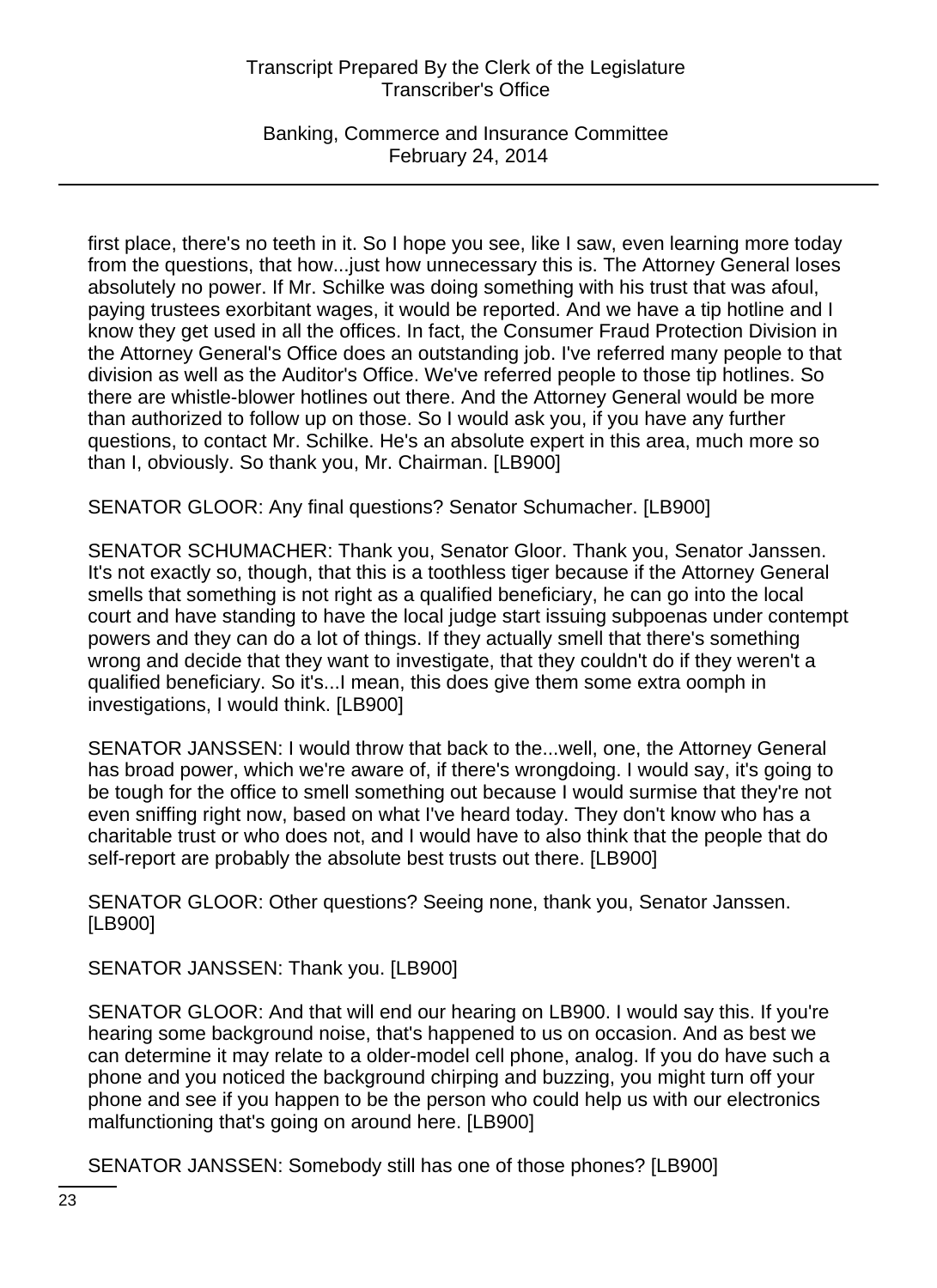first place, there's no teeth in it. So I hope you see, like I saw, even learning more today from the questions, that how...just how unnecessary this is. The Attorney General loses absolutely no power. If Mr. Schilke was doing something with his trust that was afoul, paying trustees exorbitant wages, it would be reported. And we have a tip hotline and I know they get used in all the offices. In fact, the Consumer Fraud Protection Division in the Attorney General's Office does an outstanding job. I've referred many people to that division as well as the Auditor's Office. We've referred people to those tip hotlines. So there are whistle-blower hotlines out there. And the Attorney General would be more than authorized to follow up on those. So I would ask you, if you have any further questions, to contact Mr. Schilke. He's an absolute expert in this area, much more so than I, obviously. So thank you, Mr. Chairman. [LB900]

SENATOR GLOOR: Any final questions? Senator Schumacher. [LB900]

SENATOR SCHUMACHER: Thank you, Senator Gloor. Thank you, Senator Janssen. It's not exactly so, though, that this is a toothless tiger because if the Attorney General smells that something is not right as a qualified beneficiary, he can go into the local court and have standing to have the local judge start issuing subpoenas under contempt powers and they can do a lot of things. If they actually smell that there's something wrong and decide that they want to investigate, that they couldn't do if they weren't a qualified beneficiary. So it's...I mean, this does give them some extra oomph in investigations, I would think. [LB900]

SENATOR JANSSEN: I would throw that back to the...well, one, the Attorney General has broad power, which we're aware of, if there's wrongdoing. I would say, it's going to be tough for the office to smell something out because I would surmise that they're not even sniffing right now, based on what I've heard today. They don't know who has a charitable trust or who does not, and I would have to also think that the people that do self-report are probably the absolute best trusts out there. [LB900]

SENATOR GLOOR: Other questions? Seeing none, thank you, Senator Janssen. [LB900]

SENATOR JANSSEN: Thank you. [LB900]

SENATOR GLOOR: And that will end our hearing on LB900. I would say this. If you're hearing some background noise, that's happened to us on occasion. And as best we can determine it may relate to a older-model cell phone, analog. If you do have such a phone and you noticed the background chirping and buzzing, you might turn off your phone and see if you happen to be the person who could help us with our electronics malfunctioning that's going on around here. [LB900]

SENATOR JANSSEN: Somebody still has one of those phones? [LB900]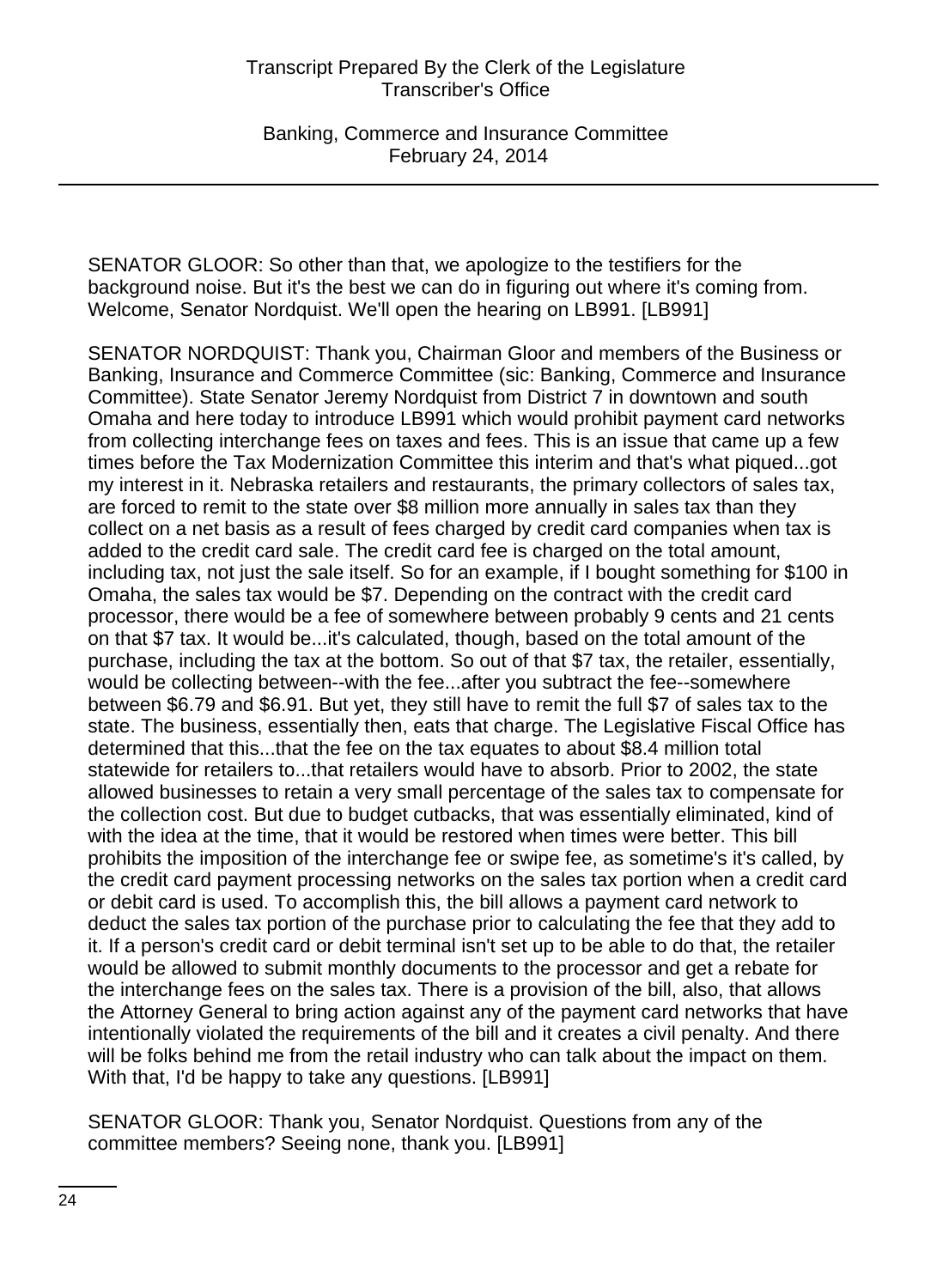SENATOR GLOOR: So other than that, we apologize to the testifiers for the background noise. But it's the best we can do in figuring out where it's coming from. Welcome, Senator Nordquist. We'll open the hearing on LB991. [LB991]

SENATOR NORDQUIST: Thank you, Chairman Gloor and members of the Business or Banking, Insurance and Commerce Committee (sic: Banking, Commerce and Insurance Committee). State Senator Jeremy Nordquist from District 7 in downtown and south Omaha and here today to introduce LB991 which would prohibit payment card networks from collecting interchange fees on taxes and fees. This is an issue that came up a few times before the Tax Modernization Committee this interim and that's what piqued...got my interest in it. Nebraska retailers and restaurants, the primary collectors of sales tax, are forced to remit to the state over $8 million more annually in sales tax than they collect on a net basis as a result of fees charged by credit card companies when tax is added to the credit card sale. The credit card fee is charged on the total amount, including tax, not just the sale itself. So for an example, if I bought something for $100 in Omaha, the sales tax would be $7. Depending on the contract with the credit card processor, there would be a fee of somewhere between probably 9 cents and 21 cents on that $7 tax. It would be...it's calculated, though, based on the total amount of the purchase, including the tax at the bottom. So out of that $7 tax, the retailer, essentially, would be collecting between--with the fee...after you subtract the fee--somewhere between $6.79 and $6.91. But yet, they still have to remit the full $7 of sales tax to the state. The business, essentially then, eats that charge. The Legislative Fiscal Office has determined that this...that the fee on the tax equates to about $8.4 million total statewide for retailers to...that retailers would have to absorb. Prior to 2002, the state allowed businesses to retain a very small percentage of the sales tax to compensate for the collection cost. But due to budget cutbacks, that was essentially eliminated, kind of with the idea at the time, that it would be restored when times were better. This bill prohibits the imposition of the interchange fee or swipe fee, as sometime's it's called, by the credit card payment processing networks on the sales tax portion when a credit card or debit card is used. To accomplish this, the bill allows a payment card network to deduct the sales tax portion of the purchase prior to calculating the fee that they add to it. If a person's credit card or debit terminal isn't set up to be able to do that, the retailer would be allowed to submit monthly documents to the processor and get a rebate for the interchange fees on the sales tax. There is a provision of the bill, also, that allows the Attorney General to bring action against any of the payment card networks that have intentionally violated the requirements of the bill and it creates a civil penalty. And there will be folks behind me from the retail industry who can talk about the impact on them. With that, I'd be happy to take any questions. [LB991]

SENATOR GLOOR: Thank you, Senator Nordquist. Questions from any of the committee members? Seeing none, thank you. [LB991]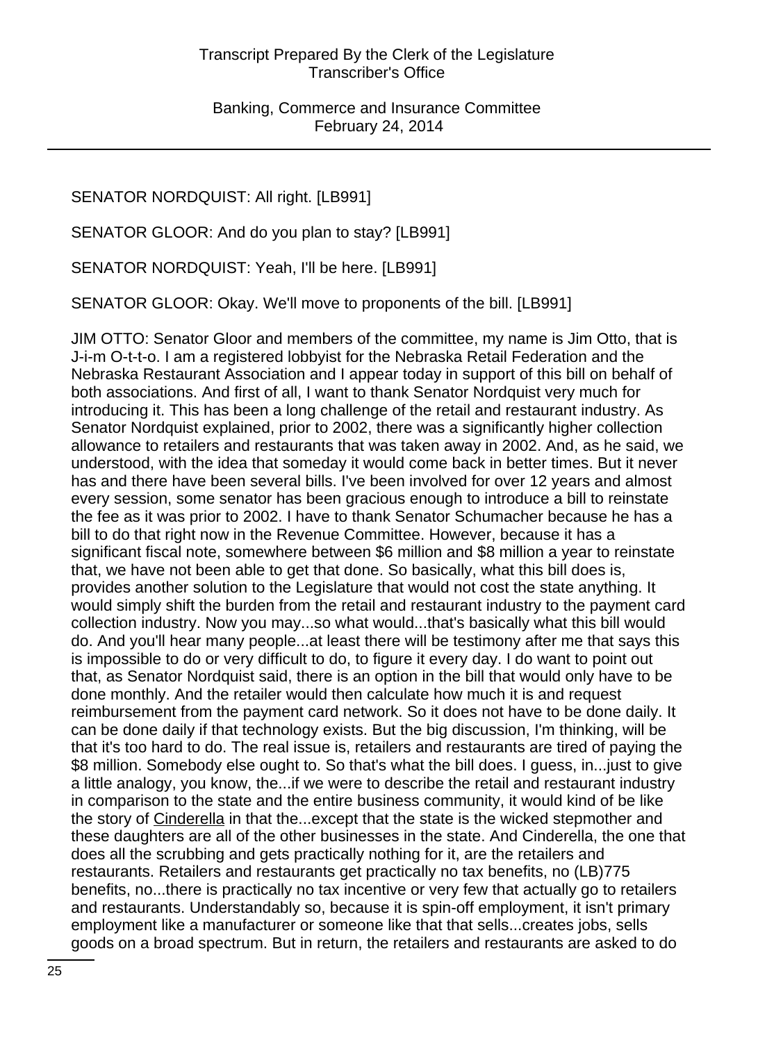SENATOR NORDQUIST: All right. [LB991]

SENATOR GLOOR: And do you plan to stay? [LB991]

SENATOR NORDQUIST: Yeah, I'll be here. [LB991]

SENATOR GLOOR: Okay. We'll move to proponents of the bill. [LB991]

JIM OTTO: Senator Gloor and members of the committee, my name is Jim Otto, that is J-i-m O-t-t-o. I am a registered lobbyist for the Nebraska Retail Federation and the Nebraska Restaurant Association and I appear today in support of this bill on behalf of both associations. And first of all, I want to thank Senator Nordquist very much for introducing it. This has been a long challenge of the retail and restaurant industry. As Senator Nordquist explained, prior to 2002, there was a significantly higher collection allowance to retailers and restaurants that was taken away in 2002. And, as he said, we understood, with the idea that someday it would come back in better times. But it never has and there have been several bills. I've been involved for over 12 years and almost every session, some senator has been gracious enough to introduce a bill to reinstate the fee as it was prior to 2002. I have to thank Senator Schumacher because he has a bill to do that right now in the Revenue Committee. However, because it has a significant fiscal note, somewhere between $6 million and $8 million a year to reinstate that, we have not been able to get that done. So basically, what this bill does is, provides another solution to the Legislature that would not cost the state anything. It would simply shift the burden from the retail and restaurant industry to the payment card collection industry. Now you may...so what would...that's basically what this bill would do. And you'll hear many people...at least there will be testimony after me that says this is impossible to do or very difficult to do, to figure it every day. I do want to point out that, as Senator Nordquist said, there is an option in the bill that would only have to be done monthly. And the retailer would then calculate how much it is and request reimbursement from the payment card network. So it does not have to be done daily. It can be done daily if that technology exists. But the big discussion, I'm thinking, will be that it's too hard to do. The real issue is, retailers and restaurants are tired of paying the $8 million. Somebody else ought to. So that's what the bill does. I guess, in...just to give a little analogy, you know, the...if we were to describe the retail and restaurant industry in comparison to the state and the entire business community, it would kind of be like the story of Cinderella in that the...except that the state is the wicked stepmother and these daughters are all of the other businesses in the state. And Cinderella, the one that does all the scrubbing and gets practically nothing for it, are the retailers and restaurants. Retailers and restaurants get practically no tax benefits, no (LB)775 benefits, no...there is practically no tax incentive or very few that actually go to retailers and restaurants. Understandably so, because it is spin-off employment, it isn't primary employment like a manufacturer or someone like that that sells...creates jobs, sells goods on a broad spectrum. But in return, the retailers and restaurants are asked to do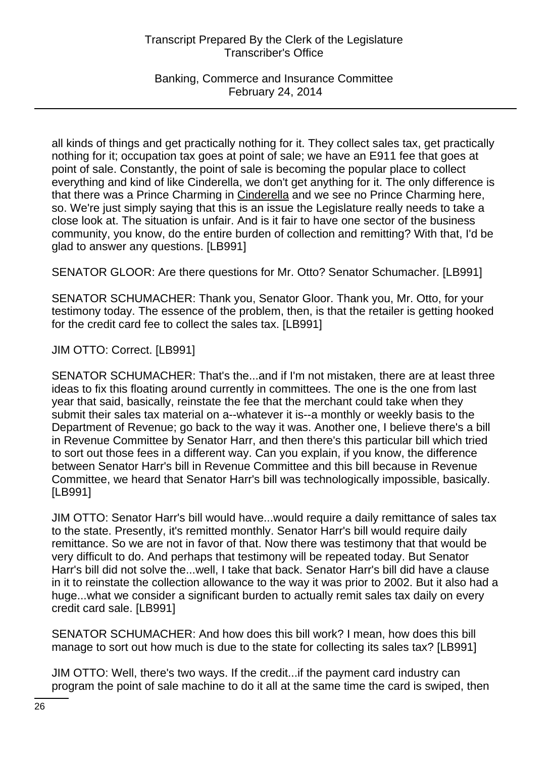all kinds of things and get practically nothing for it. They collect sales tax, get practically nothing for it; occupation tax goes at point of sale; we have an E911 fee that goes at point of sale. Constantly, the point of sale is becoming the popular place to collect everything and kind of like Cinderella, we don't get anything for it. The only difference is that there was a Prince Charming in Cinderella and we see no Prince Charming here, so. We're just simply saying that this is an issue the Legislature really needs to take a close look at. The situation is unfair. And is it fair to have one sector of the business community, you know, do the entire burden of collection and remitting? With that, I'd be glad to answer any questions. [LB991]

SENATOR GLOOR: Are there questions for Mr. Otto? Senator Schumacher. [LB991]

SENATOR SCHUMACHER: Thank you, Senator Gloor. Thank you, Mr. Otto, for your testimony today. The essence of the problem, then, is that the retailer is getting hooked for the credit card fee to collect the sales tax. [LB991]

JIM OTTO: Correct. [LB991]

SENATOR SCHUMACHER: That's the...and if I'm not mistaken, there are at least three ideas to fix this floating around currently in committees. The one is the one from last year that said, basically, reinstate the fee that the merchant could take when they submit their sales tax material on a--whatever it is--a monthly or weekly basis to the Department of Revenue; go back to the way it was. Another one, I believe there's a bill in Revenue Committee by Senator Harr, and then there's this particular bill which tried to sort out those fees in a different way. Can you explain, if you know, the difference between Senator Harr's bill in Revenue Committee and this bill because in Revenue Committee, we heard that Senator Harr's bill was technologically impossible, basically. [LB991]

JIM OTTO: Senator Harr's bill would have...would require a daily remittance of sales tax to the state. Presently, it's remitted monthly. Senator Harr's bill would require daily remittance. So we are not in favor of that. Now there was testimony that that would be very difficult to do. And perhaps that testimony will be repeated today. But Senator Harr's bill did not solve the...well, I take that back. Senator Harr's bill did have a clause in it to reinstate the collection allowance to the way it was prior to 2002. But it also had a huge...what we consider a significant burden to actually remit sales tax daily on every credit card sale. [LB991]

SENATOR SCHUMACHER: And how does this bill work? I mean, how does this bill manage to sort out how much is due to the state for collecting its sales tax? [LB991]

JIM OTTO: Well, there's two ways. If the credit...if the payment card industry can program the point of sale machine to do it all at the same time the card is swiped, then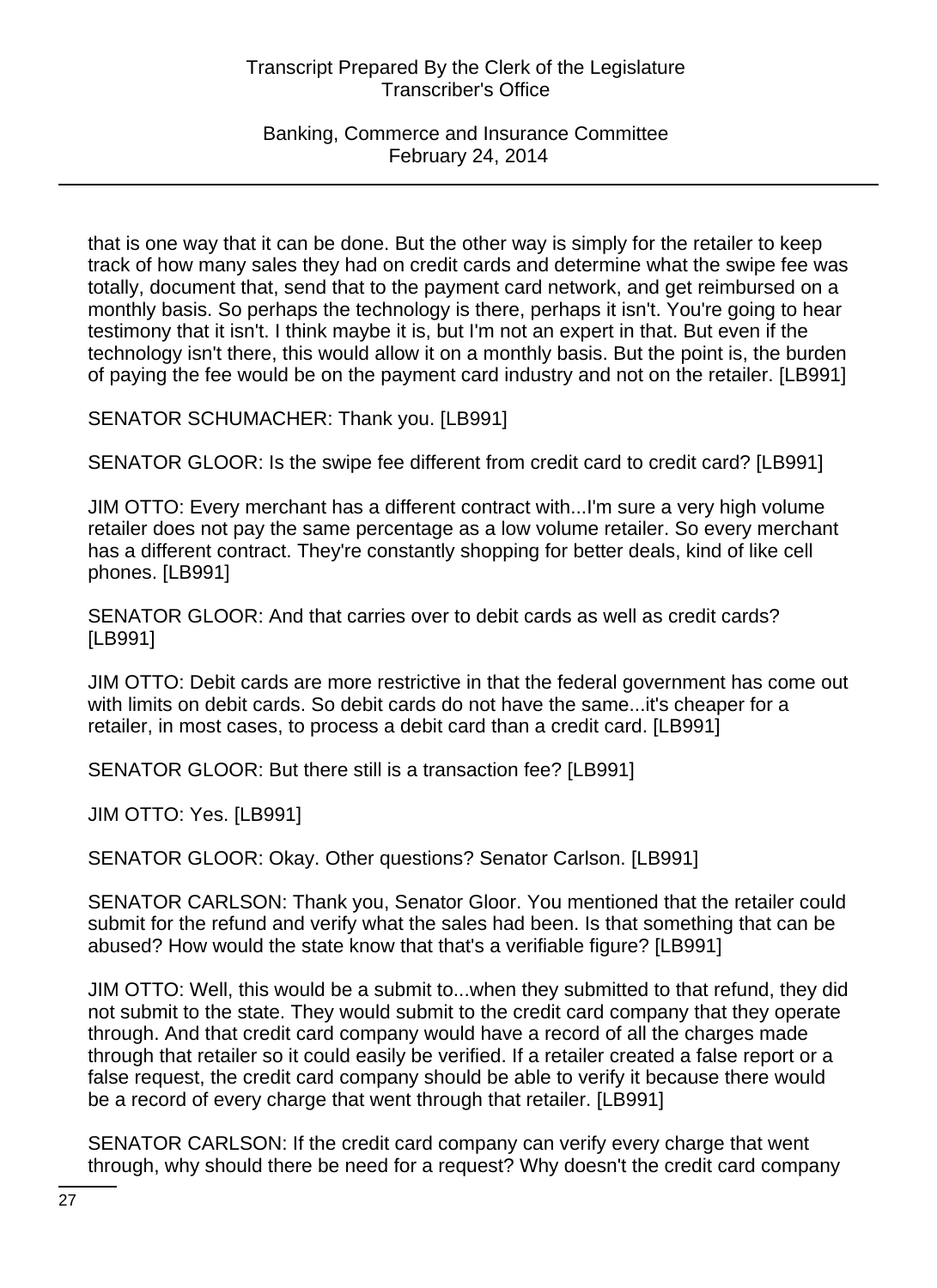that is one way that it can be done. But the other way is simply for the retailer to keep track of how many sales they had on credit cards and determine what the swipe fee was totally, document that, send that to the payment card network, and get reimbursed on a monthly basis. So perhaps the technology is there, perhaps it isn't. You're going to hear testimony that it isn't. I think maybe it is, but I'm not an expert in that. But even if the technology isn't there, this would allow it on a monthly basis. But the point is, the burden of paying the fee would be on the payment card industry and not on the retailer. [LB991]

SENATOR SCHUMACHER: Thank you. [LB991]

SENATOR GLOOR: Is the swipe fee different from credit card to credit card? [LB991]

JIM OTTO: Every merchant has a different contract with...I'm sure a very high volume retailer does not pay the same percentage as a low volume retailer. So every merchant has a different contract. They're constantly shopping for better deals, kind of like cell phones. [LB991]

SENATOR GLOOR: And that carries over to debit cards as well as credit cards? [LB991]

JIM OTTO: Debit cards are more restrictive in that the federal government has come out with limits on debit cards. So debit cards do not have the same...it's cheaper for a retailer, in most cases, to process a debit card than a credit card. [LB991]

SENATOR GLOOR: But there still is a transaction fee? [LB991]

JIM OTTO: Yes. [LB991]

SENATOR GLOOR: Okay. Other questions? Senator Carlson. [LB991]

SENATOR CARLSON: Thank you, Senator Gloor. You mentioned that the retailer could submit for the refund and verify what the sales had been. Is that something that can be abused? How would the state know that that's a verifiable figure? [LB991]

JIM OTTO: Well, this would be a submit to...when they submitted to that refund, they did not submit to the state. They would submit to the credit card company that they operate through. And that credit card company would have a record of all the charges made through that retailer so it could easily be verified. If a retailer created a false report or a false request, the credit card company should be able to verify it because there would be a record of every charge that went through that retailer. [LB991]

SENATOR CARLSON: If the credit card company can verify every charge that went through, why should there be need for a request? Why doesn't the credit card company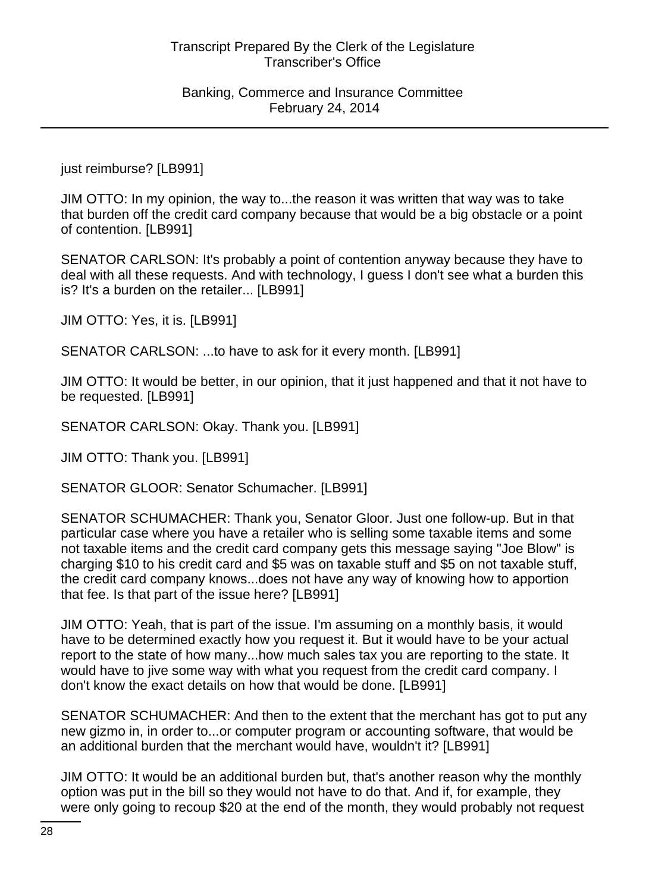just reimburse? [LB991]

JIM OTTO: In my opinion, the way to...the reason it was written that way was to take that burden off the credit card company because that would be a big obstacle or a point of contention. [LB991]

SENATOR CARLSON: It's probably a point of contention anyway because they have to deal with all these requests. And with technology, I guess I don't see what a burden this is? It's a burden on the retailer... [LB991]

JIM OTTO: Yes, it is. [LB991]

SENATOR CARLSON: ...to have to ask for it every month. [LB991]

JIM OTTO: It would be better, in our opinion, that it just happened and that it not have to be requested. [LB991]

SENATOR CARLSON: Okay. Thank you. [LB991]

JIM OTTO: Thank you. [LB991]

SENATOR GLOOR: Senator Schumacher. [LB991]

SENATOR SCHUMACHER: Thank you, Senator Gloor. Just one follow-up. But in that particular case where you have a retailer who is selling some taxable items and some not taxable items and the credit card company gets this message saying "Joe Blow" is charging $10 to his credit card and $5 was on taxable stuff and $5 on not taxable stuff, the credit card company knows...does not have any way of knowing how to apportion that fee. Is that part of the issue here? [LB991]

JIM OTTO: Yeah, that is part of the issue. I'm assuming on a monthly basis, it would have to be determined exactly how you request it. But it would have to be your actual report to the state of how many...how much sales tax you are reporting to the state. It would have to jive some way with what you request from the credit card company. I don't know the exact details on how that would be done. [LB991]

SENATOR SCHUMACHER: And then to the extent that the merchant has got to put any new gizmo in, in order to...or computer program or accounting software, that would be an additional burden that the merchant would have, wouldn't it? [LB991]

JIM OTTO: It would be an additional burden but, that's another reason why the monthly option was put in the bill so they would not have to do that. And if, for example, they were only going to recoup $20 at the end of the month, they would probably not request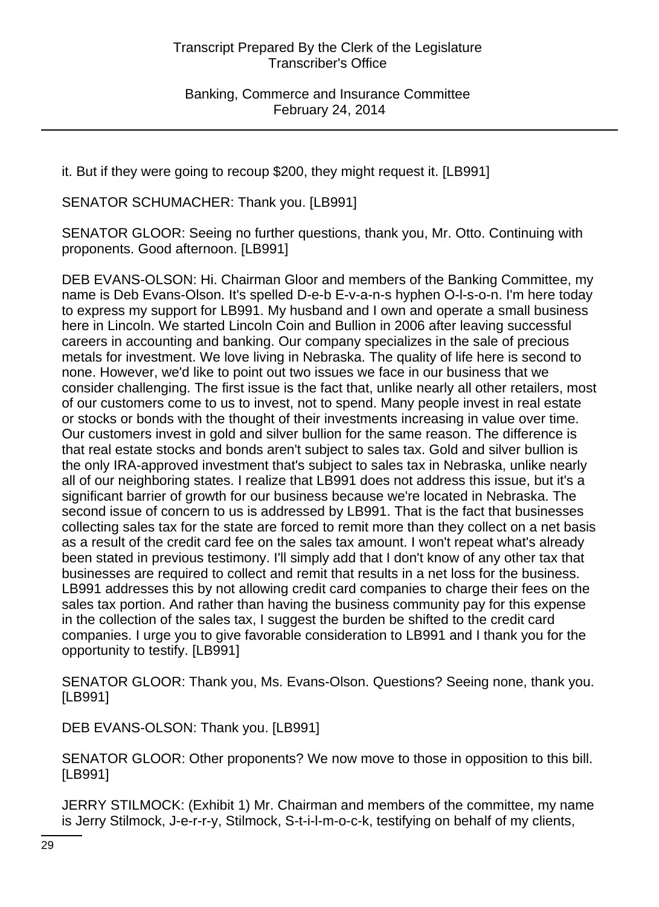it. But if they were going to recoup $200, they might request it. [LB991]

SENATOR SCHUMACHER: Thank you. [LB991]

SENATOR GLOOR: Seeing no further questions, thank you, Mr. Otto. Continuing with proponents. Good afternoon. [LB991]

DEB EVANS-OLSON: Hi. Chairman Gloor and members of the Banking Committee, my name is Deb Evans-Olson. It's spelled D-e-b E-v-a-n-s hyphen O-l-s-o-n. I'm here today to express my support for LB991. My husband and I own and operate a small business here in Lincoln. We started Lincoln Coin and Bullion in 2006 after leaving successful careers in accounting and banking. Our company specializes in the sale of precious metals for investment. We love living in Nebraska. The quality of life here is second to none. However, we'd like to point out two issues we face in our business that we consider challenging. The first issue is the fact that, unlike nearly all other retailers, most of our customers come to us to invest, not to spend. Many people invest in real estate or stocks or bonds with the thought of their investments increasing in value over time. Our customers invest in gold and silver bullion for the same reason. The difference is that real estate stocks and bonds aren't subject to sales tax. Gold and silver bullion is the only IRA-approved investment that's subject to sales tax in Nebraska, unlike nearly all of our neighboring states. I realize that LB991 does not address this issue, but it's a significant barrier of growth for our business because we're located in Nebraska. The second issue of concern to us is addressed by LB991. That is the fact that businesses collecting sales tax for the state are forced to remit more than they collect on a net basis as a result of the credit card fee on the sales tax amount. I won't repeat what's already been stated in previous testimony. I'll simply add that I don't know of any other tax that businesses are required to collect and remit that results in a net loss for the business. LB991 addresses this by not allowing credit card companies to charge their fees on the sales tax portion. And rather than having the business community pay for this expense in the collection of the sales tax, I suggest the burden be shifted to the credit card companies. I urge you to give favorable consideration to LB991 and I thank you for the opportunity to testify. [LB991]

SENATOR GLOOR: Thank you, Ms. Evans-Olson. Questions? Seeing none, thank you. [LB991]

DEB EVANS-OLSON: Thank you. [LB991]

SENATOR GLOOR: Other proponents? We now move to those in opposition to this bill. [LB991]

JERRY STILMOCK: (Exhibit 1) Mr. Chairman and members of the committee, my name is Jerry Stilmock, J-e-r-r-y, Stilmock, S-t-i-l-m-o-c-k, testifying on behalf of my clients,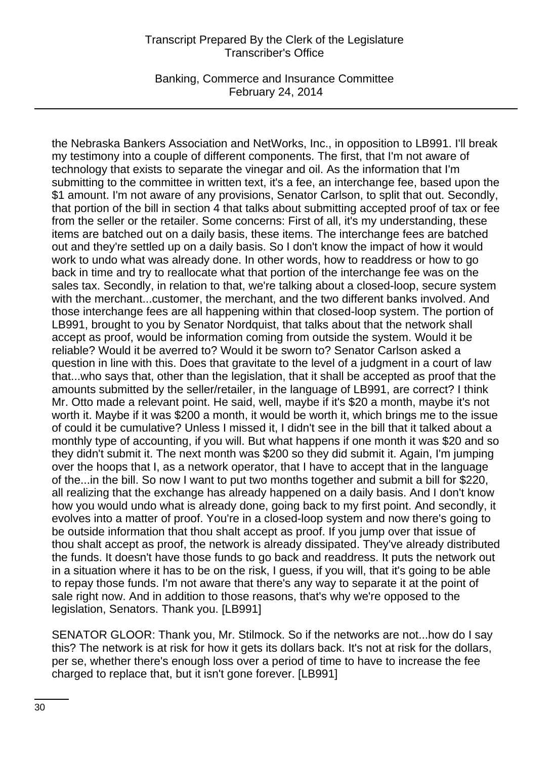the Nebraska Bankers Association and NetWorks, Inc., in opposition to LB991. I'll break my testimony into a couple of different components. The first, that I'm not aware of technology that exists to separate the vinegar and oil. As the information that I'm submitting to the committee in written text, it's a fee, an interchange fee, based upon the $1 amount. I'm not aware of any provisions, Senator Carlson, to split that out. Secondly, that portion of the bill in section 4 that talks about submitting accepted proof of tax or fee from the seller or the retailer. Some concerns: First of all, it's my understanding, these items are batched out on a daily basis, these items. The interchange fees are batched out and they're settled up on a daily basis. So I don't know the impact of how it would work to undo what was already done. In other words, how to readdress or how to go back in time and try to reallocate what that portion of the interchange fee was on the sales tax. Secondly, in relation to that, we're talking about a closed-loop, secure system with the merchant...customer, the merchant, and the two different banks involved. And those interchange fees are all happening within that closed-loop system. The portion of LB991, brought to you by Senator Nordquist, that talks about that the network shall accept as proof, would be information coming from outside the system. Would it be reliable? Would it be averred to? Would it be sworn to? Senator Carlson asked a question in line with this. Does that gravitate to the level of a judgment in a court of law that...who says that, other than the legislation, that it shall be accepted as proof that the amounts submitted by the seller/retailer, in the language of LB991, are correct? I think Mr. Otto made a relevant point. He said, well, maybe if it's $20 a month, maybe it's not worth it. Maybe if it was $200 a month, it would be worth it, which brings me to the issue of could it be cumulative? Unless I missed it, I didn't see in the bill that it talked about a monthly type of accounting, if you will. But what happens if one month it was $20 and so they didn't submit it. The next month was $200 so they did submit it. Again, I'm jumping over the hoops that I, as a network operator, that I have to accept that in the language of the...in the bill. So now I want to put two months together and submit a bill for $220, all realizing that the exchange has already happened on a daily basis. And I don't know how you would undo what is already done, going back to my first point. And secondly, it evolves into a matter of proof. You're in a closed-loop system and now there's going to be outside information that thou shalt accept as proof. If you jump over that issue of thou shalt accept as proof, the network is already dissipated. They've already distributed the funds. It doesn't have those funds to go back and readdress. It puts the network out in a situation where it has to be on the risk, I guess, if you will, that it's going to be able to repay those funds. I'm not aware that there's any way to separate it at the point of sale right now. And in addition to those reasons, that's why we're opposed to the legislation, Senators. Thank you. [LB991]

SENATOR GLOOR: Thank you, Mr. Stilmock. So if the networks are not...how do I say this? The network is at risk for how it gets its dollars back. It's not at risk for the dollars, per se, whether there's enough loss over a period of time to have to increase the fee charged to replace that, but it isn't gone forever. [LB991]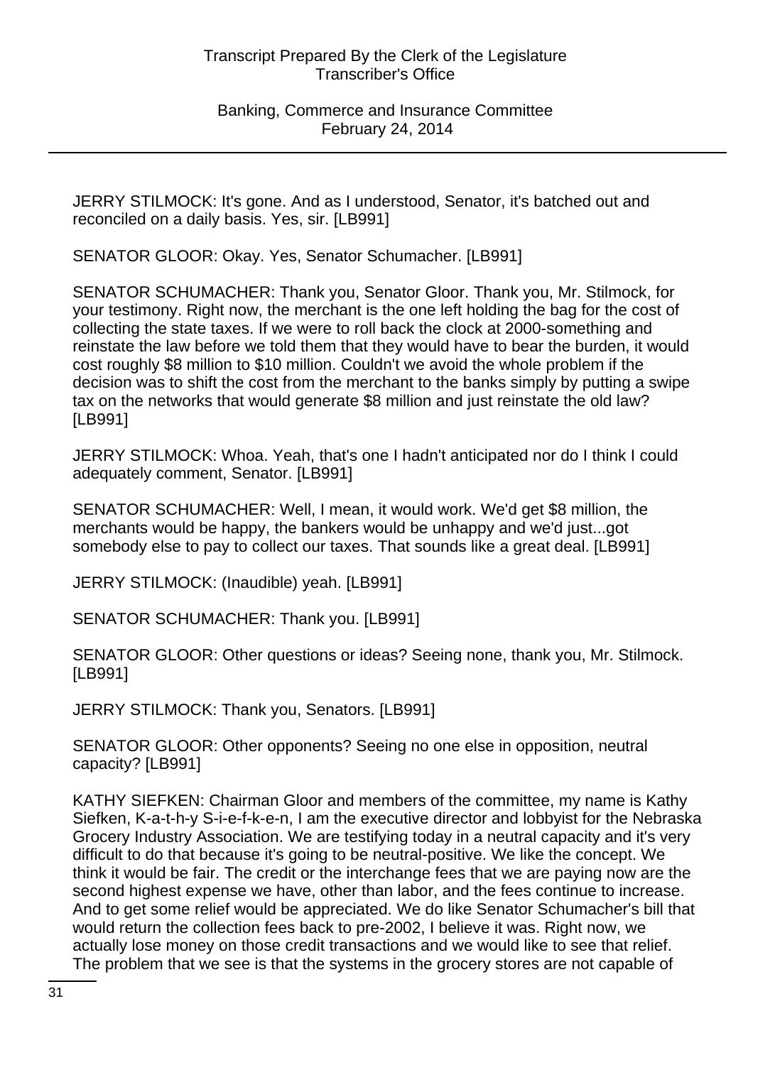JERRY STILMOCK: It's gone. And as I understood, Senator, it's batched out and reconciled on a daily basis. Yes, sir. [LB991]

SENATOR GLOOR: Okay. Yes, Senator Schumacher. [LB991]

SENATOR SCHUMACHER: Thank you, Senator Gloor. Thank you, Mr. Stilmock, for your testimony. Right now, the merchant is the one left holding the bag for the cost of collecting the state taxes. If we were to roll back the clock at 2000-something and reinstate the law before we told them that they would have to bear the burden, it would cost roughly $8 million to $10 million. Couldn't we avoid the whole problem if the decision was to shift the cost from the merchant to the banks simply by putting a swipe tax on the networks that would generate $8 million and just reinstate the old law? [LB991]

JERRY STILMOCK: Whoa. Yeah, that's one I hadn't anticipated nor do I think I could adequately comment, Senator. [LB991]

SENATOR SCHUMACHER: Well, I mean, it would work. We'd get $8 million, the merchants would be happy, the bankers would be unhappy and we'd just...got somebody else to pay to collect our taxes. That sounds like a great deal. [LB991]

JERRY STILMOCK: (Inaudible) yeah. [LB991]

SENATOR SCHUMACHER: Thank you. [LB991]

SENATOR GLOOR: Other questions or ideas? Seeing none, thank you, Mr. Stilmock. [LB991]

JERRY STILMOCK: Thank you, Senators. [LB991]

SENATOR GLOOR: Other opponents? Seeing no one else in opposition, neutral capacity? [LB991]

KATHY SIEFKEN: Chairman Gloor and members of the committee, my name is Kathy Siefken, K-a-t-h-y S-i-e-f-k-e-n, I am the executive director and lobbyist for the Nebraska Grocery Industry Association. We are testifying today in a neutral capacity and it's very difficult to do that because it's going to be neutral-positive. We like the concept. We think it would be fair. The credit or the interchange fees that we are paying now are the second highest expense we have, other than labor, and the fees continue to increase. And to get some relief would be appreciated. We do like Senator Schumacher's bill that would return the collection fees back to pre-2002, I believe it was. Right now, we actually lose money on those credit transactions and we would like to see that relief. The problem that we see is that the systems in the grocery stores are not capable of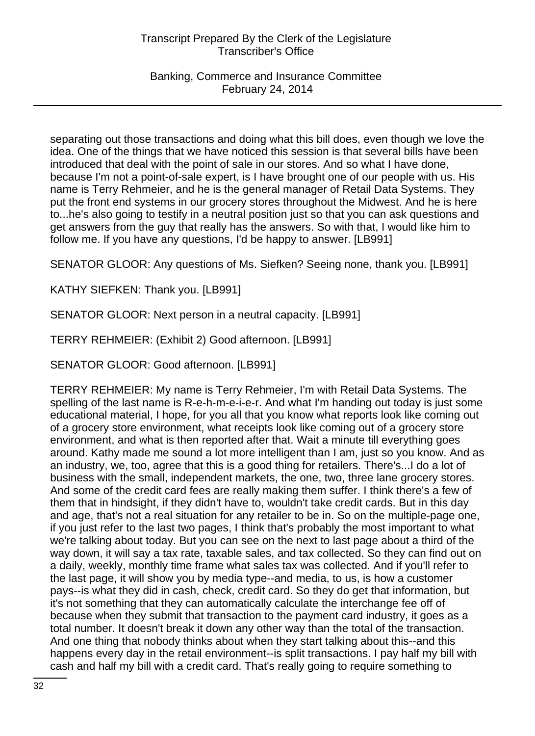separating out those transactions and doing what this bill does, even though we love the idea. One of the things that we have noticed this session is that several bills have been introduced that deal with the point of sale in our stores. And so what I have done, because I'm not a point-of-sale expert, is I have brought one of our people with us. His name is Terry Rehmeier, and he is the general manager of Retail Data Systems. They put the front end systems in our grocery stores throughout the Midwest. And he is here to...he's also going to testify in a neutral position just so that you can ask questions and get answers from the guy that really has the answers. So with that, I would like him to follow me. If you have any questions, I'd be happy to answer. [LB991]

SENATOR GLOOR: Any questions of Ms. Siefken? Seeing none, thank you. [LB991]

KATHY SIEFKEN: Thank you. [LB991]

SENATOR GLOOR: Next person in a neutral capacity. [LB991]

TERRY REHMEIER: (Exhibit 2) Good afternoon. [LB991]

SENATOR GLOOR: Good afternoon. [LB991]

TERRY REHMEIER: My name is Terry Rehmeier, I'm with Retail Data Systems. The spelling of the last name is R-e-h-m-e-i-e-r. And what I'm handing out today is just some educational material, I hope, for you all that you know what reports look like coming out of a grocery store environment, what receipts look like coming out of a grocery store environment, and what is then reported after that. Wait a minute till everything goes around. Kathy made me sound a lot more intelligent than I am, just so you know. And as an industry, we, too, agree that this is a good thing for retailers. There's...I do a lot of business with the small, independent markets, the one, two, three lane grocery stores. And some of the credit card fees are really making them suffer. I think there's a few of them that in hindsight, if they didn't have to, wouldn't take credit cards. But in this day and age, that's not a real situation for any retailer to be in. So on the multiple-page one, if you just refer to the last two pages, I think that's probably the most important to what we're talking about today. But you can see on the next to last page about a third of the way down, it will say a tax rate, taxable sales, and tax collected. So they can find out on a daily, weekly, monthly time frame what sales tax was collected. And if you'll refer to the last page, it will show you by media type--and media, to us, is how a customer pays--is what they did in cash, check, credit card. So they do get that information, but it's not something that they can automatically calculate the interchange fee off of because when they submit that transaction to the payment card industry, it goes as a total number. It doesn't break it down any other way than the total of the transaction. And one thing that nobody thinks about when they start talking about this--and this happens every day in the retail environment--is split transactions. I pay half my bill with cash and half my bill with a credit card. That's really going to require something to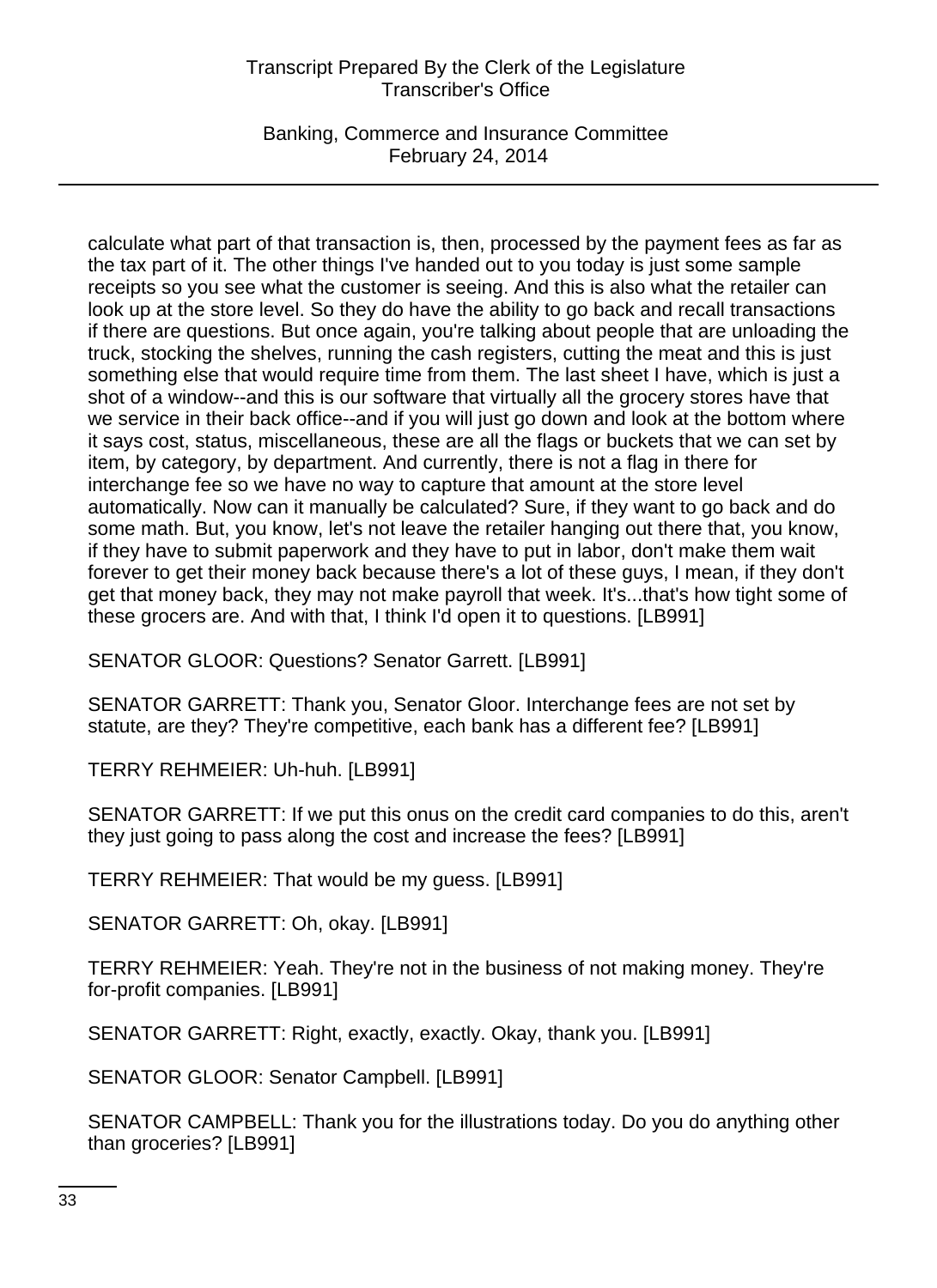calculate what part of that transaction is, then, processed by the payment fees as far as the tax part of it. The other things I've handed out to you today is just some sample receipts so you see what the customer is seeing. And this is also what the retailer can look up at the store level. So they do have the ability to go back and recall transactions if there are questions. But once again, you're talking about people that are unloading the truck, stocking the shelves, running the cash registers, cutting the meat and this is just something else that would require time from them. The last sheet I have, which is just a shot of a window--and this is our software that virtually all the grocery stores have that we service in their back office--and if you will just go down and look at the bottom where it says cost, status, miscellaneous, these are all the flags or buckets that we can set by item, by category, by department. And currently, there is not a flag in there for interchange fee so we have no way to capture that amount at the store level automatically. Now can it manually be calculated? Sure, if they want to go back and do some math. But, you know, let's not leave the retailer hanging out there that, you know, if they have to submit paperwork and they have to put in labor, don't make them wait forever to get their money back because there's a lot of these guys, I mean, if they don't get that money back, they may not make payroll that week. It's...that's how tight some of these grocers are. And with that, I think I'd open it to questions. [LB991]

SENATOR GLOOR: Questions? Senator Garrett. [LB991]

SENATOR GARRETT: Thank you, Senator Gloor. Interchange fees are not set by statute, are they? They're competitive, each bank has a different fee? [LB991]

TERRY REHMEIER: Uh-huh. [LB991]

SENATOR GARRETT: If we put this onus on the credit card companies to do this, aren't they just going to pass along the cost and increase the fees? [LB991]

TERRY REHMEIER: That would be my guess. [LB991]

SENATOR GARRETT: Oh, okay. [LB991]

TERRY REHMEIER: Yeah. They're not in the business of not making money. They're for-profit companies. [LB991]

SENATOR GARRETT: Right, exactly, exactly. Okay, thank you. [LB991]

SENATOR GLOOR: Senator Campbell. [LB991]

SENATOR CAMPBELL: Thank you for the illustrations today. Do you do anything other than groceries? [LB991]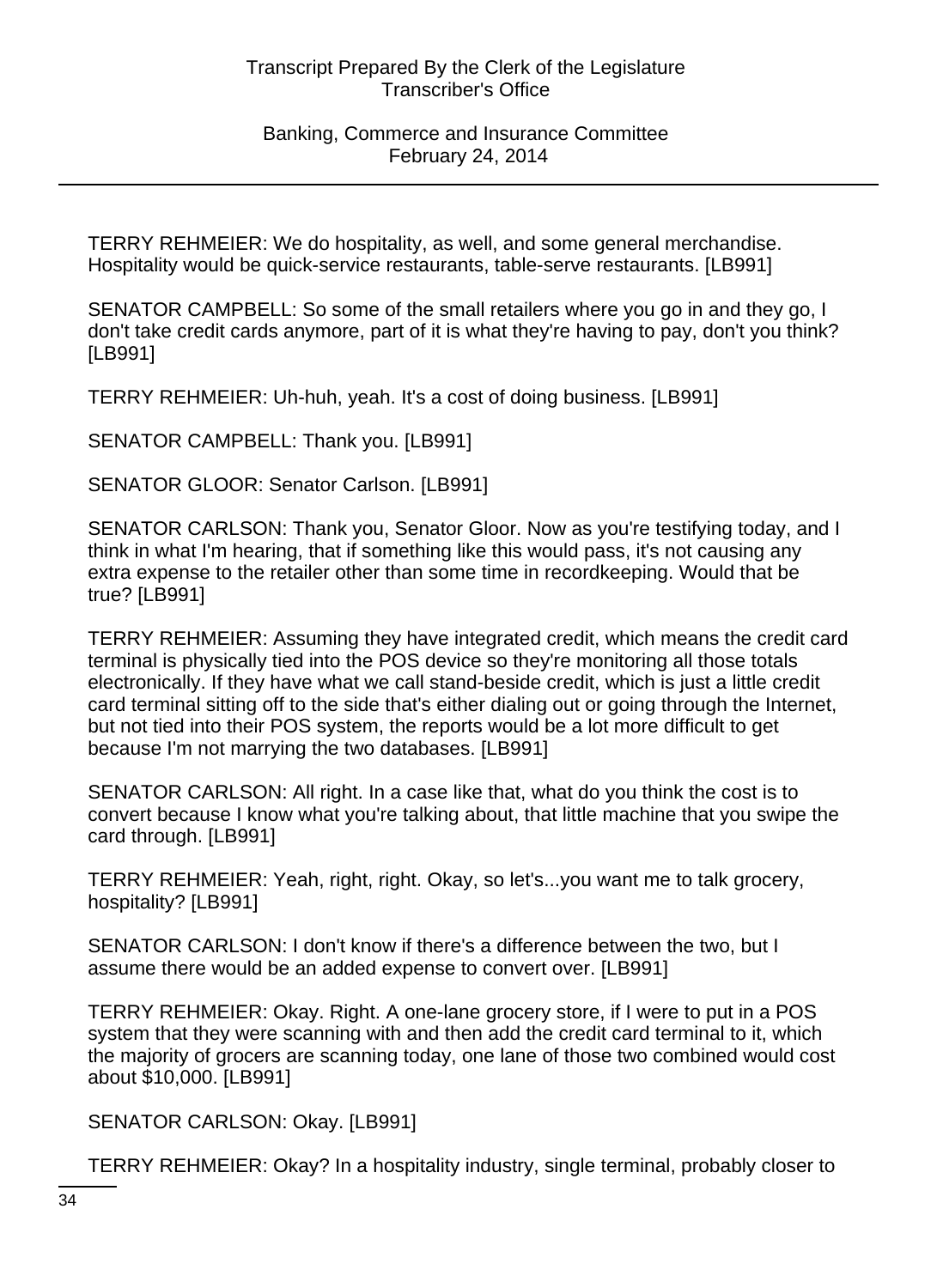TERRY REHMEIER: We do hospitality, as well, and some general merchandise. Hospitality would be quick-service restaurants, table-serve restaurants. [LB991]

SENATOR CAMPBELL: So some of the small retailers where you go in and they go, I don't take credit cards anymore, part of it is what they're having to pay, don't you think? [LB991]

TERRY REHMEIER: Uh-huh, yeah. It's a cost of doing business. [LB991]

SENATOR CAMPBELL: Thank you. [LB991]

SENATOR GLOOR: Senator Carlson. [LB991]

SENATOR CARLSON: Thank you, Senator Gloor. Now as you're testifying today, and I think in what I'm hearing, that if something like this would pass, it's not causing any extra expense to the retailer other than some time in recordkeeping. Would that be true? [LB991]

TERRY REHMEIER: Assuming they have integrated credit, which means the credit card terminal is physically tied into the POS device so they're monitoring all those totals electronically. If they have what we call stand-beside credit, which is just a little credit card terminal sitting off to the side that's either dialing out or going through the Internet, but not tied into their POS system, the reports would be a lot more difficult to get because I'm not marrying the two databases. [LB991]

SENATOR CARLSON: All right. In a case like that, what do you think the cost is to convert because I know what you're talking about, that little machine that you swipe the card through. [LB991]

TERRY REHMEIER: Yeah, right, right. Okay, so let's...you want me to talk grocery, hospitality? [LB991]

SENATOR CARLSON: I don't know if there's a difference between the two, but I assume there would be an added expense to convert over. [LB991]

TERRY REHMEIER: Okay. Right. A one-lane grocery store, if I were to put in a POS system that they were scanning with and then add the credit card terminal to it, which the majority of grocers are scanning today, one lane of those two combined would cost about $10,000. [LB991]

SENATOR CARLSON: Okay. [LB991]

TERRY REHMEIER: Okay? In a hospitality industry, single terminal, probably closer to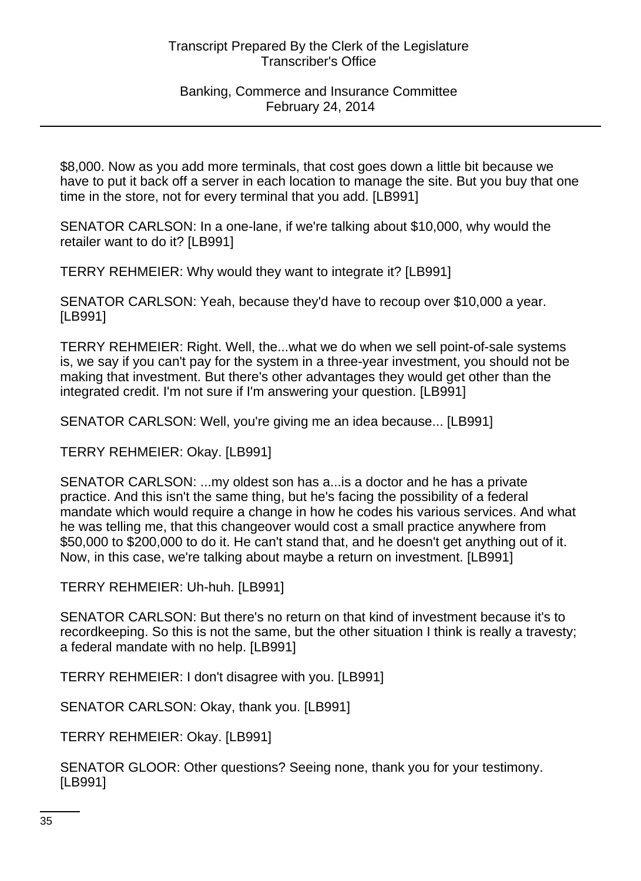$8,000. Now as you add more terminals, that cost goes down a little bit because we have to put it back off a server in each location to manage the site. But you buy that one time in the store, not for every terminal that you add. [LB991]

SENATOR CARLSON: In a one-lane, if we're talking about $10,000, why would the retailer want to do it? [LB991]

TERRY REHMEIER: Why would they want to integrate it? [LB991]

SENATOR CARLSON: Yeah, because they'd have to recoup over $10,000 a year. [LB991]

TERRY REHMEIER: Right. Well, the...what we do when we sell point-of-sale systems is, we say if you can't pay for the system in a three-year investment, you should not be making that investment. But there's other advantages they would get other than the integrated credit. I'm not sure if I'm answering your question. [LB991]

SENATOR CARLSON: Well, you're giving me an idea because... [LB991]

TERRY REHMEIER: Okay. [LB991]

SENATOR CARLSON: ...my oldest son has a...is a doctor and he has a private practice. And this isn't the same thing, but he's facing the possibility of a federal mandate which would require a change in how he codes his various services. And what he was telling me, that this changeover would cost a small practice anywhere from $50,000 to $200,000 to do it. He can't stand that, and he doesn't get anything out of it. Now, in this case, we're talking about maybe a return on investment. [LB991]

TERRY REHMEIER: Uh-huh. [LB991]

SENATOR CARLSON: But there's no return on that kind of investment because it's to recordkeeping. So this is not the same, but the other situation I think is really a travesty; a federal mandate with no help. [LB991]

TERRY REHMEIER: I don't disagree with you. [LB991]

SENATOR CARLSON: Okay, thank you. [LB991]

TERRY REHMEIER: Okay. [LB991]

SENATOR GLOOR: Other questions? Seeing none, thank you for your testimony. [LB991]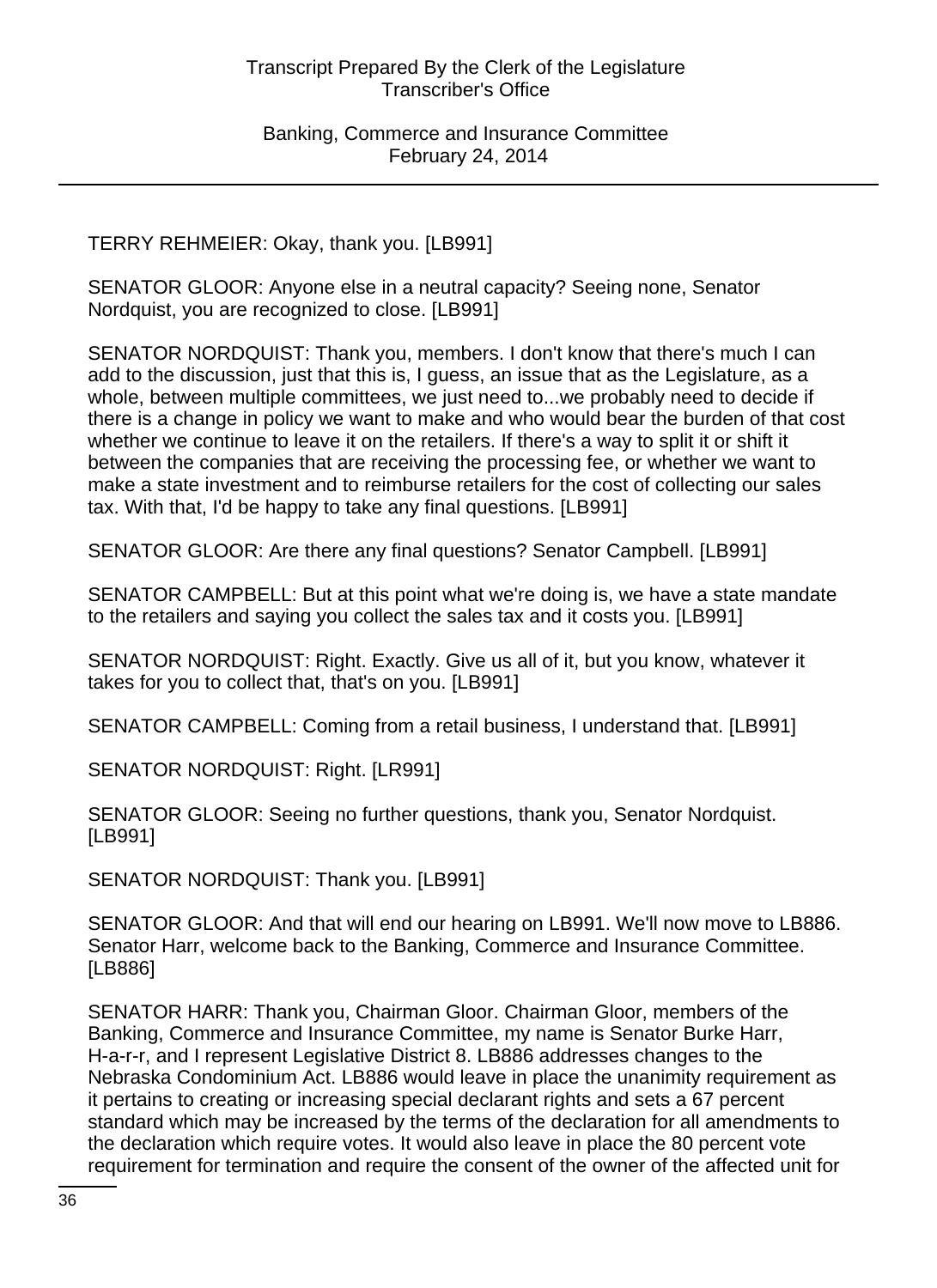TERRY REHMEIER: Okay, thank you. [LB991]

SENATOR GLOOR: Anyone else in a neutral capacity? Seeing none, Senator Nordquist, you are recognized to close. [LB991]

SENATOR NORDQUIST: Thank you, members. I don't know that there's much I can add to the discussion, just that this is, I guess, an issue that as the Legislature, as a whole, between multiple committees, we just need to...we probably need to decide if there is a change in policy we want to make and who would bear the burden of that cost whether we continue to leave it on the retailers. If there's a way to split it or shift it between the companies that are receiving the processing fee, or whether we want to make a state investment and to reimburse retailers for the cost of collecting our sales tax. With that, I'd be happy to take any final questions. [LB991]

SENATOR GLOOR: Are there any final questions? Senator Campbell. [LB991]

SENATOR CAMPBELL: But at this point what we're doing is, we have a state mandate to the retailers and saying you collect the sales tax and it costs you. [LB991]

SENATOR NORDQUIST: Right. Exactly. Give us all of it, but you know, whatever it takes for you to collect that, that's on you. [LB991]

SENATOR CAMPBELL: Coming from a retail business, I understand that. [LB991]

SENATOR NORDQUIST: Right. [LR991]

SENATOR GLOOR: Seeing no further questions, thank you, Senator Nordquist. [LB991]

SENATOR NORDQUIST: Thank you. [LB991]

SENATOR GLOOR: And that will end our hearing on LB991. We'll now move to LB886. Senator Harr, welcome back to the Banking, Commerce and Insurance Committee. [LB886]

SENATOR HARR: Thank you, Chairman Gloor. Chairman Gloor, members of the Banking, Commerce and Insurance Committee, my name is Senator Burke Harr, H-a-r-r, and I represent Legislative District 8. LB886 addresses changes to the Nebraska Condominium Act. LB886 would leave in place the unanimity requirement as it pertains to creating or increasing special declarant rights and sets a 67 percent standard which may be increased by the terms of the declaration for all amendments to the declaration which require votes. It would also leave in place the 80 percent vote requirement for termination and require the consent of the owner of the affected unit for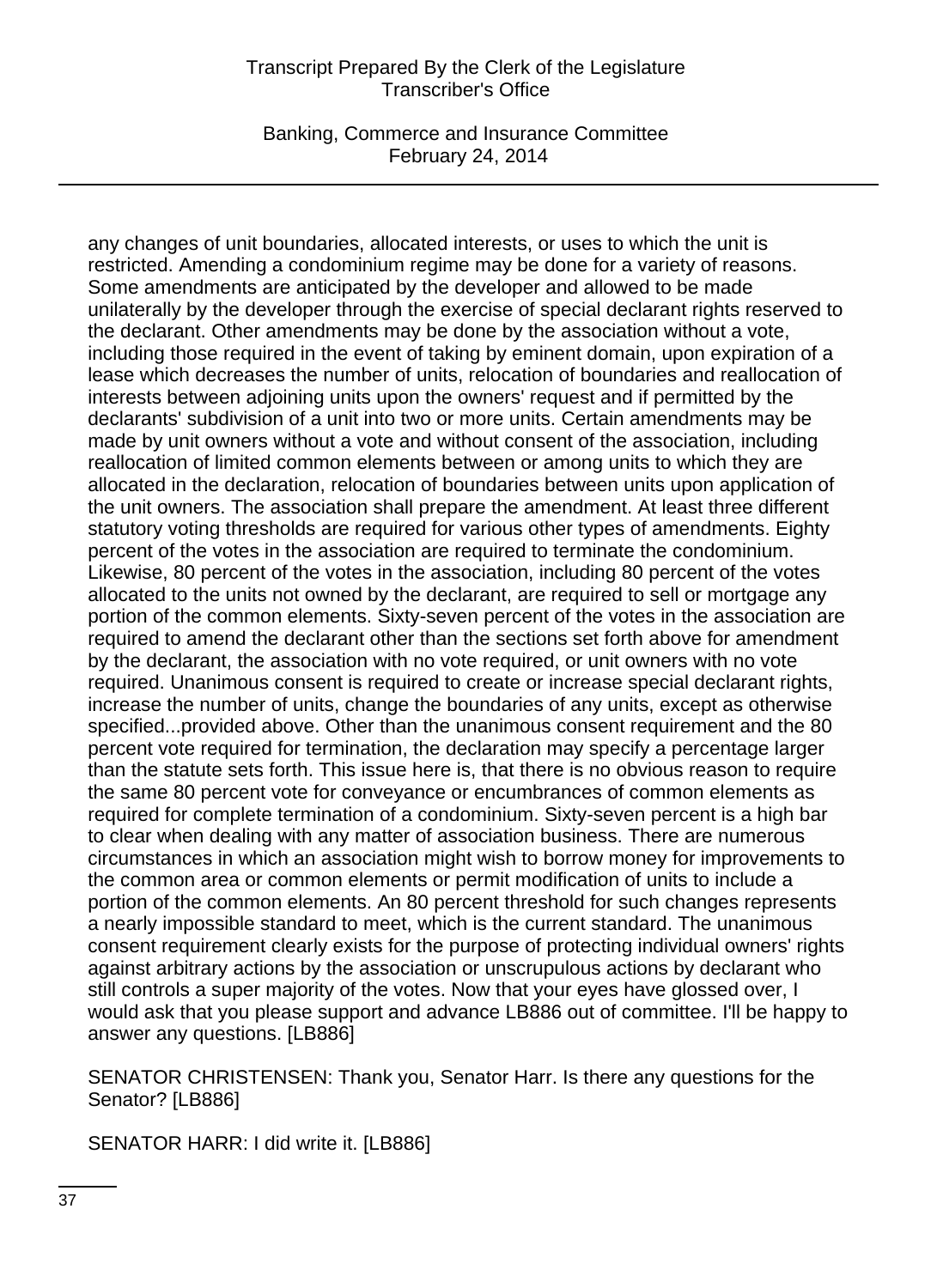any changes of unit boundaries, allocated interests, or uses to which the unit is restricted. Amending a condominium regime may be done for a variety of reasons. Some amendments are anticipated by the developer and allowed to be made unilaterally by the developer through the exercise of special declarant rights reserved to the declarant. Other amendments may be done by the association without a vote, including those required in the event of taking by eminent domain, upon expiration of a lease which decreases the number of units, relocation of boundaries and reallocation of interests between adjoining units upon the owners' request and if permitted by the declarants' subdivision of a unit into two or more units. Certain amendments may be made by unit owners without a vote and without consent of the association, including reallocation of limited common elements between or among units to which they are allocated in the declaration, relocation of boundaries between units upon application of the unit owners. The association shall prepare the amendment. At least three different statutory voting thresholds are required for various other types of amendments. Eighty percent of the votes in the association are required to terminate the condominium. Likewise, 80 percent of the votes in the association, including 80 percent of the votes allocated to the units not owned by the declarant, are required to sell or mortgage any portion of the common elements. Sixty-seven percent of the votes in the association are required to amend the declarant other than the sections set forth above for amendment by the declarant, the association with no vote required, or unit owners with no vote required. Unanimous consent is required to create or increase special declarant rights, increase the number of units, change the boundaries of any units, except as otherwise specified...provided above. Other than the unanimous consent requirement and the 80 percent vote required for termination, the declaration may specify a percentage larger than the statute sets forth. This issue here is, that there is no obvious reason to require the same 80 percent vote for conveyance or encumbrances of common elements as required for complete termination of a condominium. Sixty-seven percent is a high bar to clear when dealing with any matter of association business. There are numerous circumstances in which an association might wish to borrow money for improvements to the common area or common elements or permit modification of units to include a portion of the common elements. An 80 percent threshold for such changes represents a nearly impossible standard to meet, which is the current standard. The unanimous consent requirement clearly exists for the purpose of protecting individual owners' rights against arbitrary actions by the association or unscrupulous actions by declarant who still controls a super majority of the votes. Now that your eyes have glossed over, I would ask that you please support and advance LB886 out of committee. I'll be happy to answer any questions. [LB886]

SENATOR CHRISTENSEN: Thank you, Senator Harr. Is there any questions for the Senator? [LB886]

SENATOR HARR: I did write it. [LB886]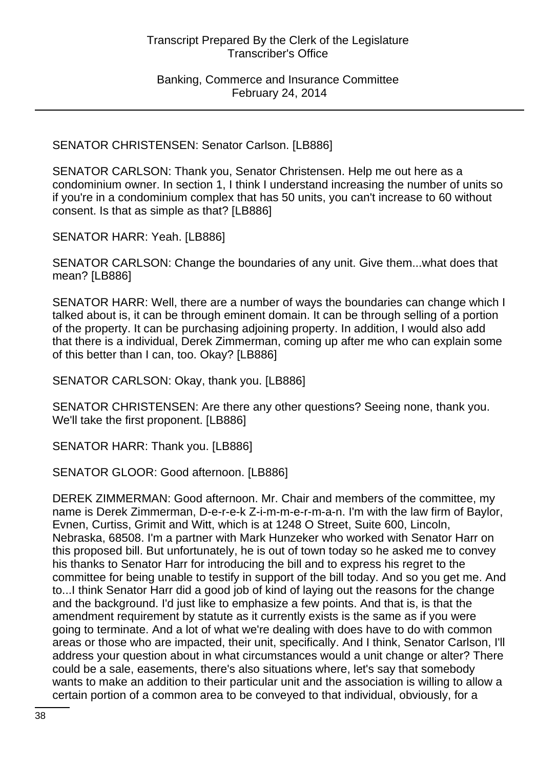SENATOR CHRISTENSEN: Senator Carlson. [LB886]

SENATOR CARLSON: Thank you, Senator Christensen. Help me out here as a condominium owner. In section 1, I think I understand increasing the number of units so if you're in a condominium complex that has 50 units, you can't increase to 60 without consent. Is that as simple as that? [LB886]

SENATOR HARR: Yeah. [LB886]

SENATOR CARLSON: Change the boundaries of any unit. Give them...what does that mean? [LB886]

SENATOR HARR: Well, there are a number of ways the boundaries can change which I talked about is, it can be through eminent domain. It can be through selling of a portion of the property. It can be purchasing adjoining property. In addition, I would also add that there is a individual, Derek Zimmerman, coming up after me who can explain some of this better than I can, too. Okay? [LB886]

SENATOR CARLSON: Okay, thank you. [LB886]

SENATOR CHRISTENSEN: Are there any other questions? Seeing none, thank you. We'll take the first proponent. [LB886]

SENATOR HARR: Thank you. [LB886]

SENATOR GLOOR: Good afternoon. [LB886]

DEREK ZIMMERMAN: Good afternoon. Mr. Chair and members of the committee, my name is Derek Zimmerman, D-e-r-e-k Z-i-m-m-e-r-m-a-n. I'm with the law firm of Baylor, Evnen, Curtiss, Grimit and Witt, which is at 1248 O Street, Suite 600, Lincoln, Nebraska, 68508. I'm a partner with Mark Hunzeker who worked with Senator Harr on this proposed bill. But unfortunately, he is out of town today so he asked me to convey his thanks to Senator Harr for introducing the bill and to express his regret to the committee for being unable to testify in support of the bill today. And so you get me. And to...I think Senator Harr did a good job of kind of laying out the reasons for the change and the background. I'd just like to emphasize a few points. And that is, is that the amendment requirement by statute as it currently exists is the same as if you were going to terminate. And a lot of what we're dealing with does have to do with common areas or those who are impacted, their unit, specifically. And I think, Senator Carlson, I'll address your question about in what circumstances would a unit change or alter? There could be a sale, easements, there's also situations where, let's say that somebody wants to make an addition to their particular unit and the association is willing to allow a certain portion of a common area to be conveyed to that individual, obviously, for a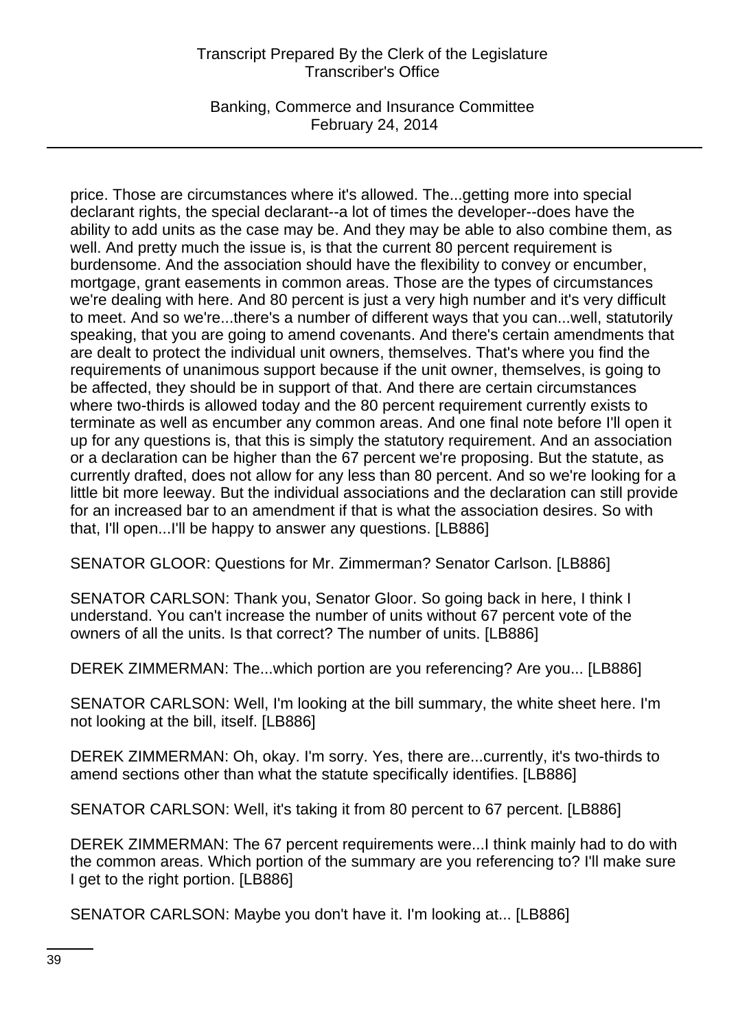price. Those are circumstances where it's allowed. The...getting more into special declarant rights, the special declarant--a lot of times the developer--does have the ability to add units as the case may be. And they may be able to also combine them, as well. And pretty much the issue is, is that the current 80 percent requirement is burdensome. And the association should have the flexibility to convey or encumber, mortgage, grant easements in common areas. Those are the types of circumstances we're dealing with here. And 80 percent is just a very high number and it's very difficult to meet. And so we're...there's a number of different ways that you can...well, statutorily speaking, that you are going to amend covenants. And there's certain amendments that are dealt to protect the individual unit owners, themselves. That's where you find the requirements of unanimous support because if the unit owner, themselves, is going to be affected, they should be in support of that. And there are certain circumstances where two-thirds is allowed today and the 80 percent requirement currently exists to terminate as well as encumber any common areas. And one final note before I'll open it up for any questions is, that this is simply the statutory requirement. And an association or a declaration can be higher than the 67 percent we're proposing. But the statute, as currently drafted, does not allow for any less than 80 percent. And so we're looking for a little bit more leeway. But the individual associations and the declaration can still provide for an increased bar to an amendment if that is what the association desires. So with that, I'll open...I'll be happy to answer any questions. [LB886]

SENATOR GLOOR: Questions for Mr. Zimmerman? Senator Carlson. [LB886]

SENATOR CARLSON: Thank you, Senator Gloor. So going back in here, I think I understand. You can't increase the number of units without 67 percent vote of the owners of all the units. Is that correct? The number of units. [LB886]

DEREK ZIMMERMAN: The...which portion are you referencing? Are you... [LB886]

SENATOR CARLSON: Well, I'm looking at the bill summary, the white sheet here. I'm not looking at the bill, itself. [LB886]

DEREK ZIMMERMAN: Oh, okay. I'm sorry. Yes, there are...currently, it's two-thirds to amend sections other than what the statute specifically identifies. [LB886]

SENATOR CARLSON: Well, it's taking it from 80 percent to 67 percent. [LB886]

DEREK ZIMMERMAN: The 67 percent requirements were...I think mainly had to do with the common areas. Which portion of the summary are you referencing to? I'll make sure I get to the right portion. [LB886]

SENATOR CARLSON: Maybe you don't have it. I'm looking at... [LB886]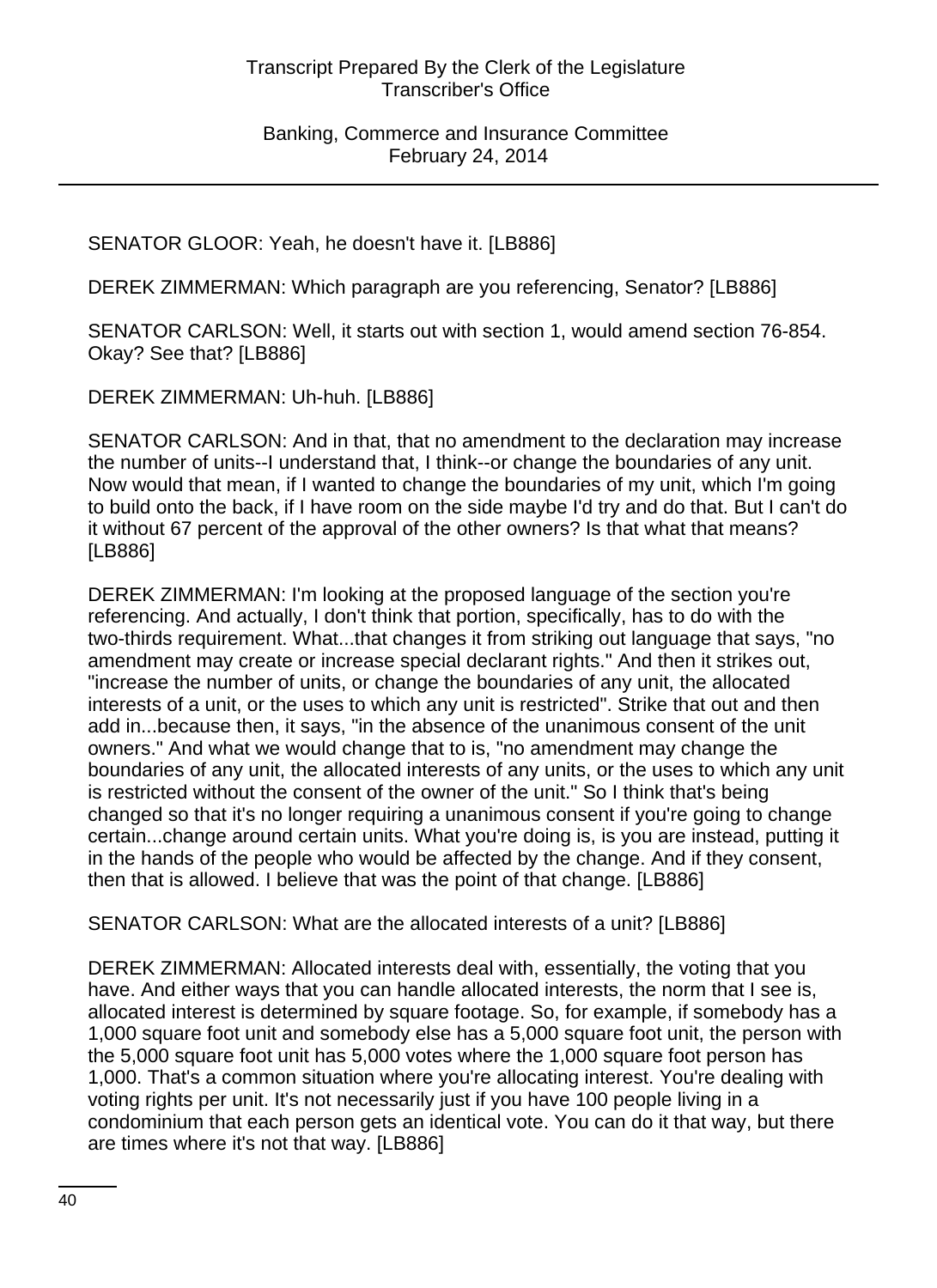SENATOR GLOOR: Yeah, he doesn't have it. [LB886]

DEREK ZIMMERMAN: Which paragraph are you referencing, Senator? [LB886]

SENATOR CARLSON: Well, it starts out with section 1, would amend section 76-854. Okay? See that? [LB886]

DEREK ZIMMERMAN: Uh-huh. [LB886]

SENATOR CARLSON: And in that, that no amendment to the declaration may increase the number of units--I understand that, I think--or change the boundaries of any unit. Now would that mean, if I wanted to change the boundaries of my unit, which I'm going to build onto the back, if I have room on the side maybe I'd try and do that. But I can't do it without 67 percent of the approval of the other owners? Is that what that means? [LB886]

DEREK ZIMMERMAN: I'm looking at the proposed language of the section you're referencing. And actually, I don't think that portion, specifically, has to do with the two-thirds requirement. What...that changes it from striking out language that says, "no amendment may create or increase special declarant rights." And then it strikes out, "increase the number of units, or change the boundaries of any unit, the allocated interests of a unit, or the uses to which any unit is restricted". Strike that out and then add in...because then, it says, "in the absence of the unanimous consent of the unit owners." And what we would change that to is, "no amendment may change the boundaries of any unit, the allocated interests of any units, or the uses to which any unit is restricted without the consent of the owner of the unit." So I think that's being changed so that it's no longer requiring a unanimous consent if you're going to change certain...change around certain units. What you're doing is, is you are instead, putting it in the hands of the people who would be affected by the change. And if they consent, then that is allowed. I believe that was the point of that change. [LB886]

SENATOR CARLSON: What are the allocated interests of a unit? [LB886]

DEREK ZIMMERMAN: Allocated interests deal with, essentially, the voting that you have. And either ways that you can handle allocated interests, the norm that I see is, allocated interest is determined by square footage. So, for example, if somebody has a 1,000 square foot unit and somebody else has a 5,000 square foot unit, the person with the 5,000 square foot unit has 5,000 votes where the 1,000 square foot person has 1,000. That's a common situation where you're allocating interest. You're dealing with voting rights per unit. It's not necessarily just if you have 100 people living in a condominium that each person gets an identical vote. You can do it that way, but there are times where it's not that way. [LB886]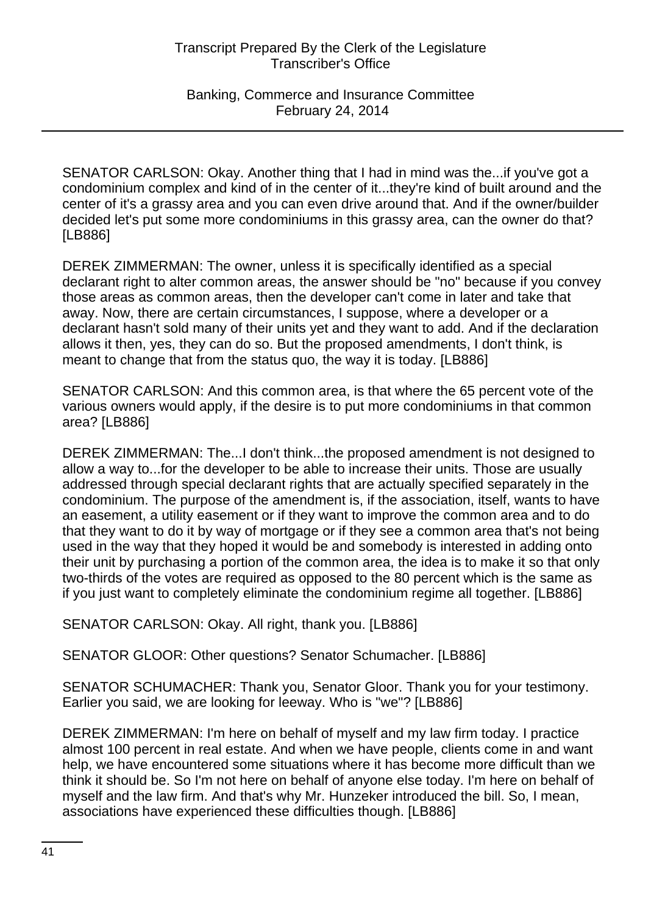SENATOR CARLSON: Okay. Another thing that I had in mind was the...if you've got a condominium complex and kind of in the center of it...they're kind of built around and the center of it's a grassy area and you can even drive around that. And if the owner/builder decided let's put some more condominiums in this grassy area, can the owner do that? [LB886]

DEREK ZIMMERMAN: The owner, unless it is specifically identified as a special declarant right to alter common areas, the answer should be "no" because if you convey those areas as common areas, then the developer can't come in later and take that away. Now, there are certain circumstances, I suppose, where a developer or a declarant hasn't sold many of their units yet and they want to add. And if the declaration allows it then, yes, they can do so. But the proposed amendments, I don't think, is meant to change that from the status quo, the way it is today. [LB886]

SENATOR CARLSON: And this common area, is that where the 65 percent vote of the various owners would apply, if the desire is to put more condominiums in that common area? [LB886]

DEREK ZIMMERMAN: The...I don't think...the proposed amendment is not designed to allow a way to...for the developer to be able to increase their units. Those are usually addressed through special declarant rights that are actually specified separately in the condominium. The purpose of the amendment is, if the association, itself, wants to have an easement, a utility easement or if they want to improve the common area and to do that they want to do it by way of mortgage or if they see a common area that's not being used in the way that they hoped it would be and somebody is interested in adding onto their unit by purchasing a portion of the common area, the idea is to make it so that only two-thirds of the votes are required as opposed to the 80 percent which is the same as if you just want to completely eliminate the condominium regime all together. [LB886]

SENATOR CARLSON: Okay. All right, thank you. [LB886]

SENATOR GLOOR: Other questions? Senator Schumacher. [LB886]

SENATOR SCHUMACHER: Thank you, Senator Gloor. Thank you for your testimony. Earlier you said, we are looking for leeway. Who is "we"? [LB886]

DEREK ZIMMERMAN: I'm here on behalf of myself and my law firm today. I practice almost 100 percent in real estate. And when we have people, clients come in and want help, we have encountered some situations where it has become more difficult than we think it should be. So I'm not here on behalf of anyone else today. I'm here on behalf of myself and the law firm. And that's why Mr. Hunzeker introduced the bill. So, I mean, associations have experienced these difficulties though. [LB886]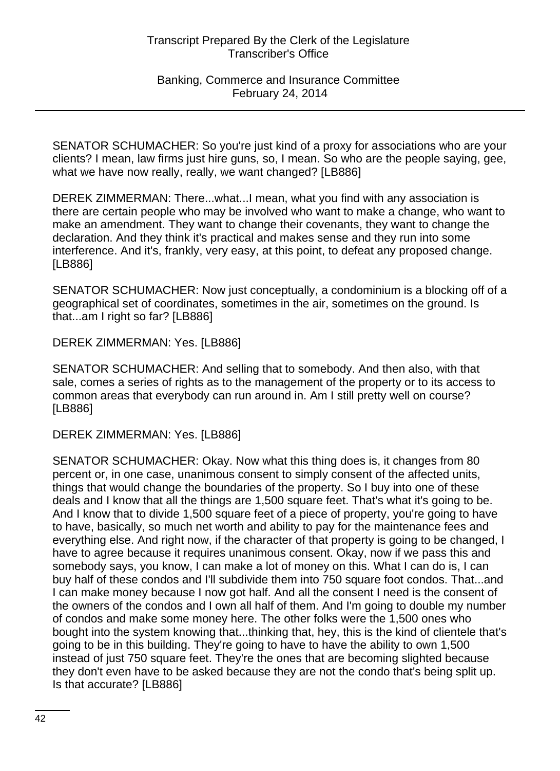SENATOR SCHUMACHER: So you're just kind of a proxy for associations who are your clients? I mean, law firms just hire guns, so, I mean. So who are the people saying, gee, what we have now really, really, we want changed? [LB886]

DEREK ZIMMERMAN: There...what...I mean, what you find with any association is there are certain people who may be involved who want to make a change, who want to make an amendment. They want to change their covenants, they want to change the declaration. And they think it's practical and makes sense and they run into some interference. And it's, frankly, very easy, at this point, to defeat any proposed change. [LB886]

SENATOR SCHUMACHER: Now just conceptually, a condominium is a blocking off of a geographical set of coordinates, sometimes in the air, sometimes on the ground. Is that...am I right so far? [LB886]

DEREK ZIMMERMAN: Yes. [LB886]

SENATOR SCHUMACHER: And selling that to somebody. And then also, with that sale, comes a series of rights as to the management of the property or to its access to common areas that everybody can run around in. Am I still pretty well on course? [LB886]

DEREK ZIMMERMAN: Yes. [LB886]

SENATOR SCHUMACHER: Okay. Now what this thing does is, it changes from 80 percent or, in one case, unanimous consent to simply consent of the affected units, things that would change the boundaries of the property. So I buy into one of these deals and I know that all the things are 1,500 square feet. That's what it's going to be. And I know that to divide 1,500 square feet of a piece of property, you're going to have to have, basically, so much net worth and ability to pay for the maintenance fees and everything else. And right now, if the character of that property is going to be changed, I have to agree because it requires unanimous consent. Okay, now if we pass this and somebody says, you know, I can make a lot of money on this. What I can do is, I can buy half of these condos and I'll subdivide them into 750 square foot condos. That...and I can make money because I now got half. And all the consent I need is the consent of the owners of the condos and I own all half of them. And I'm going to double my number of condos and make some money here. The other folks were the 1,500 ones who bought into the system knowing that...thinking that, hey, this is the kind of clientele that's going to be in this building. They're going to have to have the ability to own 1,500 instead of just 750 square feet. They're the ones that are becoming slighted because they don't even have to be asked because they are not the condo that's being split up. Is that accurate? [LB886]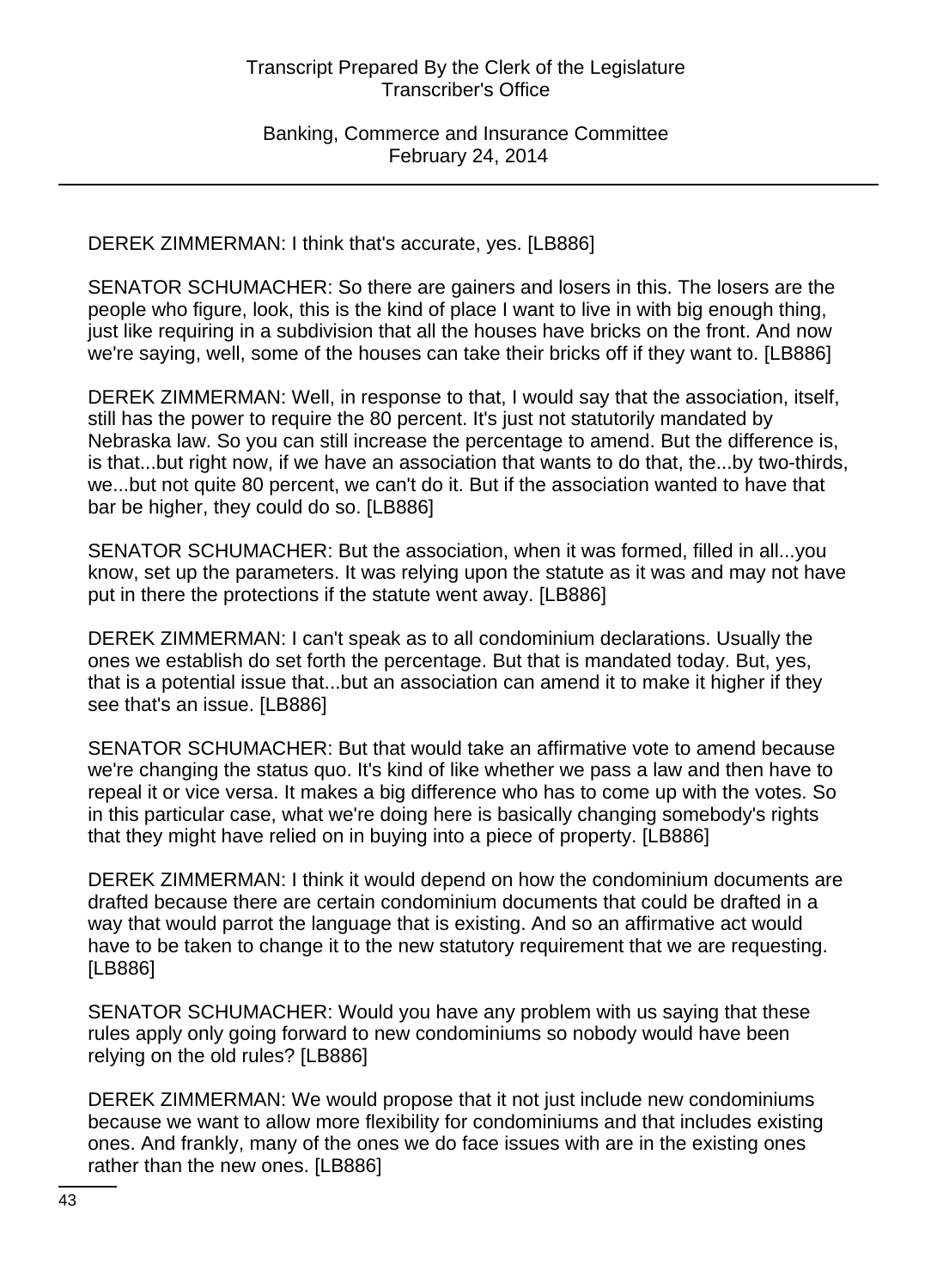DEREK ZIMMERMAN: I think that's accurate, yes. [LB886]

SENATOR SCHUMACHER: So there are gainers and losers in this. The losers are the people who figure, look, this is the kind of place I want to live in with big enough thing, just like requiring in a subdivision that all the houses have bricks on the front. And now we're saying, well, some of the houses can take their bricks off if they want to. [LB886]

DEREK ZIMMERMAN: Well, in response to that, I would say that the association, itself, still has the power to require the 80 percent. It's just not statutorily mandated by Nebraska law. So you can still increase the percentage to amend. But the difference is, is that...but right now, if we have an association that wants to do that, the...by two-thirds, we...but not quite 80 percent, we can't do it. But if the association wanted to have that bar be higher, they could do so. [LB886]

SENATOR SCHUMACHER: But the association, when it was formed, filled in all...you know, set up the parameters. It was relying upon the statute as it was and may not have put in there the protections if the statute went away. [LB886]

DEREK ZIMMERMAN: I can't speak as to all condominium declarations. Usually the ones we establish do set forth the percentage. But that is mandated today. But, yes, that is a potential issue that...but an association can amend it to make it higher if they see that's an issue. [LB886]

SENATOR SCHUMACHER: But that would take an affirmative vote to amend because we're changing the status quo. It's kind of like whether we pass a law and then have to repeal it or vice versa. It makes a big difference who has to come up with the votes. So in this particular case, what we're doing here is basically changing somebody's rights that they might have relied on in buying into a piece of property. [LB886]

DEREK ZIMMERMAN: I think it would depend on how the condominium documents are drafted because there are certain condominium documents that could be drafted in a way that would parrot the language that is existing. And so an affirmative act would have to be taken to change it to the new statutory requirement that we are requesting. [LB886]

SENATOR SCHUMACHER: Would you have any problem with us saying that these rules apply only going forward to new condominiums so nobody would have been relying on the old rules? [LB886]

DEREK ZIMMERMAN: We would propose that it not just include new condominiums because we want to allow more flexibility for condominiums and that includes existing ones. And frankly, many of the ones we do face issues with are in the existing ones rather than the new ones. [LB886]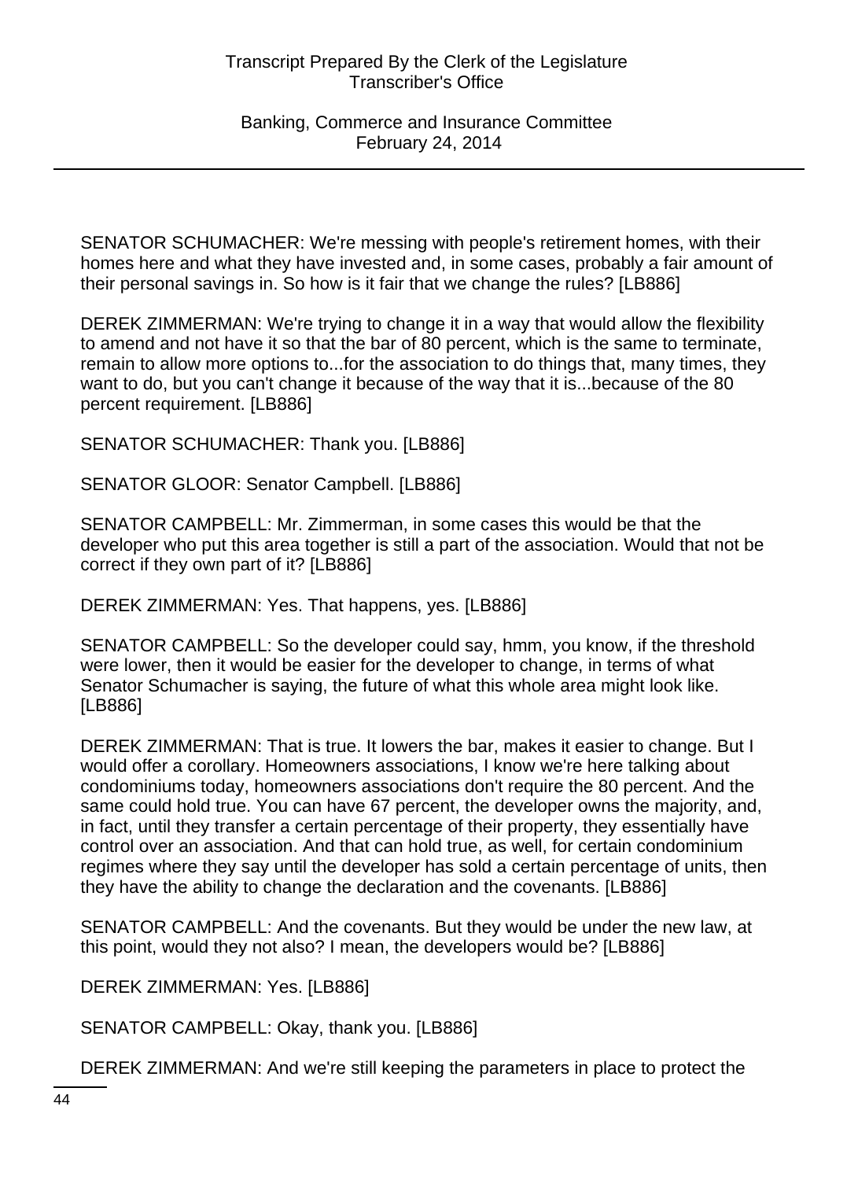SENATOR SCHUMACHER: We're messing with people's retirement homes, with their homes here and what they have invested and, in some cases, probably a fair amount of their personal savings in. So how is it fair that we change the rules? [LB886]

DEREK ZIMMERMAN: We're trying to change it in a way that would allow the flexibility to amend and not have it so that the bar of 80 percent, which is the same to terminate, remain to allow more options to...for the association to do things that, many times, they want to do, but you can't change it because of the way that it is...because of the 80 percent requirement. [LB886]

SENATOR SCHUMACHER: Thank you. [LB886]

SENATOR GLOOR: Senator Campbell. [LB886]

SENATOR CAMPBELL: Mr. Zimmerman, in some cases this would be that the developer who put this area together is still a part of the association. Would that not be correct if they own part of it? [LB886]

DEREK ZIMMERMAN: Yes. That happens, yes. [LB886]

SENATOR CAMPBELL: So the developer could say, hmm, you know, if the threshold were lower, then it would be easier for the developer to change, in terms of what Senator Schumacher is saying, the future of what this whole area might look like. [LB886]

DEREK ZIMMERMAN: That is true. It lowers the bar, makes it easier to change. But I would offer a corollary. Homeowners associations, I know we're here talking about condominiums today, homeowners associations don't require the 80 percent. And the same could hold true. You can have 67 percent, the developer owns the majority, and, in fact, until they transfer a certain percentage of their property, they essentially have control over an association. And that can hold true, as well, for certain condominium regimes where they say until the developer has sold a certain percentage of units, then they have the ability to change the declaration and the covenants. [LB886]

SENATOR CAMPBELL: And the covenants. But they would be under the new law, at this point, would they not also? I mean, the developers would be? [LB886]

DEREK ZIMMERMAN: Yes. [LB886]

SENATOR CAMPBELL: Okay, thank you. [LB886]

DEREK ZIMMERMAN: And we're still keeping the parameters in place to protect the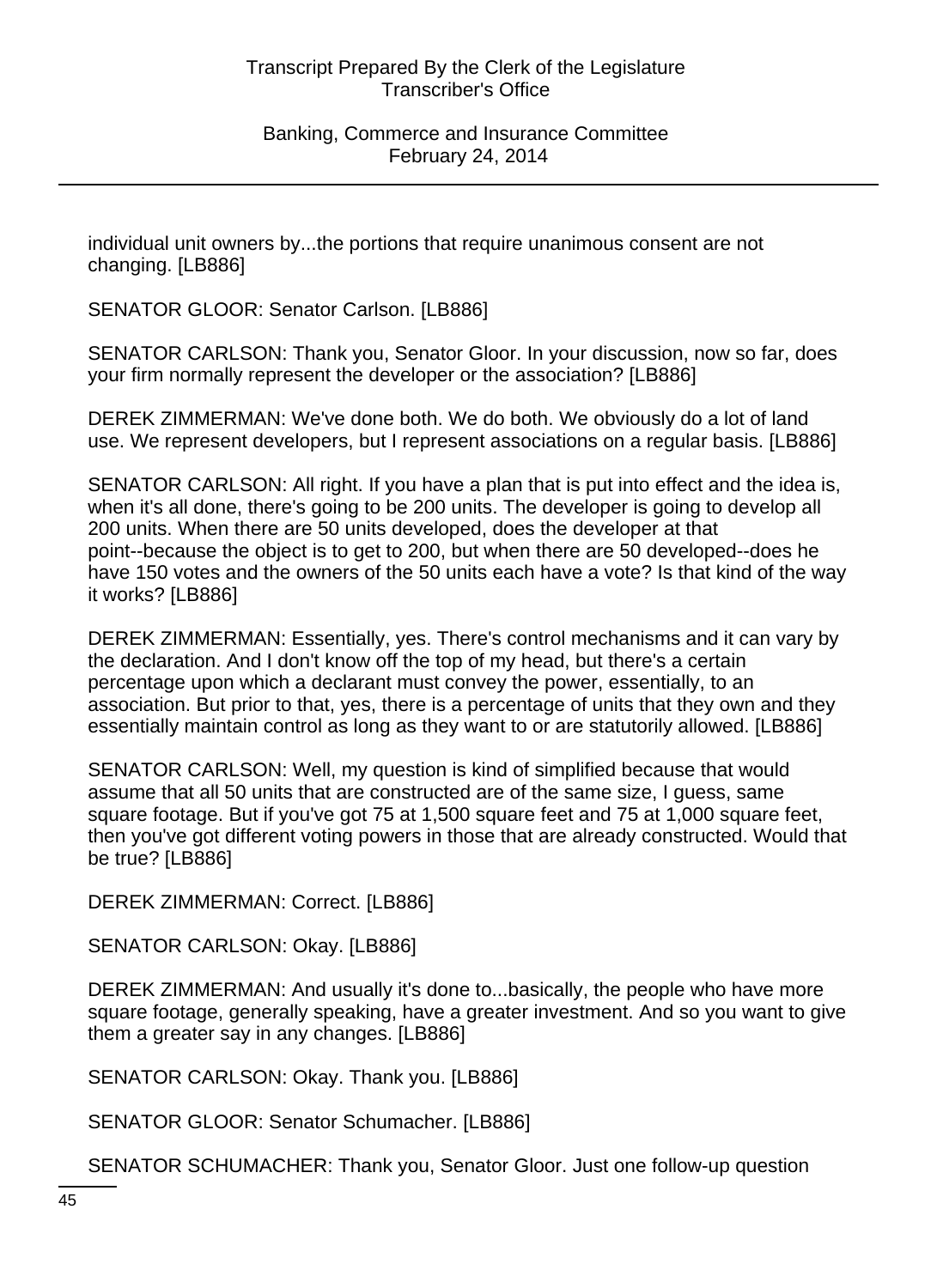individual unit owners by...the portions that require unanimous consent are not changing. [LB886]

SENATOR GLOOR: Senator Carlson. [LB886]

SENATOR CARLSON: Thank you, Senator Gloor. In your discussion, now so far, does your firm normally represent the developer or the association? [LB886]

DEREK ZIMMERMAN: We've done both. We do both. We obviously do a lot of land use. We represent developers, but I represent associations on a regular basis. [LB886]

SENATOR CARLSON: All right. If you have a plan that is put into effect and the idea is, when it's all done, there's going to be 200 units. The developer is going to develop all 200 units. When there are 50 units developed, does the developer at that point--because the object is to get to 200, but when there are 50 developed--does he have 150 votes and the owners of the 50 units each have a vote? Is that kind of the way it works? [LB886]

DEREK ZIMMERMAN: Essentially, yes. There's control mechanisms and it can vary by the declaration. And I don't know off the top of my head, but there's a certain percentage upon which a declarant must convey the power, essentially, to an association. But prior to that, yes, there is a percentage of units that they own and they essentially maintain control as long as they want to or are statutorily allowed. [LB886]

SENATOR CARLSON: Well, my question is kind of simplified because that would assume that all 50 units that are constructed are of the same size, I guess, same square footage. But if you've got 75 at 1,500 square feet and 75 at 1,000 square feet, then you've got different voting powers in those that are already constructed. Would that be true? [LB886]

DEREK ZIMMERMAN: Correct. [LB886]

SENATOR CARLSON: Okay. [LB886]

DEREK ZIMMERMAN: And usually it's done to...basically, the people who have more square footage, generally speaking, have a greater investment. And so you want to give them a greater say in any changes. [LB886]

SENATOR CARLSON: Okay. Thank you. [LB886]

SENATOR GLOOR: Senator Schumacher. [LB886]

SENATOR SCHUMACHER: Thank you, Senator Gloor. Just one follow-up question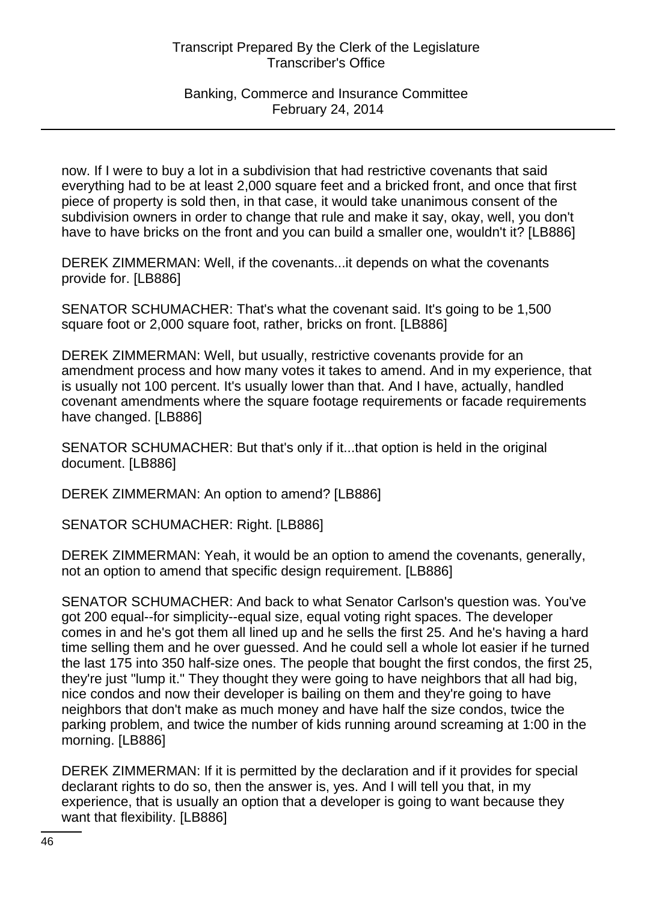now. If I were to buy a lot in a subdivision that had restrictive covenants that said everything had to be at least 2,000 square feet and a bricked front, and once that first piece of property is sold then, in that case, it would take unanimous consent of the subdivision owners in order to change that rule and make it say, okay, well, you don't have to have bricks on the front and you can build a smaller one, wouldn't it? [LB886]

DEREK ZIMMERMAN: Well, if the covenants...it depends on what the covenants provide for. [LB886]

SENATOR SCHUMACHER: That's what the covenant said. It's going to be 1,500 square foot or 2,000 square foot, rather, bricks on front. [LB886]

DEREK ZIMMERMAN: Well, but usually, restrictive covenants provide for an amendment process and how many votes it takes to amend. And in my experience, that is usually not 100 percent. It's usually lower than that. And I have, actually, handled covenant amendments where the square footage requirements or facade requirements have changed. [LB886]

SENATOR SCHUMACHER: But that's only if it...that option is held in the original document. [LB886]

DEREK ZIMMERMAN: An option to amend? [LB886]

SENATOR SCHUMACHER: Right. [LB886]

DEREK ZIMMERMAN: Yeah, it would be an option to amend the covenants, generally, not an option to amend that specific design requirement. [LB886]

SENATOR SCHUMACHER: And back to what Senator Carlson's question was. You've got 200 equal--for simplicity--equal size, equal voting right spaces. The developer comes in and he's got them all lined up and he sells the first 25. And he's having a hard time selling them and he over guessed. And he could sell a whole lot easier if he turned the last 175 into 350 half-size ones. The people that bought the first condos, the first 25, they're just "lump it." They thought they were going to have neighbors that all had big, nice condos and now their developer is bailing on them and they're going to have neighbors that don't make as much money and have half the size condos, twice the parking problem, and twice the number of kids running around screaming at 1:00 in the morning. [LB886]

DEREK ZIMMERMAN: If it is permitted by the declaration and if it provides for special declarant rights to do so, then the answer is, yes. And I will tell you that, in my experience, that is usually an option that a developer is going to want because they want that flexibility. [LB886]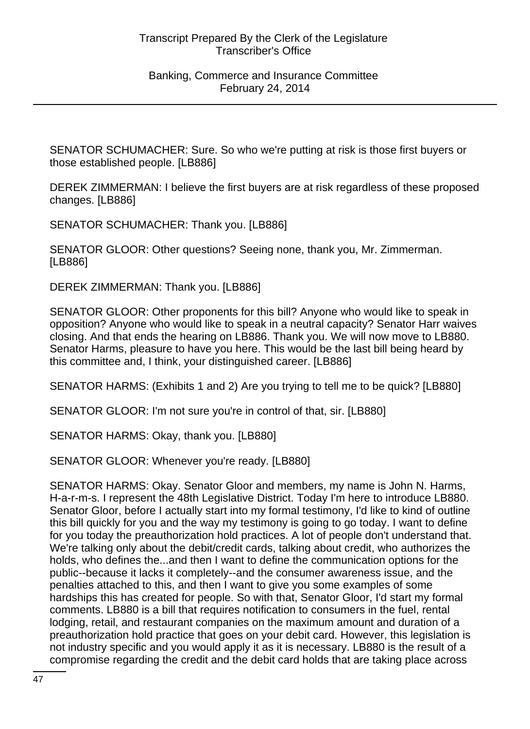SENATOR SCHUMACHER: Sure. So who we're putting at risk is those first buyers or those established people. [LB886]

DEREK ZIMMERMAN: I believe the first buyers are at risk regardless of these proposed changes. [LB886]

SENATOR SCHUMACHER: Thank you. [LB886]

SENATOR GLOOR: Other questions? Seeing none, thank you, Mr. Zimmerman. [LB886]

DEREK ZIMMERMAN: Thank you. [LB886]

SENATOR GLOOR: Other proponents for this bill? Anyone who would like to speak in opposition? Anyone who would like to speak in a neutral capacity? Senator Harr waives closing. And that ends the hearing on LB886. Thank you. We will now move to LB880. Senator Harms, pleasure to have you here. This would be the last bill being heard by this committee and, I think, your distinguished career. [LB886]

SENATOR HARMS: (Exhibits 1 and 2) Are you trying to tell me to be quick? [LB880]

SENATOR GLOOR: I'm not sure you're in control of that, sir. [LB880]

SENATOR HARMS: Okay, thank you. [LB880]

SENATOR GLOOR: Whenever you're ready. [LB880]

SENATOR HARMS: Okay. Senator Gloor and members, my name is John N. Harms, H-a-r-m-s. I represent the 48th Legislative District. Today I'm here to introduce LB880. Senator Gloor, before I actually start into my formal testimony, I'd like to kind of outline this bill quickly for you and the way my testimony is going to go today. I want to define for you today the preauthorization hold practices. A lot of people don't understand that. We're talking only about the debit/credit cards, talking about credit, who authorizes the holds, who defines the...and then I want to define the communication options for the public--because it lacks it completely--and the consumer awareness issue, and the penalties attached to this, and then I want to give you some examples of some hardships this has created for people. So with that, Senator Gloor, I'd start my formal comments. LB880 is a bill that requires notification to consumers in the fuel, rental lodging, retail, and restaurant companies on the maximum amount and duration of a preauthorization hold practice that goes on your debit card. However, this legislation is not industry specific and you would apply it as it is necessary. LB880 is the result of a compromise regarding the credit and the debit card holds that are taking place across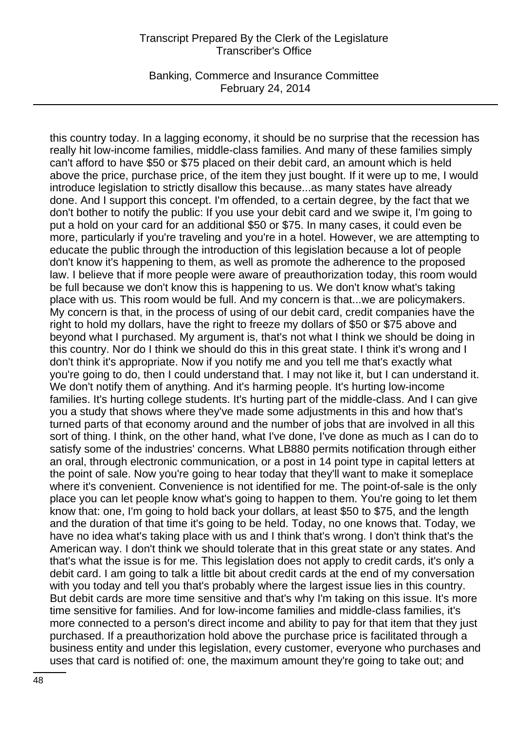this country today. In a lagging economy, it should be no surprise that the recession has really hit low-income families, middle-class families. And many of these families simply can't afford to have $50 or $75 placed on their debit card, an amount which is held above the price, purchase price, of the item they just bought. If it were up to me, I would introduce legislation to strictly disallow this because...as many states have already done. And I support this concept. I'm offended, to a certain degree, by the fact that we don't bother to notify the public: If you use your debit card and we swipe it, I'm going to put a hold on your card for an additional $50 or $75. In many cases, it could even be more, particularly if you're traveling and you're in a hotel. However, we are attempting to educate the public through the introduction of this legislation because a lot of people don't know it's happening to them, as well as promote the adherence to the proposed law. I believe that if more people were aware of preauthorization today, this room would be full because we don't know this is happening to us. We don't know what's taking place with us. This room would be full. And my concern is that...we are policymakers. My concern is that, in the process of using of our debit card, credit companies have the right to hold my dollars, have the right to freeze my dollars of $50 or $75 above and beyond what I purchased. My argument is, that's not what I think we should be doing in this country. Nor do I think we should do this in this great state. I think it's wrong and I don't think it's appropriate. Now if you notify me and you tell me that's exactly what you're going to do, then I could understand that. I may not like it, but I can understand it. We don't notify them of anything. And it's harming people. It's hurting low-income families. It's hurting college students. It's hurting part of the middle-class. And I can give you a study that shows where they've made some adjustments in this and how that's turned parts of that economy around and the number of jobs that are involved in all this sort of thing. I think, on the other hand, what I've done, I've done as much as I can do to satisfy some of the industries' concerns. What LB880 permits notification through either an oral, through electronic communication, or a post in 14 point type in capital letters at the point of sale. Now you're going to hear today that they'll want to make it someplace where it's convenient. Convenience is not identified for me. The point-of-sale is the only place you can let people know what's going to happen to them. You're going to let them know that: one, I'm going to hold back your dollars, at least $50 to $75, and the length and the duration of that time it's going to be held. Today, no one knows that. Today, we have no idea what's taking place with us and I think that's wrong. I don't think that's the American way. I don't think we should tolerate that in this great state or any states. And that's what the issue is for me. This legislation does not apply to credit cards, it's only a debit card. I am going to talk a little bit about credit cards at the end of my conversation with you today and tell you that's probably where the largest issue lies in this country. But debit cards are more time sensitive and that's why I'm taking on this issue. It's more time sensitive for families. And for low-income families and middle-class families, it's more connected to a person's direct income and ability to pay for that item that they just purchased. If a preauthorization hold above the purchase price is facilitated through a business entity and under this legislation, every customer, everyone who purchases and uses that card is notified of: one, the maximum amount they're going to take out; and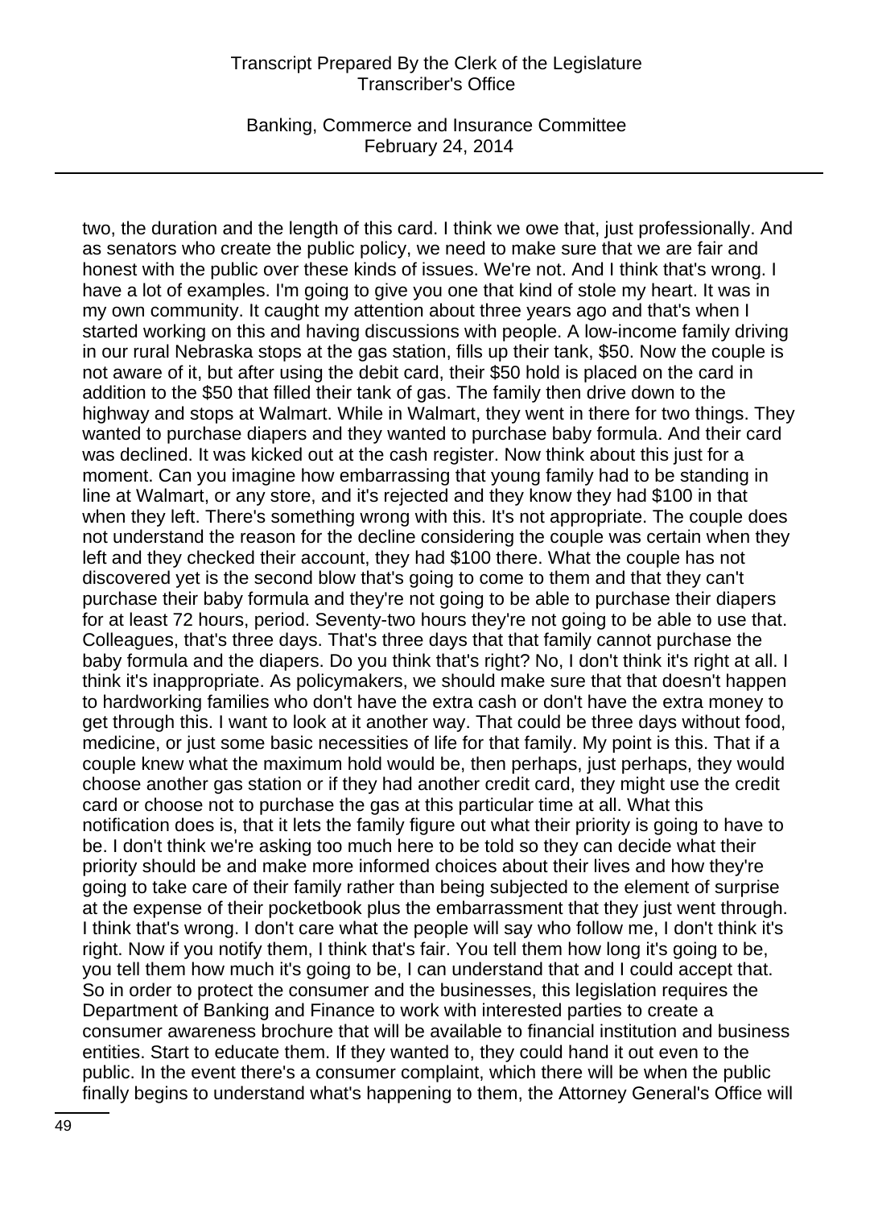two, the duration and the length of this card. I think we owe that, just professionally. And as senators who create the public policy, we need to make sure that we are fair and honest with the public over these kinds of issues. We're not. And I think that's wrong. I have a lot of examples. I'm going to give you one that kind of stole my heart. It was in my own community. It caught my attention about three years ago and that's when I started working on this and having discussions with people. A low-income family driving in our rural Nebraska stops at the gas station, fills up their tank, $50. Now the couple is not aware of it, but after using the debit card, their $50 hold is placed on the card in addition to the $50 that filled their tank of gas. The family then drive down to the highway and stops at Walmart. While in Walmart, they went in there for two things. They wanted to purchase diapers and they wanted to purchase baby formula. And their card was declined. It was kicked out at the cash register. Now think about this just for a moment. Can you imagine how embarrassing that young family had to be standing in line at Walmart, or any store, and it's rejected and they know they had $100 in that when they left. There's something wrong with this. It's not appropriate. The couple does not understand the reason for the decline considering the couple was certain when they left and they checked their account, they had $100 there. What the couple has not discovered yet is the second blow that's going to come to them and that they can't purchase their baby formula and they're not going to be able to purchase their diapers for at least 72 hours, period. Seventy-two hours they're not going to be able to use that. Colleagues, that's three days. That's three days that that family cannot purchase the baby formula and the diapers. Do you think that's right? No, I don't think it's right at all. I think it's inappropriate. As policymakers, we should make sure that that doesn't happen to hardworking families who don't have the extra cash or don't have the extra money to get through this. I want to look at it another way. That could be three days without food, medicine, or just some basic necessities of life for that family. My point is this. That if a couple knew what the maximum hold would be, then perhaps, just perhaps, they would choose another gas station or if they had another credit card, they might use the credit card or choose not to purchase the gas at this particular time at all. What this notification does is, that it lets the family figure out what their priority is going to have to be. I don't think we're asking too much here to be told so they can decide what their priority should be and make more informed choices about their lives and how they're going to take care of their family rather than being subjected to the element of surprise at the expense of their pocketbook plus the embarrassment that they just went through. I think that's wrong. I don't care what the people will say who follow me, I don't think it's right. Now if you notify them, I think that's fair. You tell them how long it's going to be, you tell them how much it's going to be, I can understand that and I could accept that. So in order to protect the consumer and the businesses, this legislation requires the Department of Banking and Finance to work with interested parties to create a consumer awareness brochure that will be available to financial institution and business entities. Start to educate them. If they wanted to, they could hand it out even to the public. In the event there's a consumer complaint, which there will be when the public finally begins to understand what's happening to them, the Attorney General's Office will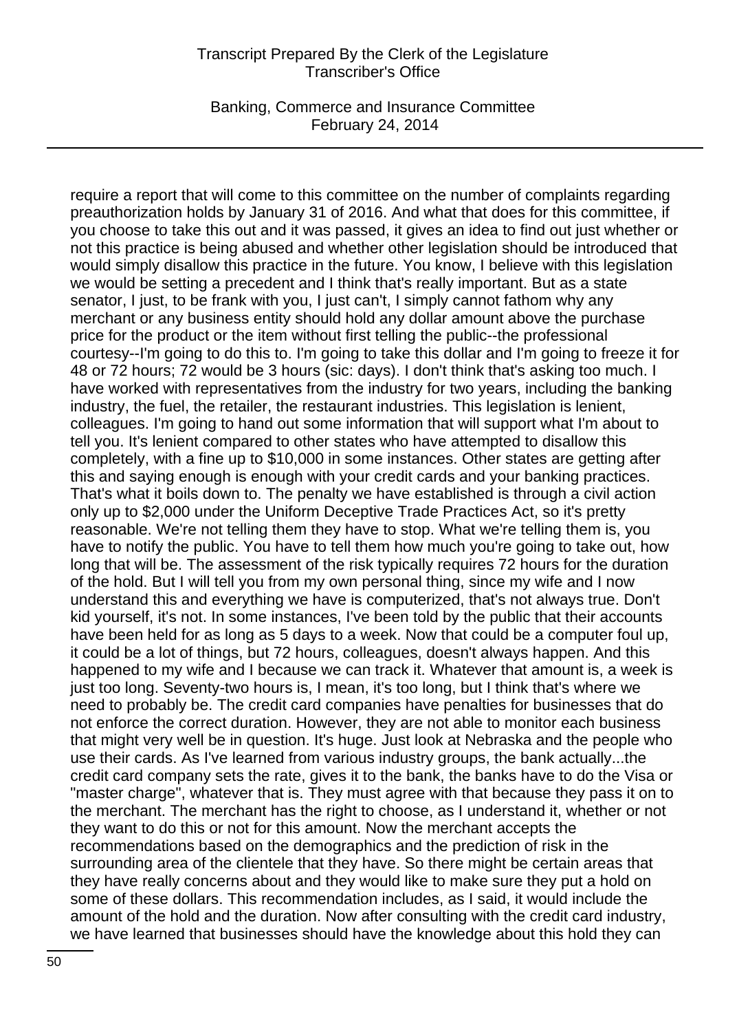require a report that will come to this committee on the number of complaints regarding preauthorization holds by January 31 of 2016. And what that does for this committee, if you choose to take this out and it was passed, it gives an idea to find out just whether or not this practice is being abused and whether other legislation should be introduced that would simply disallow this practice in the future. You know, I believe with this legislation we would be setting a precedent and I think that's really important. But as a state senator, I just, to be frank with you, I just can't, I simply cannot fathom why any merchant or any business entity should hold any dollar amount above the purchase price for the product or the item without first telling the public--the professional courtesy--I'm going to do this to. I'm going to take this dollar and I'm going to freeze it for 48 or 72 hours; 72 would be 3 hours (sic: days). I don't think that's asking too much. I have worked with representatives from the industry for two years, including the banking industry, the fuel, the retailer, the restaurant industries. This legislation is lenient, colleagues. I'm going to hand out some information that will support what I'm about to tell you. It's lenient compared to other states who have attempted to disallow this completely, with a fine up to $10,000 in some instances. Other states are getting after this and saying enough is enough with your credit cards and your banking practices. That's what it boils down to. The penalty we have established is through a civil action only up to $2,000 under the Uniform Deceptive Trade Practices Act, so it's pretty reasonable. We're not telling them they have to stop. What we're telling them is, you have to notify the public. You have to tell them how much you're going to take out, how long that will be. The assessment of the risk typically requires 72 hours for the duration of the hold. But I will tell you from my own personal thing, since my wife and I now understand this and everything we have is computerized, that's not always true. Don't kid yourself, it's not. In some instances, I've been told by the public that their accounts have been held for as long as 5 days to a week. Now that could be a computer foul up, it could be a lot of things, but 72 hours, colleagues, doesn't always happen. And this happened to my wife and I because we can track it. Whatever that amount is, a week is just too long. Seventy-two hours is, I mean, it's too long, but I think that's where we need to probably be. The credit card companies have penalties for businesses that do not enforce the correct duration. However, they are not able to monitor each business that might very well be in question. It's huge. Just look at Nebraska and the people who use their cards. As I've learned from various industry groups, the bank actually...the credit card company sets the rate, gives it to the bank, the banks have to do the Visa or "master charge", whatever that is. They must agree with that because they pass it on to the merchant. The merchant has the right to choose, as I understand it, whether or not they want to do this or not for this amount. Now the merchant accepts the recommendations based on the demographics and the prediction of risk in the surrounding area of the clientele that they have. So there might be certain areas that they have really concerns about and they would like to make sure they put a hold on some of these dollars. This recommendation includes, as I said, it would include the amount of the hold and the duration. Now after consulting with the credit card industry, we have learned that businesses should have the knowledge about this hold they can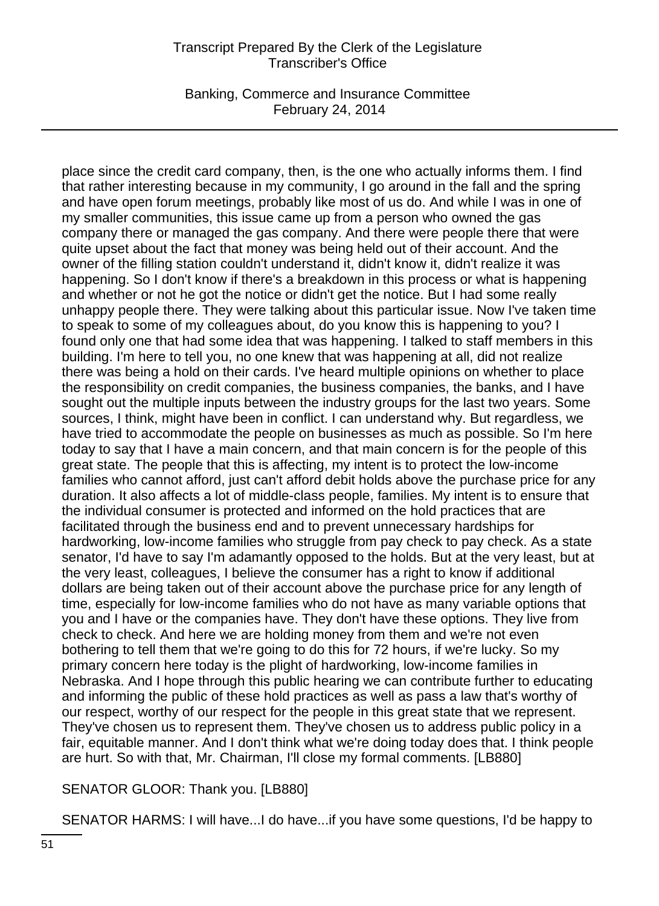place since the credit card company, then, is the one who actually informs them. I find that rather interesting because in my community, I go around in the fall and the spring and have open forum meetings, probably like most of us do. And while I was in one of my smaller communities, this issue came up from a person who owned the gas company there or managed the gas company. And there were people there that were quite upset about the fact that money was being held out of their account. And the owner of the filling station couldn't understand it, didn't know it, didn't realize it was happening. So I don't know if there's a breakdown in this process or what is happening and whether or not he got the notice or didn't get the notice. But I had some really unhappy people there. They were talking about this particular issue. Now I've taken time to speak to some of my colleagues about, do you know this is happening to you? I found only one that had some idea that was happening. I talked to staff members in this building. I'm here to tell you, no one knew that was happening at all, did not realize there was being a hold on their cards. I've heard multiple opinions on whether to place the responsibility on credit companies, the business companies, the banks, and I have sought out the multiple inputs between the industry groups for the last two years. Some sources, I think, might have been in conflict. I can understand why. But regardless, we have tried to accommodate the people on businesses as much as possible. So I'm here today to say that I have a main concern, and that main concern is for the people of this great state. The people that this is affecting, my intent is to protect the low-income families who cannot afford, just can't afford debit holds above the purchase price for any duration. It also affects a lot of middle-class people, families. My intent is to ensure that the individual consumer is protected and informed on the hold practices that are facilitated through the business end and to prevent unnecessary hardships for hardworking, low-income families who struggle from pay check to pay check. As a state senator, I'd have to say I'm adamantly opposed to the holds. But at the very least, but at the very least, colleagues, I believe the consumer has a right to know if additional dollars are being taken out of their account above the purchase price for any length of time, especially for low-income families who do not have as many variable options that you and I have or the companies have. They don't have these options. They live from check to check. And here we are holding money from them and we're not even bothering to tell them that we're going to do this for 72 hours, if we're lucky. So my primary concern here today is the plight of hardworking, low-income families in Nebraska. And I hope through this public hearing we can contribute further to educating and informing the public of these hold practices as well as pass a law that's worthy of our respect, worthy of our respect for the people in this great state that we represent. They've chosen us to represent them. They've chosen us to address public policy in a fair, equitable manner. And I don't think what we're doing today does that. I think people are hurt. So with that, Mr. Chairman, I'll close my formal comments. [LB880]

SENATOR GLOOR: Thank you. [LB880]

SENATOR HARMS: I will have...I do have...if you have some questions, I'd be happy to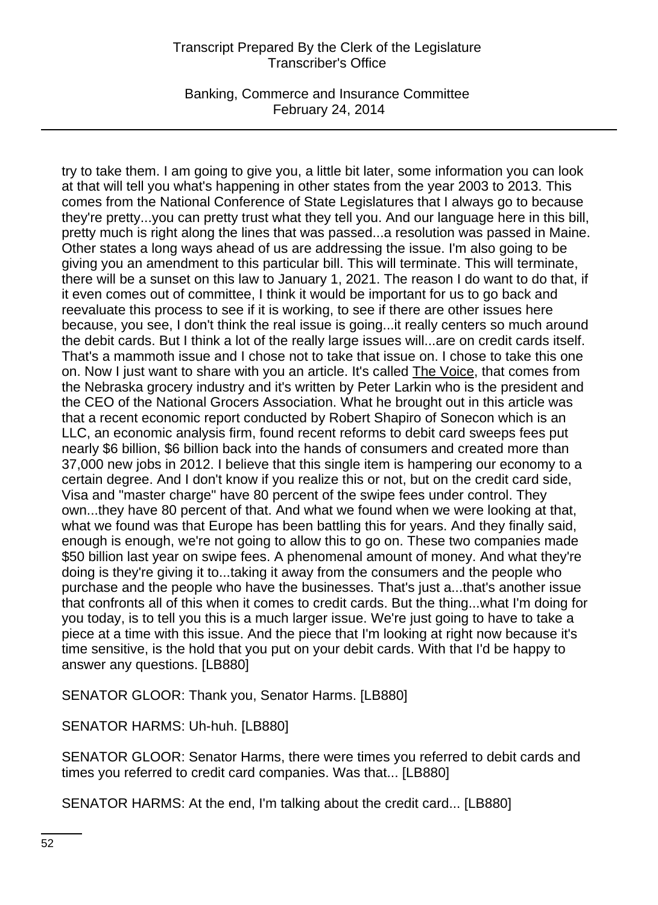try to take them. I am going to give you, a little bit later, some information you can look at that will tell you what's happening in other states from the year 2003 to 2013. This comes from the National Conference of State Legislatures that I always go to because they're pretty...you can pretty trust what they tell you. And our language here in this bill, pretty much is right along the lines that was passed...a resolution was passed in Maine. Other states a long ways ahead of us are addressing the issue. I'm also going to be giving you an amendment to this particular bill. This will terminate. This will terminate, there will be a sunset on this law to January 1, 2021. The reason I do want to do that, if it even comes out of committee, I think it would be important for us to go back and reevaluate this process to see if it is working, to see if there are other issues here because, you see, I don't think the real issue is going...it really centers so much around the debit cards. But I think a lot of the really large issues will...are on credit cards itself. That's a mammoth issue and I chose not to take that issue on. I chose to take this one on. Now I just want to share with you an article. It's called The Voice, that comes from the Nebraska grocery industry and it's written by Peter Larkin who is the president and the CEO of the National Grocers Association. What he brought out in this article was that a recent economic report conducted by Robert Shapiro of Sonecon which is an LLC, an economic analysis firm, found recent reforms to debit card sweeps fees put nearly $6 billion, $6 billion back into the hands of consumers and created more than 37,000 new jobs in 2012. I believe that this single item is hampering our economy to a certain degree. And I don't know if you realize this or not, but on the credit card side, Visa and "master charge" have 80 percent of the swipe fees under control. They own...they have 80 percent of that. And what we found when we were looking at that, what we found was that Europe has been battling this for years. And they finally said, enough is enough, we're not going to allow this to go on. These two companies made $50 billion last year on swipe fees. A phenomenal amount of money. And what they're doing is they're giving it to...taking it away from the consumers and the people who purchase and the people who have the businesses. That's just a...that's another issue that confronts all of this when it comes to credit cards. But the thing...what I'm doing for you today, is to tell you this is a much larger issue. We're just going to have to take a piece at a time with this issue. And the piece that I'm looking at right now because it's time sensitive, is the hold that you put on your debit cards. With that I'd be happy to answer any questions. [LB880]

SENATOR GLOOR: Thank you, Senator Harms. [LB880]

SENATOR HARMS: Uh-huh. [LB880]

SENATOR GLOOR: Senator Harms, there were times you referred to debit cards and times you referred to credit card companies. Was that... [LB880]

SENATOR HARMS: At the end, I'm talking about the credit card... [LB880]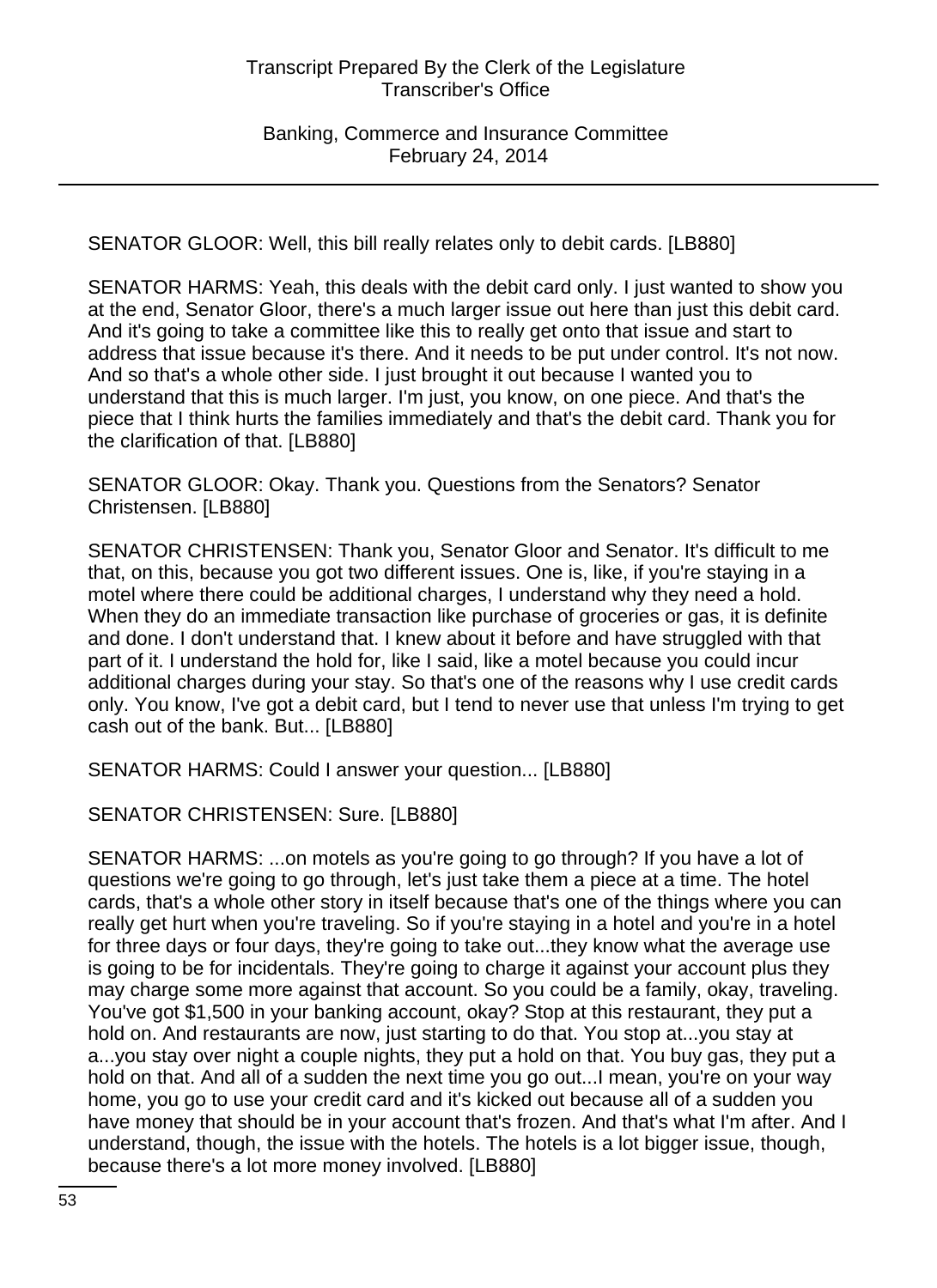SENATOR GLOOR: Well, this bill really relates only to debit cards. [LB880]

SENATOR HARMS: Yeah, this deals with the debit card only. I just wanted to show you at the end, Senator Gloor, there's a much larger issue out here than just this debit card. And it's going to take a committee like this to really get onto that issue and start to address that issue because it's there. And it needs to be put under control. It's not now. And so that's a whole other side. I just brought it out because I wanted you to understand that this is much larger. I'm just, you know, on one piece. And that's the piece that I think hurts the families immediately and that's the debit card. Thank you for the clarification of that. [LB880]

SENATOR GLOOR: Okay. Thank you. Questions from the Senators? Senator Christensen. [LB880]

SENATOR CHRISTENSEN: Thank you, Senator Gloor and Senator. It's difficult to me that, on this, because you got two different issues. One is, like, if you're staying in a motel where there could be additional charges, I understand why they need a hold. When they do an immediate transaction like purchase of groceries or gas, it is definite and done. I don't understand that. I knew about it before and have struggled with that part of it. I understand the hold for, like I said, like a motel because you could incur additional charges during your stay. So that's one of the reasons why I use credit cards only. You know, I've got a debit card, but I tend to never use that unless I'm trying to get cash out of the bank. But... [LB880]

SENATOR HARMS: Could I answer your question... [LB880]

SENATOR CHRISTENSEN: Sure. [LB880]

SENATOR HARMS: ...on motels as you're going to go through? If you have a lot of questions we're going to go through, let's just take them a piece at a time. The hotel cards, that's a whole other story in itself because that's one of the things where you can really get hurt when you're traveling. So if you're staying in a hotel and you're in a hotel for three days or four days, they're going to take out...they know what the average use is going to be for incidentals. They're going to charge it against your account plus they may charge some more against that account. So you could be a family, okay, traveling. You've got $1,500 in your banking account, okay? Stop at this restaurant, they put a hold on. And restaurants are now, just starting to do that. You stop at...you stay at a...you stay over night a couple nights, they put a hold on that. You buy gas, they put a hold on that. And all of a sudden the next time you go out...I mean, you're on your way home, you go to use your credit card and it's kicked out because all of a sudden you have money that should be in your account that's frozen. And that's what I'm after. And I understand, though, the issue with the hotels. The hotels is a lot bigger issue, though, because there's a lot more money involved. [LB880]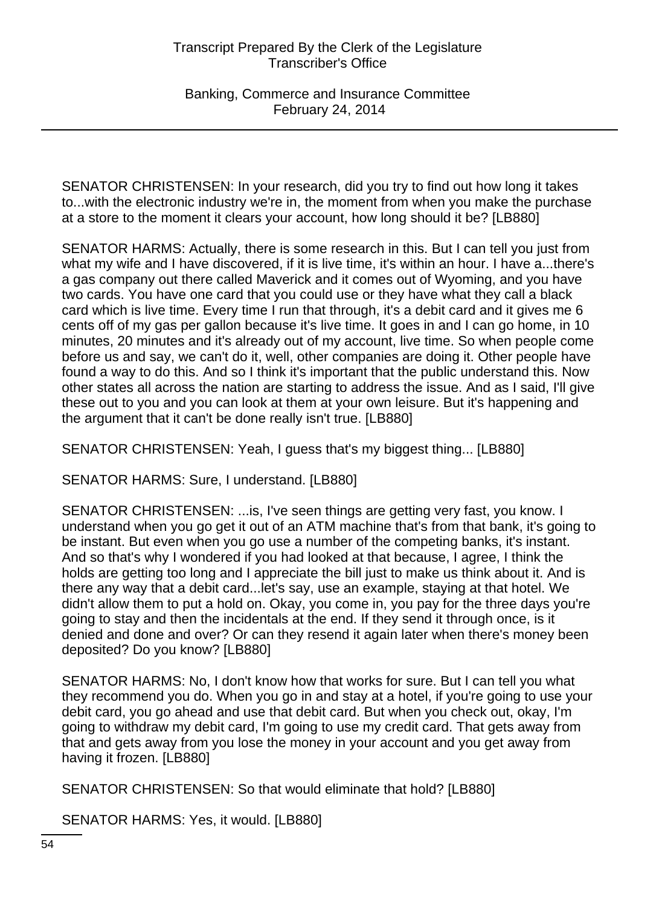SENATOR CHRISTENSEN: In your research, did you try to find out how long it takes to...with the electronic industry we're in, the moment from when you make the purchase at a store to the moment it clears your account, how long should it be? [LB880]

SENATOR HARMS: Actually, there is some research in this. But I can tell you just from what my wife and I have discovered, if it is live time, it's within an hour. I have a...there's a gas company out there called Maverick and it comes out of Wyoming, and you have two cards. You have one card that you could use or they have what they call a black card which is live time. Every time I run that through, it's a debit card and it gives me 6 cents off of my gas per gallon because it's live time. It goes in and I can go home, in 10 minutes, 20 minutes and it's already out of my account, live time. So when people come before us and say, we can't do it, well, other companies are doing it. Other people have found a way to do this. And so I think it's important that the public understand this. Now other states all across the nation are starting to address the issue. And as I said, I'll give these out to you and you can look at them at your own leisure. But it's happening and the argument that it can't be done really isn't true. [LB880]

SENATOR CHRISTENSEN: Yeah, I guess that's my biggest thing... [LB880]

SENATOR HARMS: Sure, I understand. [LB880]

SENATOR CHRISTENSEN: ...is, I've seen things are getting very fast, you know. I understand when you go get it out of an ATM machine that's from that bank, it's going to be instant. But even when you go use a number of the competing banks, it's instant. And so that's why I wondered if you had looked at that because, I agree, I think the holds are getting too long and I appreciate the bill just to make us think about it. And is there any way that a debit card...let's say, use an example, staying at that hotel. We didn't allow them to put a hold on. Okay, you come in, you pay for the three days you're going to stay and then the incidentals at the end. If they send it through once, is it denied and done and over? Or can they resend it again later when there's money been deposited? Do you know? [LB880]

SENATOR HARMS: No, I don't know how that works for sure. But I can tell you what they recommend you do. When you go in and stay at a hotel, if you're going to use your debit card, you go ahead and use that debit card. But when you check out, okay, I'm going to withdraw my debit card, I'm going to use my credit card. That gets away from that and gets away from you lose the money in your account and you get away from having it frozen. [LB880]

SENATOR CHRISTENSEN: So that would eliminate that hold? [LB880]

SENATOR HARMS: Yes, it would. [LB880]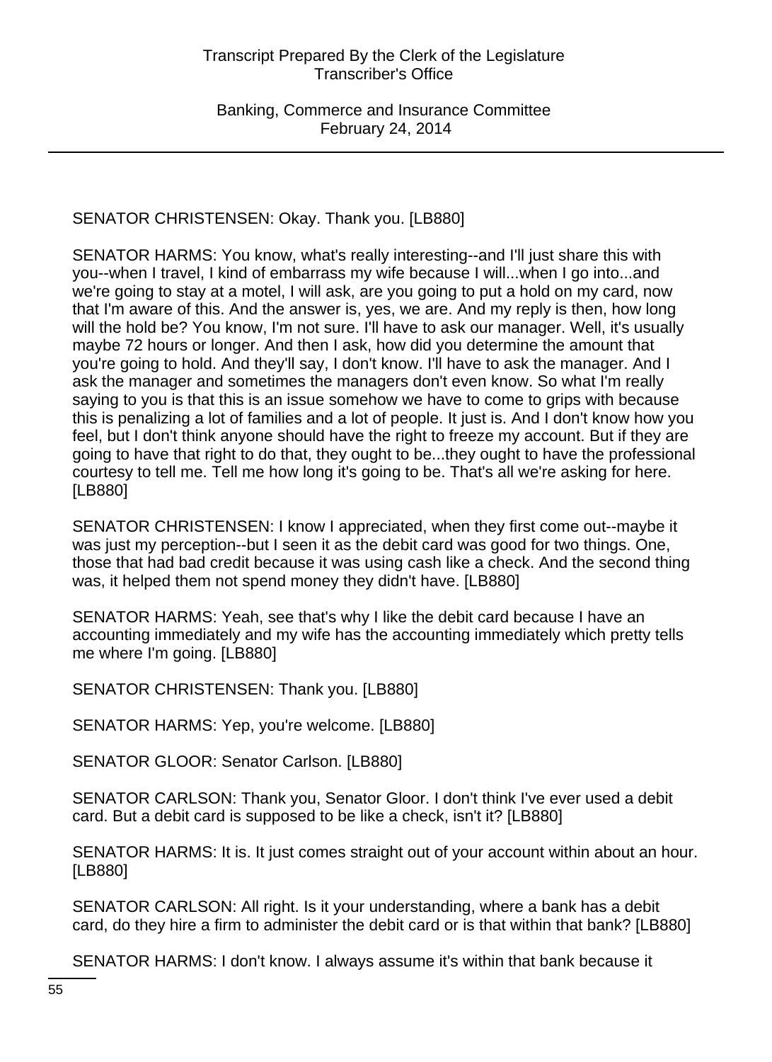SENATOR CHRISTENSEN: Okay. Thank you. [LB880]

SENATOR HARMS: You know, what's really interesting--and I'll just share this with you--when I travel, I kind of embarrass my wife because I will...when I go into...and we're going to stay at a motel, I will ask, are you going to put a hold on my card, now that I'm aware of this. And the answer is, yes, we are. And my reply is then, how long will the hold be? You know, I'm not sure. I'll have to ask our manager. Well, it's usually maybe 72 hours or longer. And then I ask, how did you determine the amount that you're going to hold. And they'll say, I don't know. I'll have to ask the manager. And I ask the manager and sometimes the managers don't even know. So what I'm really saying to you is that this is an issue somehow we have to come to grips with because this is penalizing a lot of families and a lot of people. It just is. And I don't know how you feel, but I don't think anyone should have the right to freeze my account. But if they are going to have that right to do that, they ought to be...they ought to have the professional courtesy to tell me. Tell me how long it's going to be. That's all we're asking for here. [LB880]

SENATOR CHRISTENSEN: I know I appreciated, when they first come out--maybe it was just my perception--but I seen it as the debit card was good for two things. One, those that had bad credit because it was using cash like a check. And the second thing was, it helped them not spend money they didn't have. [LB880]

SENATOR HARMS: Yeah, see that's why I like the debit card because I have an accounting immediately and my wife has the accounting immediately which pretty tells me where I'm going. [LB880]

SENATOR CHRISTENSEN: Thank you. [LB880]

SENATOR HARMS: Yep, you're welcome. [LB880]

SENATOR GLOOR: Senator Carlson. [LB880]

SENATOR CARLSON: Thank you, Senator Gloor. I don't think I've ever used a debit card. But a debit card is supposed to be like a check, isn't it? [LB880]

SENATOR HARMS: It is. It just comes straight out of your account within about an hour. [LB880]

SENATOR CARLSON: All right. Is it your understanding, where a bank has a debit card, do they hire a firm to administer the debit card or is that within that bank? [LB880]

SENATOR HARMS: I don't know. I always assume it's within that bank because it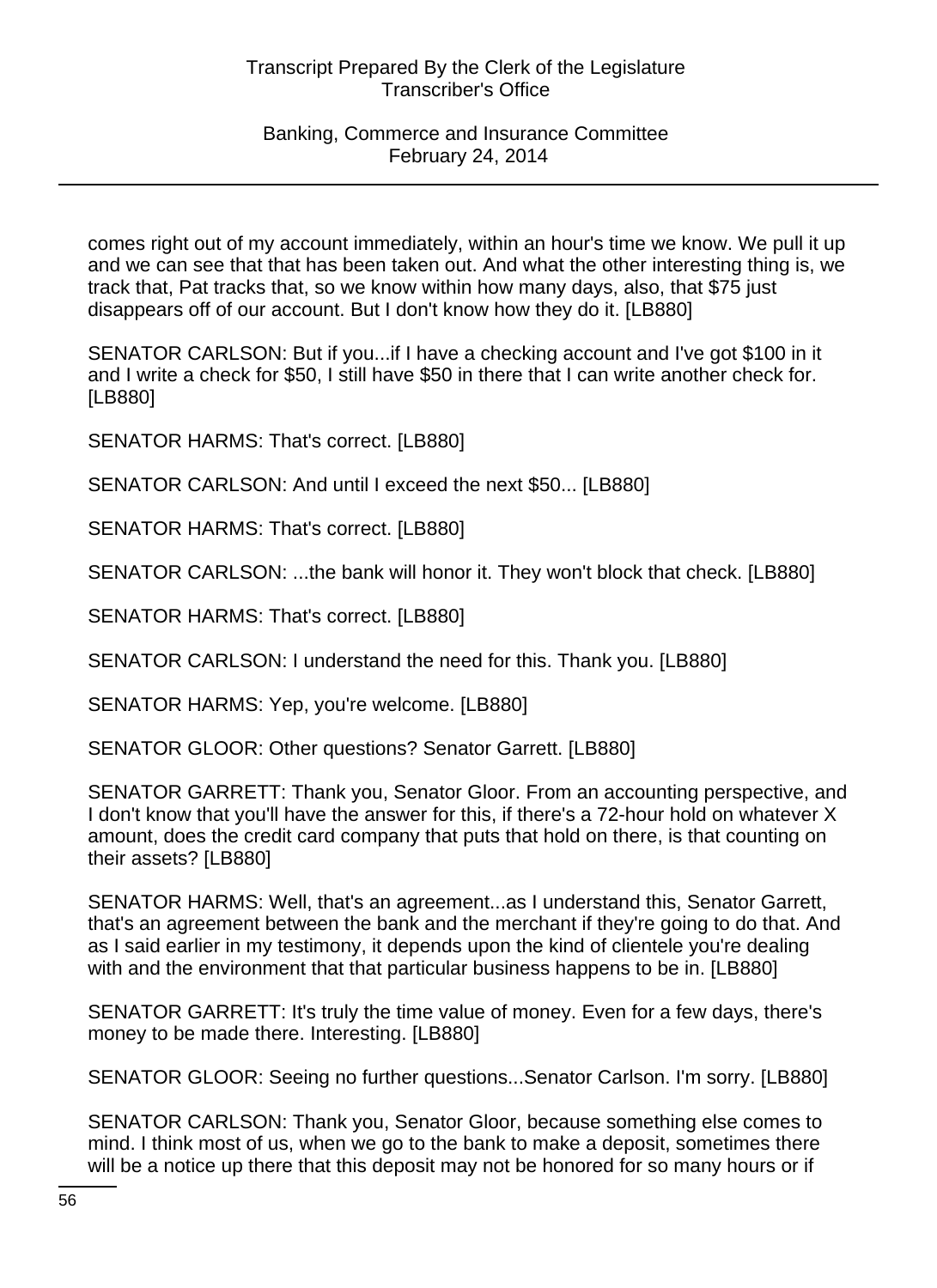comes right out of my account immediately, within an hour's time we know. We pull it up and we can see that that has been taken out. And what the other interesting thing is, we track that, Pat tracks that, so we know within how many days, also, that $75 just disappears off of our account. But I don't know how they do it. [LB880]

SENATOR CARLSON: But if you...if I have a checking account and I've got $100 in it and I write a check for $50, I still have $50 in there that I can write another check for. [LB880]

SENATOR HARMS: That's correct. [LB880]

SENATOR CARLSON: And until I exceed the next $50... [LB880]

SENATOR HARMS: That's correct. [LB880]

SENATOR CARLSON: ...the bank will honor it. They won't block that check. [LB880]

SENATOR HARMS: That's correct. [LB880]

SENATOR CARLSON: I understand the need for this. Thank you. [LB880]

SENATOR HARMS: Yep, you're welcome. [LB880]

SENATOR GLOOR: Other questions? Senator Garrett. [LB880]

SENATOR GARRETT: Thank you, Senator Gloor. From an accounting perspective, and I don't know that you'll have the answer for this, if there's a 72-hour hold on whatever X amount, does the credit card company that puts that hold on there, is that counting on their assets? [LB880]

SENATOR HARMS: Well, that's an agreement...as I understand this, Senator Garrett, that's an agreement between the bank and the merchant if they're going to do that. And as I said earlier in my testimony, it depends upon the kind of clientele you're dealing with and the environment that that particular business happens to be in. [LB880]

SENATOR GARRETT: It's truly the time value of money. Even for a few days, there's money to be made there. Interesting. [LB880]

SENATOR GLOOR: Seeing no further questions...Senator Carlson. I'm sorry. [LB880]

SENATOR CARLSON: Thank you, Senator Gloor, because something else comes to mind. I think most of us, when we go to the bank to make a deposit, sometimes there will be a notice up there that this deposit may not be honored for so many hours or if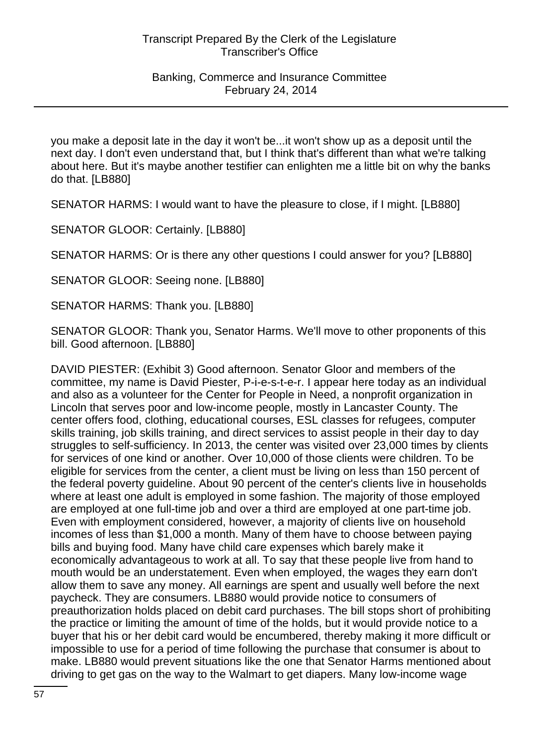you make a deposit late in the day it won't be...it won't show up as a deposit until the next day. I don't even understand that, but I think that's different than what we're talking about here. But it's maybe another testifier can enlighten me a little bit on why the banks do that. [LB880]

SENATOR HARMS: I would want to have the pleasure to close, if I might. [LB880]

SENATOR GLOOR: Certainly. [LB880]

SENATOR HARMS: Or is there any other questions I could answer for you? [LB880]

SENATOR GLOOR: Seeing none. [LB880]

SENATOR HARMS: Thank you. [LB880]

SENATOR GLOOR: Thank you, Senator Harms. We'll move to other proponents of this bill. Good afternoon. [LB880]

DAVID PIESTER: (Exhibit 3) Good afternoon. Senator Gloor and members of the committee, my name is David Piester, P-i-e-s-t-e-r. I appear here today as an individual and also as a volunteer for the Center for People in Need, a nonprofit organization in Lincoln that serves poor and low-income people, mostly in Lancaster County. The center offers food, clothing, educational courses, ESL classes for refugees, computer skills training, job skills training, and direct services to assist people in their day to day struggles to self-sufficiency. In 2013, the center was visited over 23,000 times by clients for services of one kind or another. Over 10,000 of those clients were children. To be eligible for services from the center, a client must be living on less than 150 percent of the federal poverty guideline. About 90 percent of the center's clients live in households where at least one adult is employed in some fashion. The majority of those employed are employed at one full-time job and over a third are employed at one part-time job. Even with employment considered, however, a majority of clients live on household incomes of less than $1,000 a month. Many of them have to choose between paying bills and buying food. Many have child care expenses which barely make it economically advantageous to work at all. To say that these people live from hand to mouth would be an understatement. Even when employed, the wages they earn don't allow them to save any money. All earnings are spent and usually well before the next paycheck. They are consumers. LB880 would provide notice to consumers of preauthorization holds placed on debit card purchases. The bill stops short of prohibiting the practice or limiting the amount of time of the holds, but it would provide notice to a buyer that his or her debit card would be encumbered, thereby making it more difficult or impossible to use for a period of time following the purchase that consumer is about to make. LB880 would prevent situations like the one that Senator Harms mentioned about driving to get gas on the way to the Walmart to get diapers. Many low-income wage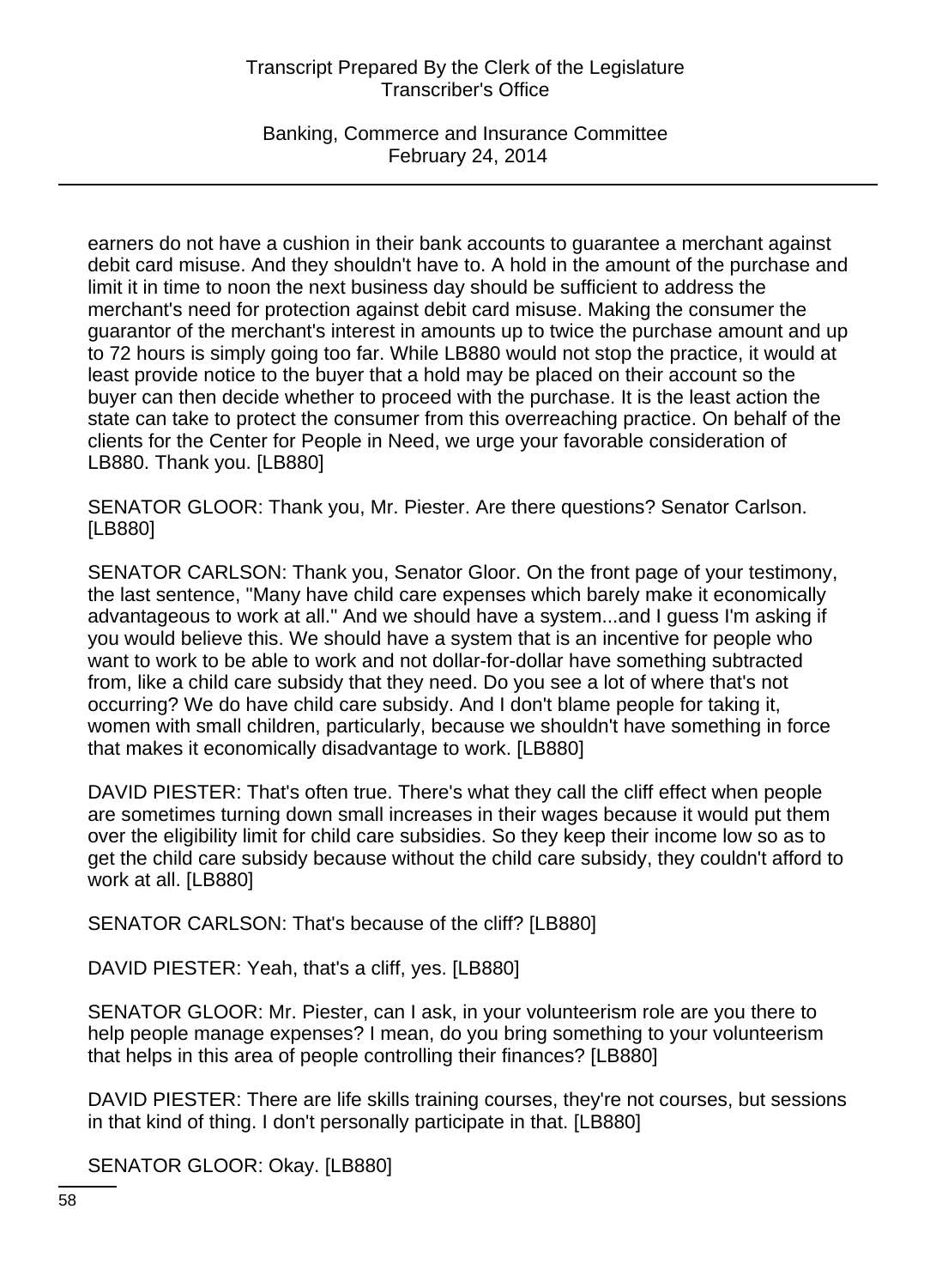earners do not have a cushion in their bank accounts to guarantee a merchant against debit card misuse. And they shouldn't have to. A hold in the amount of the purchase and limit it in time to noon the next business day should be sufficient to address the merchant's need for protection against debit card misuse. Making the consumer the guarantor of the merchant's interest in amounts up to twice the purchase amount and up to 72 hours is simply going too far. While LB880 would not stop the practice, it would at least provide notice to the buyer that a hold may be placed on their account so the buyer can then decide whether to proceed with the purchase. It is the least action the state can take to protect the consumer from this overreaching practice. On behalf of the clients for the Center for People in Need, we urge your favorable consideration of LB880. Thank you. [LB880]

SENATOR GLOOR: Thank you, Mr. Piester. Are there questions? Senator Carlson. [LB880]

SENATOR CARLSON: Thank you, Senator Gloor. On the front page of your testimony, the last sentence, "Many have child care expenses which barely make it economically advantageous to work at all." And we should have a system...and I guess I'm asking if you would believe this. We should have a system that is an incentive for people who want to work to be able to work and not dollar-for-dollar have something subtracted from, like a child care subsidy that they need. Do you see a lot of where that's not occurring? We do have child care subsidy. And I don't blame people for taking it, women with small children, particularly, because we shouldn't have something in force that makes it economically disadvantage to work. [LB880]

DAVID PIESTER: That's often true. There's what they call the cliff effect when people are sometimes turning down small increases in their wages because it would put them over the eligibility limit for child care subsidies. So they keep their income low so as to get the child care subsidy because without the child care subsidy, they couldn't afford to work at all. [LB880]

SENATOR CARLSON: That's because of the cliff? [LB880]

DAVID PIESTER: Yeah, that's a cliff, yes. [LB880]

SENATOR GLOOR: Mr. Piester, can I ask, in your volunteerism role are you there to help people manage expenses? I mean, do you bring something to your volunteerism that helps in this area of people controlling their finances? [LB880]

DAVID PIESTER: There are life skills training courses, they're not courses, but sessions in that kind of thing. I don't personally participate in that. [LB880]

SENATOR GLOOR: Okay. [LB880]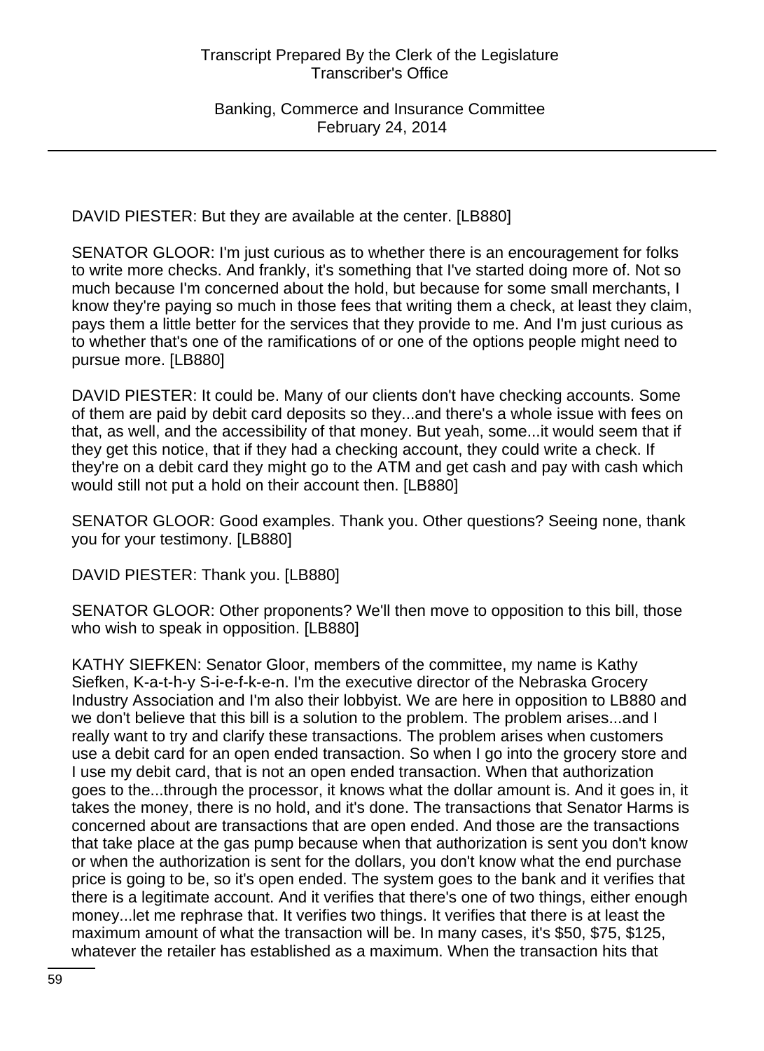DAVID PIESTER: But they are available at the center. [LB880]

SENATOR GLOOR: I'm just curious as to whether there is an encouragement for folks to write more checks. And frankly, it's something that I've started doing more of. Not so much because I'm concerned about the hold, but because for some small merchants, I know they're paying so much in those fees that writing them a check, at least they claim, pays them a little better for the services that they provide to me. And I'm just curious as to whether that's one of the ramifications of or one of the options people might need to pursue more. [LB880]

DAVID PIESTER: It could be. Many of our clients don't have checking accounts. Some of them are paid by debit card deposits so they...and there's a whole issue with fees on that, as well, and the accessibility of that money. But yeah, some...it would seem that if they get this notice, that if they had a checking account, they could write a check. If they're on a debit card they might go to the ATM and get cash and pay with cash which would still not put a hold on their account then. [LB880]

SENATOR GLOOR: Good examples. Thank you. Other questions? Seeing none, thank you for your testimony. [LB880]

DAVID PIESTER: Thank you. [LB880]

SENATOR GLOOR: Other proponents? We'll then move to opposition to this bill, those who wish to speak in opposition. [LB880]

KATHY SIEFKEN: Senator Gloor, members of the committee, my name is Kathy Siefken, K-a-t-h-y S-i-e-f-k-e-n. I'm the executive director of the Nebraska Grocery Industry Association and I'm also their lobbyist. We are here in opposition to LB880 and we don't believe that this bill is a solution to the problem. The problem arises...and I really want to try and clarify these transactions. The problem arises when customers use a debit card for an open ended transaction. So when I go into the grocery store and I use my debit card, that is not an open ended transaction. When that authorization goes to the...through the processor, it knows what the dollar amount is. And it goes in, it takes the money, there is no hold, and it's done. The transactions that Senator Harms is concerned about are transactions that are open ended. And those are the transactions that take place at the gas pump because when that authorization is sent you don't know or when the authorization is sent for the dollars, you don't know what the end purchase price is going to be, so it's open ended. The system goes to the bank and it verifies that there is a legitimate account. And it verifies that there's one of two things, either enough money...let me rephrase that. It verifies two things. It verifies that there is at least the maximum amount of what the transaction will be. In many cases, it's $50, $75, $125, whatever the retailer has established as a maximum. When the transaction hits that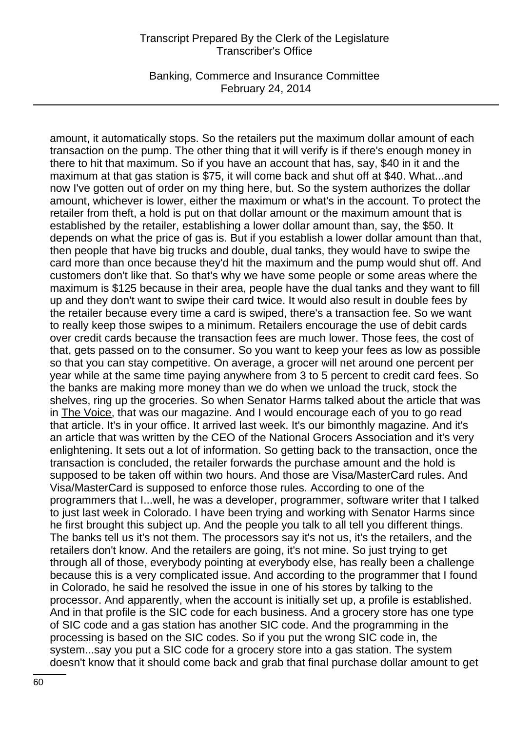amount, it automatically stops. So the retailers put the maximum dollar amount of each transaction on the pump. The other thing that it will verify is if there's enough money in there to hit that maximum. So if you have an account that has, say, $40 in it and the maximum at that gas station is $75, it will come back and shut off at $40. What...and now I've gotten out of order on my thing here, but. So the system authorizes the dollar amount, whichever is lower, either the maximum or what's in the account. To protect the retailer from theft, a hold is put on that dollar amount or the maximum amount that is established by the retailer, establishing a lower dollar amount than, say, the $50. It depends on what the price of gas is. But if you establish a lower dollar amount than that, then people that have big trucks and double, dual tanks, they would have to swipe the card more than once because they'd hit the maximum and the pump would shut off. And customers don't like that. So that's why we have some people or some areas where the maximum is $125 because in their area, people have the dual tanks and they want to fill up and they don't want to swipe their card twice. It would also result in double fees by the retailer because every time a card is swiped, there's a transaction fee. So we want to really keep those swipes to a minimum. Retailers encourage the use of debit cards over credit cards because the transaction fees are much lower. Those fees, the cost of that, gets passed on to the consumer. So you want to keep your fees as low as possible so that you can stay competitive. On average, a grocer will net around one percent per year while at the same time paying anywhere from 3 to 5 percent to credit card fees. So the banks are making more money than we do when we unload the truck, stock the shelves, ring up the groceries. So when Senator Harms talked about the article that was in The Voice, that was our magazine. And I would encourage each of you to go read that article. It's in your office. It arrived last week. It's our bimonthly magazine. And it's an article that was written by the CEO of the National Grocers Association and it's very enlightening. It sets out a lot of information. So getting back to the transaction, once the transaction is concluded, the retailer forwards the purchase amount and the hold is supposed to be taken off within two hours. And those are Visa/MasterCard rules. And Visa/MasterCard is supposed to enforce those rules. According to one of the programmers that I...well, he was a developer, programmer, software writer that I talked to just last week in Colorado. I have been trying and working with Senator Harms since he first brought this subject up. And the people you talk to all tell you different things. The banks tell us it's not them. The processors say it's not us, it's the retailers, and the retailers don't know. And the retailers are going, it's not mine. So just trying to get through all of those, everybody pointing at everybody else, has really been a challenge because this is a very complicated issue. And according to the programmer that I found in Colorado, he said he resolved the issue in one of his stores by talking to the processor. And apparently, when the account is initially set up, a profile is established. And in that profile is the SIC code for each business. And a grocery store has one type of SIC code and a gas station has another SIC code. And the programming in the processing is based on the SIC codes. So if you put the wrong SIC code in, the system...say you put a SIC code for a grocery store into a gas station. The system doesn't know that it should come back and grab that final purchase dollar amount to get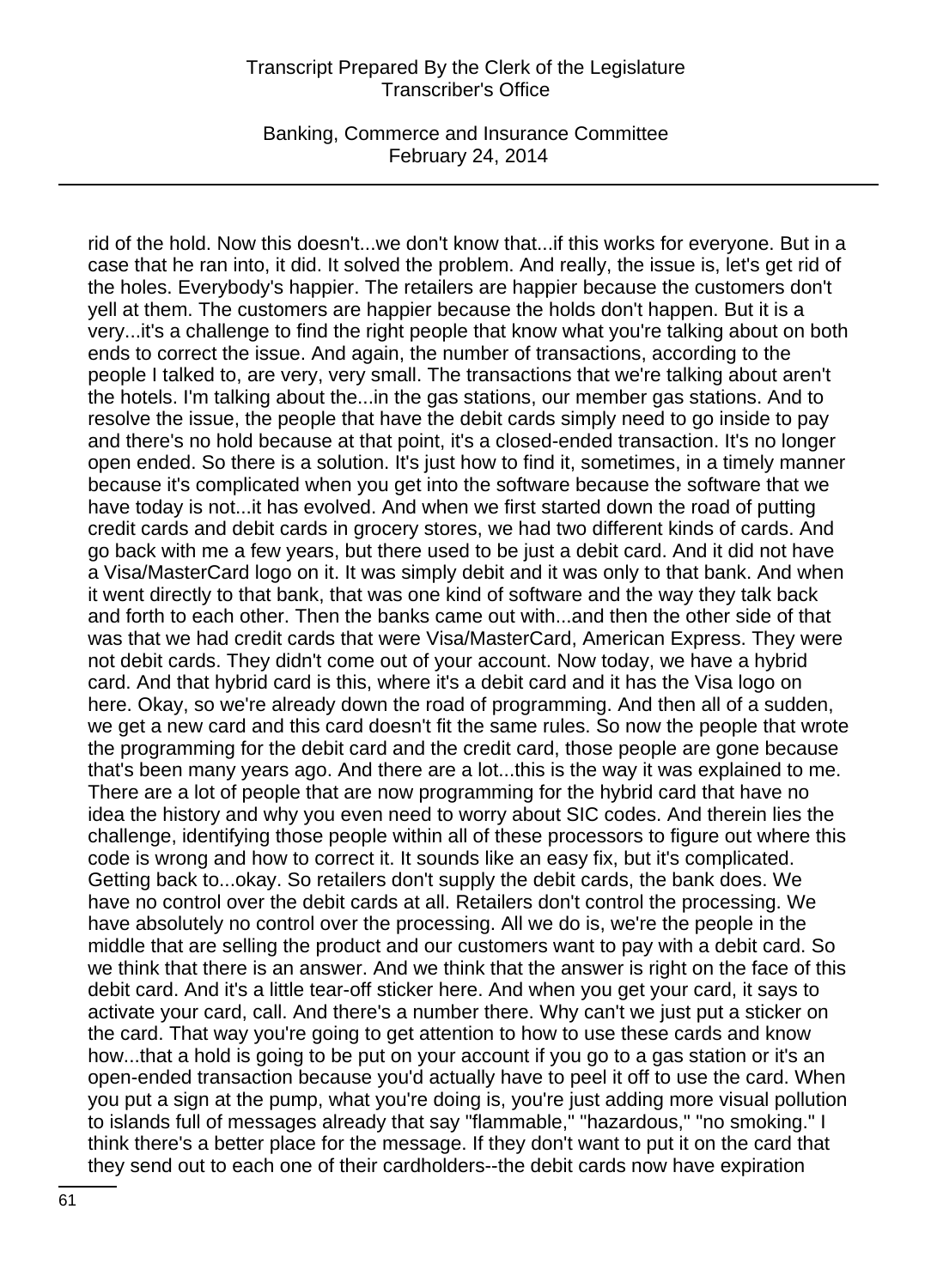rid of the hold. Now this doesn't...we don't know that...if this works for everyone. But in a case that he ran into, it did. It solved the problem. And really, the issue is, let's get rid of the holes. Everybody's happier. The retailers are happier because the customers don't yell at them. The customers are happier because the holds don't happen. But it is a very...it's a challenge to find the right people that know what you're talking about on both ends to correct the issue. And again, the number of transactions, according to the people I talked to, are very, very small. The transactions that we're talking about aren't the hotels. I'm talking about the...in the gas stations, our member gas stations. And to resolve the issue, the people that have the debit cards simply need to go inside to pay and there's no hold because at that point, it's a closed-ended transaction. It's no longer open ended. So there is a solution. It's just how to find it, sometimes, in a timely manner because it's complicated when you get into the software because the software that we have today is not...it has evolved. And when we first started down the road of putting credit cards and debit cards in grocery stores, we had two different kinds of cards. And go back with me a few years, but there used to be just a debit card. And it did not have a Visa/MasterCard logo on it. It was simply debit and it was only to that bank. And when it went directly to that bank, that was one kind of software and the way they talk back and forth to each other. Then the banks came out with...and then the other side of that was that we had credit cards that were Visa/MasterCard, American Express. They were not debit cards. They didn't come out of your account. Now today, we have a hybrid card. And that hybrid card is this, where it's a debit card and it has the Visa logo on here. Okay, so we're already down the road of programming. And then all of a sudden, we get a new card and this card doesn't fit the same rules. So now the people that wrote the programming for the debit card and the credit card, those people are gone because that's been many years ago. And there are a lot...this is the way it was explained to me. There are a lot of people that are now programming for the hybrid card that have no idea the history and why you even need to worry about SIC codes. And therein lies the challenge, identifying those people within all of these processors to figure out where this code is wrong and how to correct it. It sounds like an easy fix, but it's complicated. Getting back to...okay. So retailers don't supply the debit cards, the bank does. We have no control over the debit cards at all. Retailers don't control the processing. We have absolutely no control over the processing. All we do is, we're the people in the middle that are selling the product and our customers want to pay with a debit card. So we think that there is an answer. And we think that the answer is right on the face of this debit card. And it's a little tear-off sticker here. And when you get your card, it says to activate your card, call. And there's a number there. Why can't we just put a sticker on the card. That way you're going to get attention to how to use these cards and know how...that a hold is going to be put on your account if you go to a gas station or it's an open-ended transaction because you'd actually have to peel it off to use the card. When you put a sign at the pump, what you're doing is, you're just adding more visual pollution to islands full of messages already that say "flammable," "hazardous," "no smoking." I think there's a better place for the message. If they don't want to put it on the card that they send out to each one of their cardholders--the debit cards now have expiration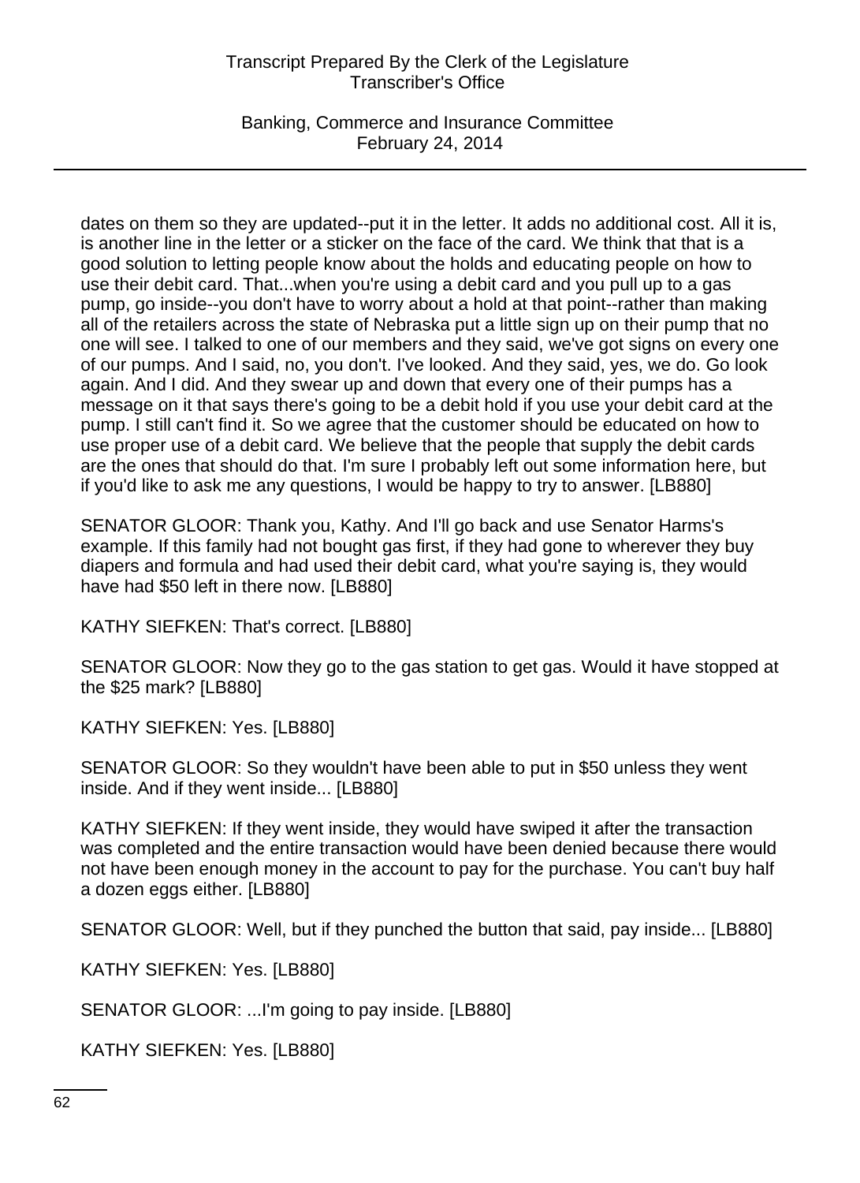dates on them so they are updated--put it in the letter. It adds no additional cost. All it is, is another line in the letter or a sticker on the face of the card. We think that that is a good solution to letting people know about the holds and educating people on how to use their debit card. That...when you're using a debit card and you pull up to a gas pump, go inside--you don't have to worry about a hold at that point--rather than making all of the retailers across the state of Nebraska put a little sign up on their pump that no one will see. I talked to one of our members and they said, we've got signs on every one of our pumps. And I said, no, you don't. I've looked. And they said, yes, we do. Go look again. And I did. And they swear up and down that every one of their pumps has a message on it that says there's going to be a debit hold if you use your debit card at the pump. I still can't find it. So we agree that the customer should be educated on how to use proper use of a debit card. We believe that the people that supply the debit cards are the ones that should do that. I'm sure I probably left out some information here, but if you'd like to ask me any questions, I would be happy to try to answer. [LB880]

SENATOR GLOOR: Thank you, Kathy. And I'll go back and use Senator Harms's example. If this family had not bought gas first, if they had gone to wherever they buy diapers and formula and had used their debit card, what you're saying is, they would have had $50 left in there now. [LB880]

KATHY SIEFKEN: That's correct. [LB880]

SENATOR GLOOR: Now they go to the gas station to get gas. Would it have stopped at the $25 mark? [LB880]

KATHY SIEFKEN: Yes. [LB880]

SENATOR GLOOR: So they wouldn't have been able to put in $50 unless they went inside. And if they went inside... [LB880]

KATHY SIEFKEN: If they went inside, they would have swiped it after the transaction was completed and the entire transaction would have been denied because there would not have been enough money in the account to pay for the purchase. You can't buy half a dozen eggs either. [LB880]

SENATOR GLOOR: Well, but if they punched the button that said, pay inside... [LB880]

KATHY SIEFKEN: Yes. [LB880]

SENATOR GLOOR: ...I'm going to pay inside. [LB880]

KATHY SIEFKEN: Yes. [LB880]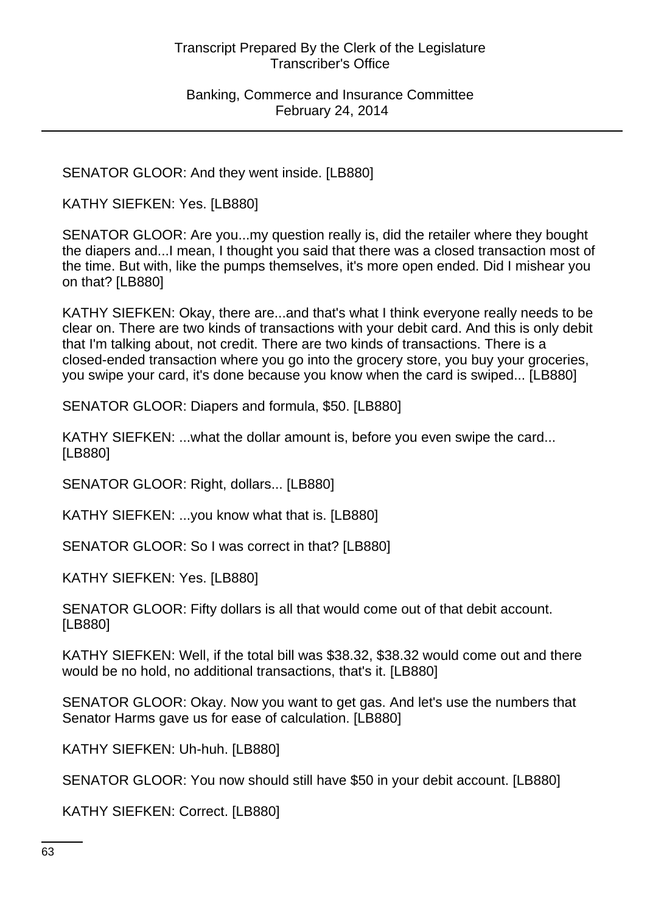SENATOR GLOOR: And they went inside. [LB880]

KATHY SIEFKEN: Yes. [LB880]

SENATOR GLOOR: Are you...my question really is, did the retailer where they bought the diapers and...I mean, I thought you said that there was a closed transaction most of the time. But with, like the pumps themselves, it's more open ended. Did I mishear you on that? [LB880]

KATHY SIEFKEN: Okay, there are...and that's what I think everyone really needs to be clear on. There are two kinds of transactions with your debit card. And this is only debit that I'm talking about, not credit. There are two kinds of transactions. There is a closed-ended transaction where you go into the grocery store, you buy your groceries, you swipe your card, it's done because you know when the card is swiped... [LB880]

SENATOR GLOOR: Diapers and formula, $50. [LB880]

KATHY SIEFKEN: ...what the dollar amount is, before you even swipe the card... [LB880]

SENATOR GLOOR: Right, dollars... [LB880]

KATHY SIEFKEN: ...you know what that is. [LB880]

SENATOR GLOOR: So I was correct in that? [LB880]

KATHY SIEFKEN: Yes. [LB880]

SENATOR GLOOR: Fifty dollars is all that would come out of that debit account. [LB880]

KATHY SIEFKEN: Well, if the total bill was $38.32, $38.32 would come out and there would be no hold, no additional transactions, that's it. [LB880]

SENATOR GLOOR: Okay. Now you want to get gas. And let's use the numbers that Senator Harms gave us for ease of calculation. [LB880]

KATHY SIEFKEN: Uh-huh. [LB880]

SENATOR GLOOR: You now should still have $50 in your debit account. [LB880]

KATHY SIEFKEN: Correct. [LB880]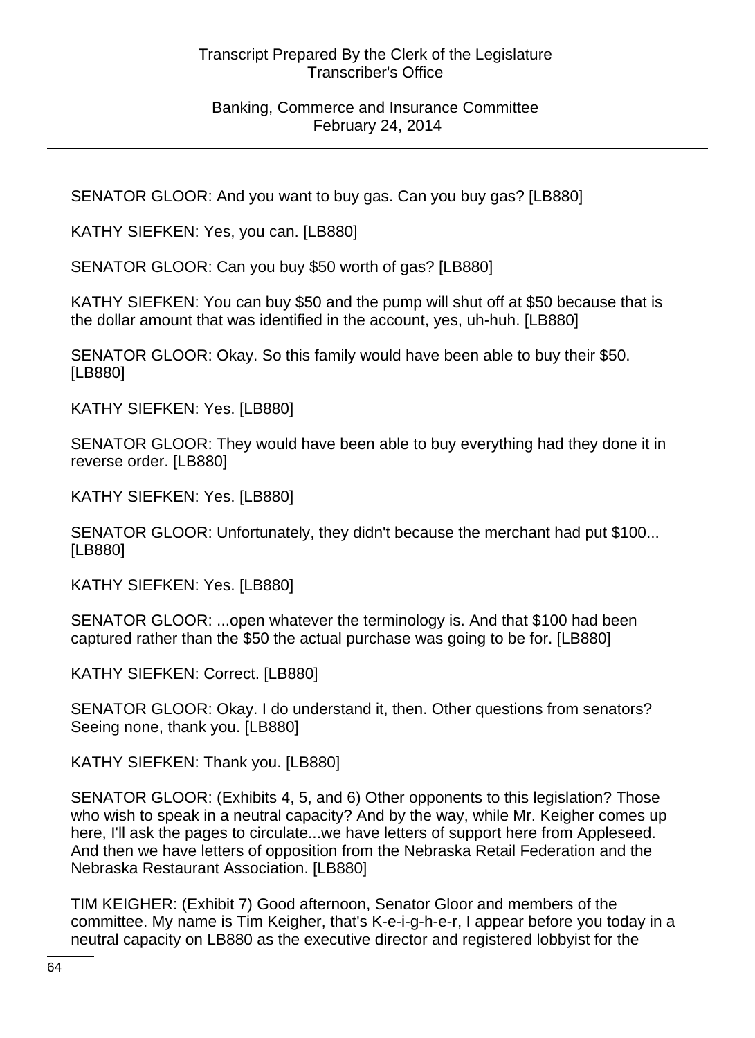SENATOR GLOOR: And you want to buy gas. Can you buy gas? [LB880]

KATHY SIEFKEN: Yes, you can. [LB880]

SENATOR GLOOR: Can you buy $50 worth of gas? [LB880]

KATHY SIEFKEN: You can buy $50 and the pump will shut off at $50 because that is the dollar amount that was identified in the account, yes, uh-huh. [LB880]

SENATOR GLOOR: Okay. So this family would have been able to buy their $50. [LB880]

KATHY SIEFKEN: Yes. [LB880]

SENATOR GLOOR: They would have been able to buy everything had they done it in reverse order. [LB880]

KATHY SIEFKEN: Yes. [LB880]

SENATOR GLOOR: Unfortunately, they didn't because the merchant had put $100... [LB880]

KATHY SIEFKEN: Yes. [LB880]

SENATOR GLOOR: ...open whatever the terminology is. And that $100 had been captured rather than the $50 the actual purchase was going to be for. [LB880]

KATHY SIEFKEN: Correct. [LB880]

SENATOR GLOOR: Okay. I do understand it, then. Other questions from senators? Seeing none, thank you. [LB880]

KATHY SIEFKEN: Thank you. [LB880]

SENATOR GLOOR: (Exhibits 4, 5, and 6) Other opponents to this legislation? Those who wish to speak in a neutral capacity? And by the way, while Mr. Keigher comes up here, I'll ask the pages to circulate...we have letters of support here from Appleseed. And then we have letters of opposition from the Nebraska Retail Federation and the Nebraska Restaurant Association. [LB880]

TIM KEIGHER: (Exhibit 7) Good afternoon, Senator Gloor and members of the committee. My name is Tim Keigher, that's K-e-i-g-h-e-r, I appear before you today in a neutral capacity on LB880 as the executive director and registered lobbyist for the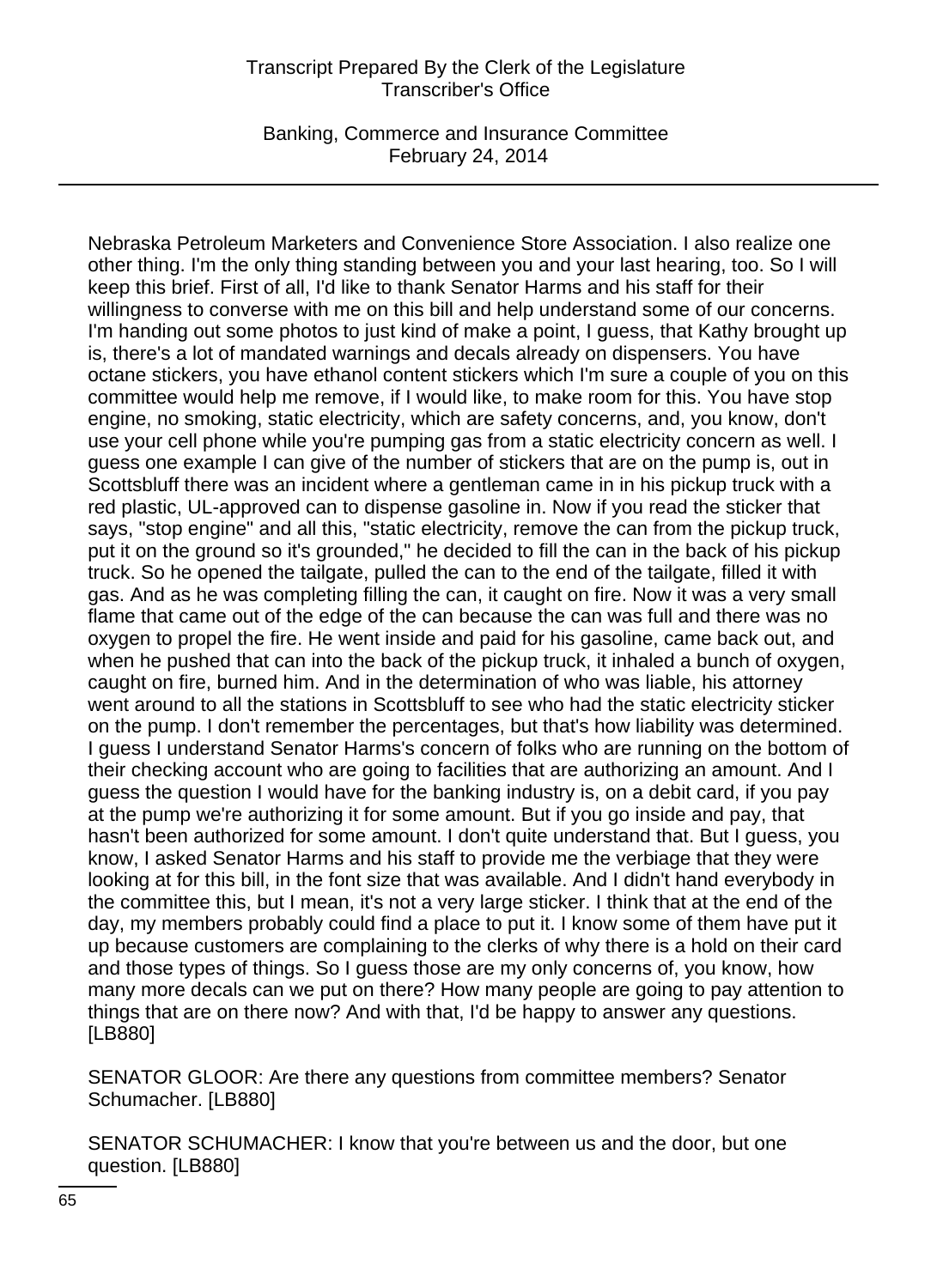Nebraska Petroleum Marketers and Convenience Store Association. I also realize one other thing. I'm the only thing standing between you and your last hearing, too. So I will keep this brief. First of all, I'd like to thank Senator Harms and his staff for their willingness to converse with me on this bill and help understand some of our concerns. I'm handing out some photos to just kind of make a point, I guess, that Kathy brought up is, there's a lot of mandated warnings and decals already on dispensers. You have octane stickers, you have ethanol content stickers which I'm sure a couple of you on this committee would help me remove, if I would like, to make room for this. You have stop engine, no smoking, static electricity, which are safety concerns, and, you know, don't use your cell phone while you're pumping gas from a static electricity concern as well. I guess one example I can give of the number of stickers that are on the pump is, out in Scottsbluff there was an incident where a gentleman came in in his pickup truck with a red plastic, UL-approved can to dispense gasoline in. Now if you read the sticker that says, "stop engine" and all this, "static electricity, remove the can from the pickup truck, put it on the ground so it's grounded," he decided to fill the can in the back of his pickup truck. So he opened the tailgate, pulled the can to the end of the tailgate, filled it with gas. And as he was completing filling the can, it caught on fire. Now it was a very small flame that came out of the edge of the can because the can was full and there was no oxygen to propel the fire. He went inside and paid for his gasoline, came back out, and when he pushed that can into the back of the pickup truck, it inhaled a bunch of oxygen, caught on fire, burned him. And in the determination of who was liable, his attorney went around to all the stations in Scottsbluff to see who had the static electricity sticker on the pump. I don't remember the percentages, but that's how liability was determined. I guess I understand Senator Harms's concern of folks who are running on the bottom of their checking account who are going to facilities that are authorizing an amount. And I guess the question I would have for the banking industry is, on a debit card, if you pay at the pump we're authorizing it for some amount. But if you go inside and pay, that hasn't been authorized for some amount. I don't quite understand that. But I guess, you know, I asked Senator Harms and his staff to provide me the verbiage that they were looking at for this bill, in the font size that was available. And I didn't hand everybody in the committee this, but I mean, it's not a very large sticker. I think that at the end of the day, my members probably could find a place to put it. I know some of them have put it up because customers are complaining to the clerks of why there is a hold on their card and those types of things. So I guess those are my only concerns of, you know, how many more decals can we put on there? How many people are going to pay attention to things that are on there now? And with that, I'd be happy to answer any questions. [LB880]

SENATOR GLOOR: Are there any questions from committee members? Senator Schumacher. [LB880]

SENATOR SCHUMACHER: I know that you're between us and the door, but one question. [LB880]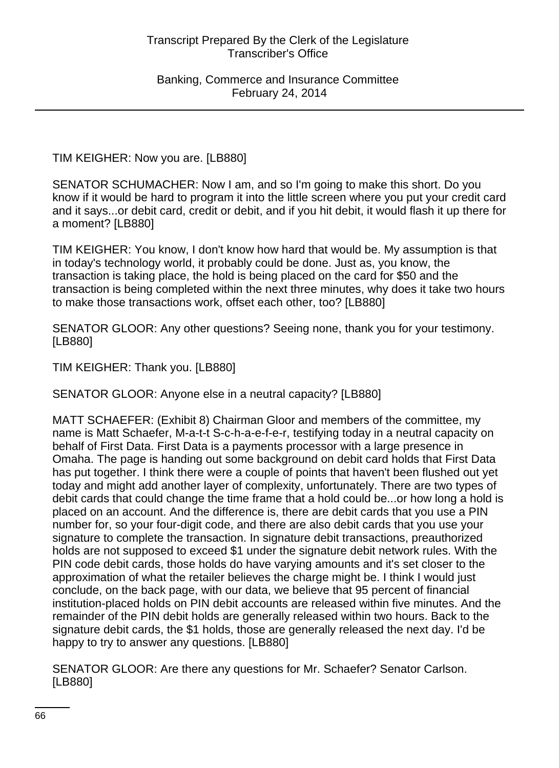TIM KEIGHER: Now you are. [LB880]

SENATOR SCHUMACHER: Now I am, and so I'm going to make this short. Do you know if it would be hard to program it into the little screen where you put your credit card and it says...or debit card, credit or debit, and if you hit debit, it would flash it up there for a moment? [LB880]

TIM KEIGHER: You know, I don't know how hard that would be. My assumption is that in today's technology world, it probably could be done. Just as, you know, the transaction is taking place, the hold is being placed on the card for $50 and the transaction is being completed within the next three minutes, why does it take two hours to make those transactions work, offset each other, too? [LB880]

SENATOR GLOOR: Any other questions? Seeing none, thank you for your testimony. [LB880]

TIM KEIGHER: Thank you. [LB880]

SENATOR GLOOR: Anyone else in a neutral capacity? [LB880]

MATT SCHAEFER: (Exhibit 8) Chairman Gloor and members of the committee, my name is Matt Schaefer, M-a-t-t S-c-h-a-e-f-e-r, testifying today in a neutral capacity on behalf of First Data. First Data is a payments processor with a large presence in Omaha. The page is handing out some background on debit card holds that First Data has put together. I think there were a couple of points that haven't been flushed out yet today and might add another layer of complexity, unfortunately. There are two types of debit cards that could change the time frame that a hold could be...or how long a hold is placed on an account. And the difference is, there are debit cards that you use a PIN number for, so your four-digit code, and there are also debit cards that you use your signature to complete the transaction. In signature debit transactions, preauthorized holds are not supposed to exceed $1 under the signature debit network rules. With the PIN code debit cards, those holds do have varying amounts and it's set closer to the approximation of what the retailer believes the charge might be. I think I would just conclude, on the back page, with our data, we believe that 95 percent of financial institution-placed holds on PIN debit accounts are released within five minutes. And the remainder of the PIN debit holds are generally released within two hours. Back to the signature debit cards, the $1 holds, those are generally released the next day. I'd be happy to try to answer any questions. [LB880]

SENATOR GLOOR: Are there any questions for Mr. Schaefer? Senator Carlson. [LB880]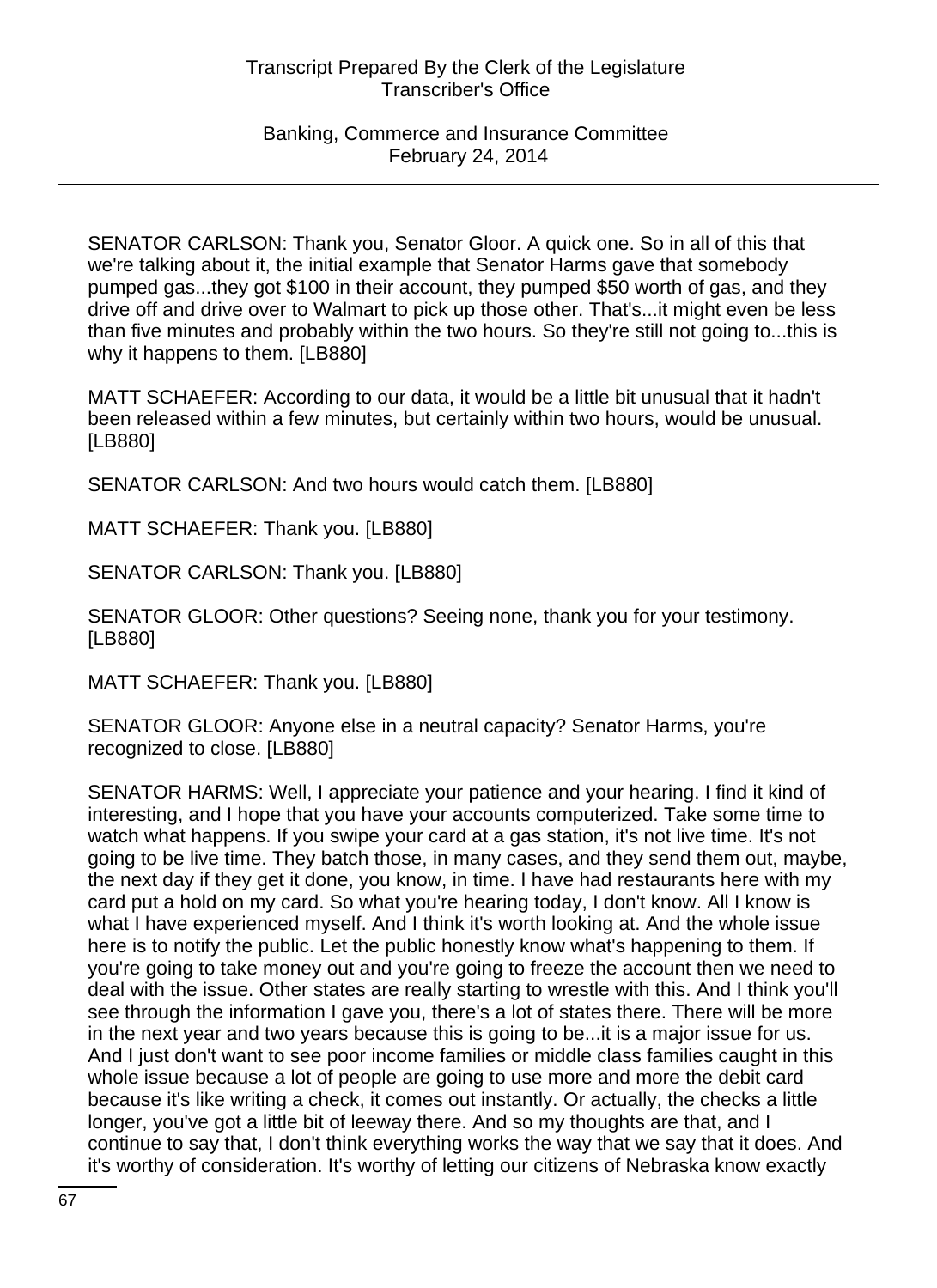SENATOR CARLSON: Thank you, Senator Gloor. A quick one. So in all of this that we're talking about it, the initial example that Senator Harms gave that somebody pumped gas...they got $100 in their account, they pumped $50 worth of gas, and they drive off and drive over to Walmart to pick up those other. That's...it might even be less than five minutes and probably within the two hours. So they're still not going to...this is why it happens to them. [LB880]

MATT SCHAEFER: According to our data, it would be a little bit unusual that it hadn't been released within a few minutes, but certainly within two hours, would be unusual. [LB880]

SENATOR CARLSON: And two hours would catch them. [LB880]

MATT SCHAEFER: Thank you. [LB880]

SENATOR CARLSON: Thank you. [LB880]

SENATOR GLOOR: Other questions? Seeing none, thank you for your testimony. [LB880]

MATT SCHAEFER: Thank you. [LB880]

SENATOR GLOOR: Anyone else in a neutral capacity? Senator Harms, you're recognized to close. [LB880]

SENATOR HARMS: Well, I appreciate your patience and your hearing. I find it kind of interesting, and I hope that you have your accounts computerized. Take some time to watch what happens. If you swipe your card at a gas station, it's not live time. It's not going to be live time. They batch those, in many cases, and they send them out, maybe, the next day if they get it done, you know, in time. I have had restaurants here with my card put a hold on my card. So what you're hearing today, I don't know. All I know is what I have experienced myself. And I think it's worth looking at. And the whole issue here is to notify the public. Let the public honestly know what's happening to them. If you're going to take money out and you're going to freeze the account then we need to deal with the issue. Other states are really starting to wrestle with this. And I think you'll see through the information I gave you, there's a lot of states there. There will be more in the next year and two years because this is going to be...it is a major issue for us. And I just don't want to see poor income families or middle class families caught in this whole issue because a lot of people are going to use more and more the debit card because it's like writing a check, it comes out instantly. Or actually, the checks a little longer, you've got a little bit of leeway there. And so my thoughts are that, and I continue to say that, I don't think everything works the way that we say that it does. And it's worthy of consideration. It's worthy of letting our citizens of Nebraska know exactly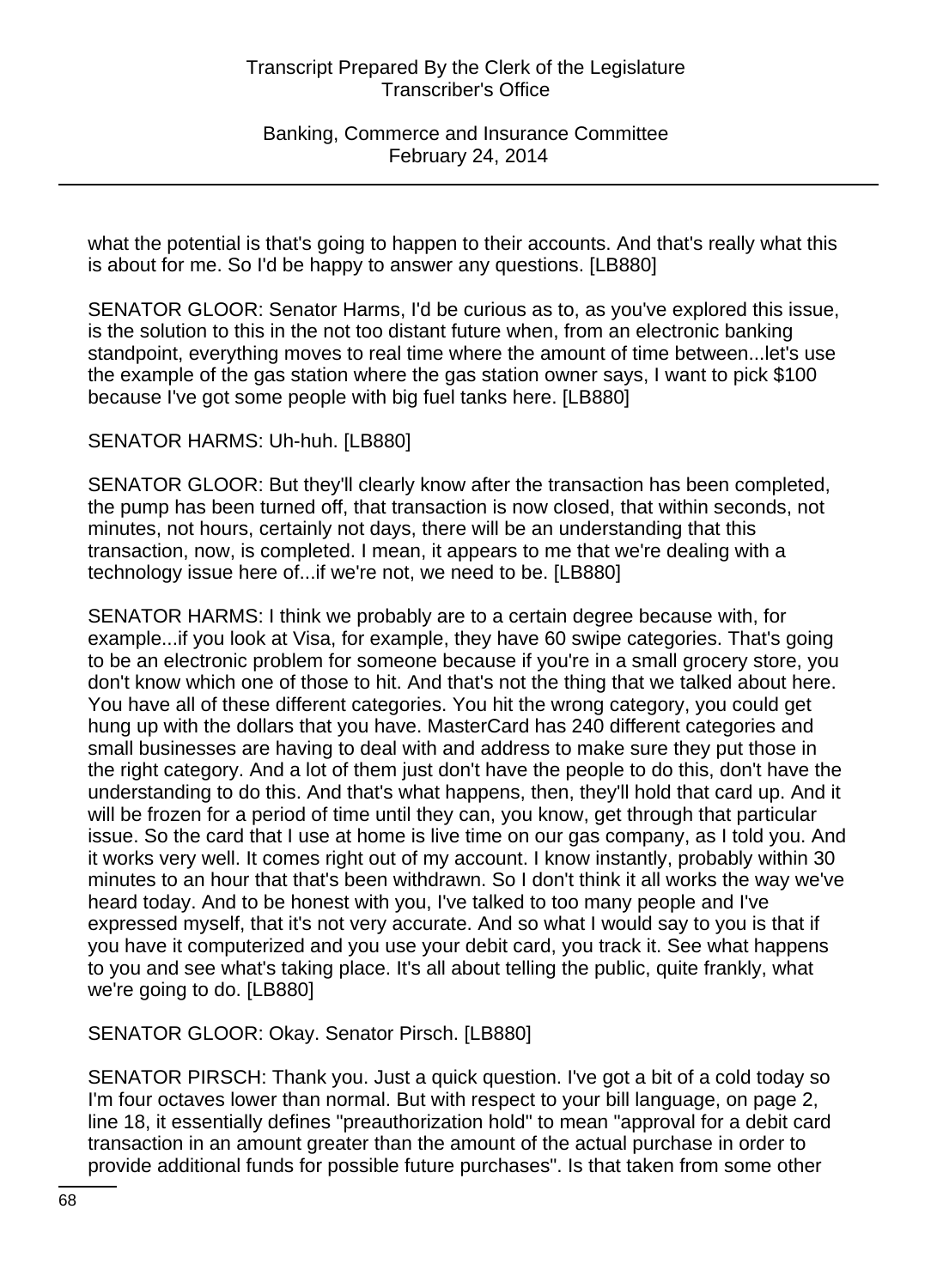what the potential is that's going to happen to their accounts. And that's really what this is about for me. So I'd be happy to answer any questions. [LB880]

SENATOR GLOOR: Senator Harms, I'd be curious as to, as you've explored this issue, is the solution to this in the not too distant future when, from an electronic banking standpoint, everything moves to real time where the amount of time between...let's use the example of the gas station where the gas station owner says, I want to pick $100 because I've got some people with big fuel tanks here. [LB880]

SENATOR HARMS: Uh-huh. [LB880]

SENATOR GLOOR: But they'll clearly know after the transaction has been completed, the pump has been turned off, that transaction is now closed, that within seconds, not minutes, not hours, certainly not days, there will be an understanding that this transaction, now, is completed. I mean, it appears to me that we're dealing with a technology issue here of...if we're not, we need to be. [LB880]

SENATOR HARMS: I think we probably are to a certain degree because with, for example...if you look at Visa, for example, they have 60 swipe categories. That's going to be an electronic problem for someone because if you're in a small grocery store, you don't know which one of those to hit. And that's not the thing that we talked about here. You have all of these different categories. You hit the wrong category, you could get hung up with the dollars that you have. MasterCard has 240 different categories and small businesses are having to deal with and address to make sure they put those in the right category. And a lot of them just don't have the people to do this, don't have the understanding to do this. And that's what happens, then, they'll hold that card up. And it will be frozen for a period of time until they can, you know, get through that particular issue. So the card that I use at home is live time on our gas company, as I told you. And it works very well. It comes right out of my account. I know instantly, probably within 30 minutes to an hour that that's been withdrawn. So I don't think it all works the way we've heard today. And to be honest with you, I've talked to too many people and I've expressed myself, that it's not very accurate. And so what I would say to you is that if you have it computerized and you use your debit card, you track it. See what happens to you and see what's taking place. It's all about telling the public, quite frankly, what we're going to do. [LB880]

SENATOR GLOOR: Okay. Senator Pirsch. [LB880]

SENATOR PIRSCH: Thank you. Just a quick question. I've got a bit of a cold today so I'm four octaves lower than normal. But with respect to your bill language, on page 2, line 18, it essentially defines "preauthorization hold" to mean "approval for a debit card transaction in an amount greater than the amount of the actual purchase in order to provide additional funds for possible future purchases". Is that taken from some other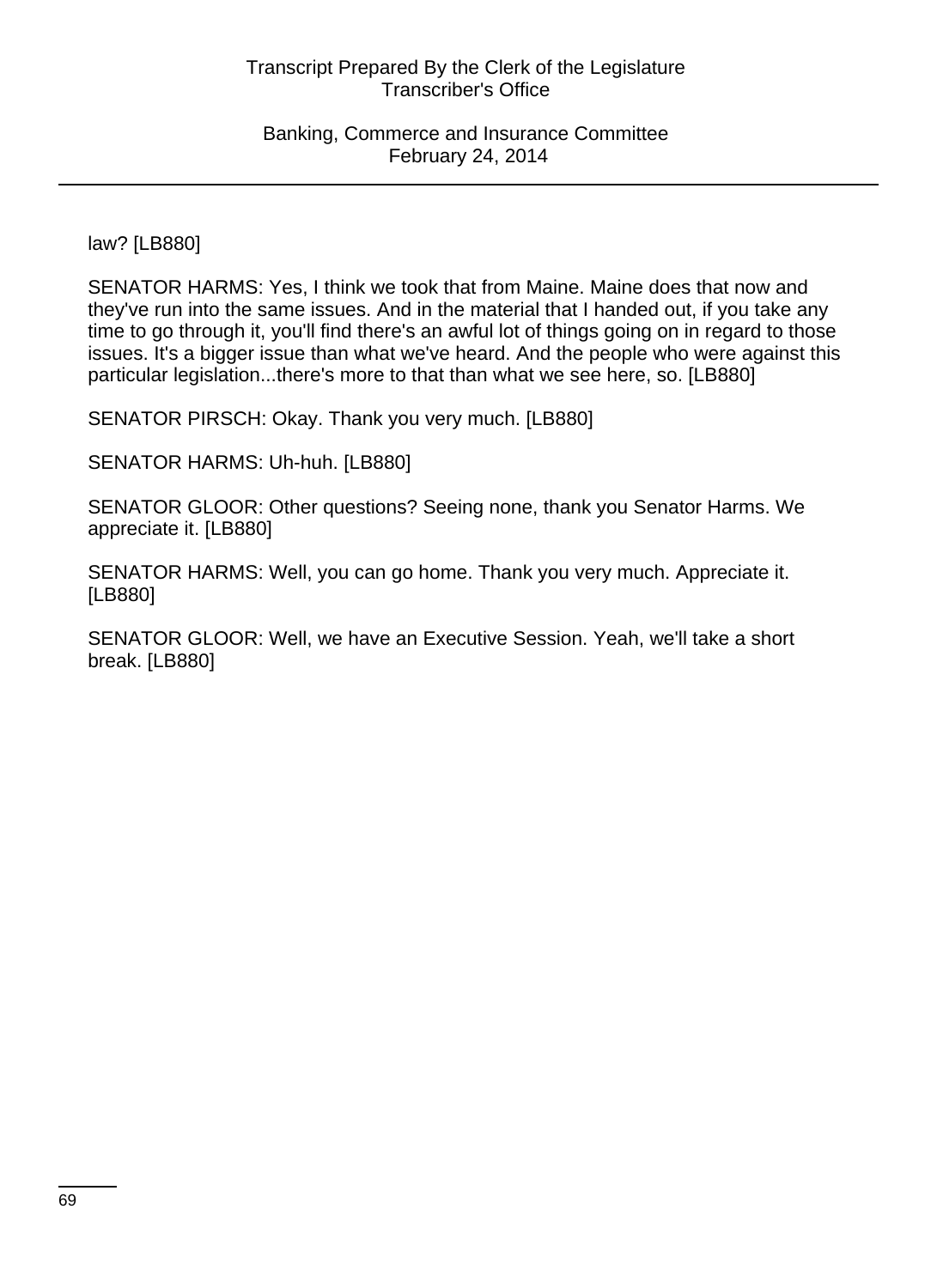law? [LB880]

SENATOR HARMS: Yes, I think we took that from Maine. Maine does that now and they've run into the same issues. And in the material that I handed out, if you take any time to go through it, you'll find there's an awful lot of things going on in regard to those issues. It's a bigger issue than what we've heard. And the people who were against this particular legislation...there's more to that than what we see here, so. [LB880]

SENATOR PIRSCH: Okay. Thank you very much. [LB880]

SENATOR HARMS: Uh-huh. [LB880]

SENATOR GLOOR: Other questions? Seeing none, thank you Senator Harms. We appreciate it. [LB880]

SENATOR HARMS: Well, you can go home. Thank you very much. Appreciate it. [LB880]

SENATOR GLOOR: Well, we have an Executive Session. Yeah, we'll take a short break. [LB880]